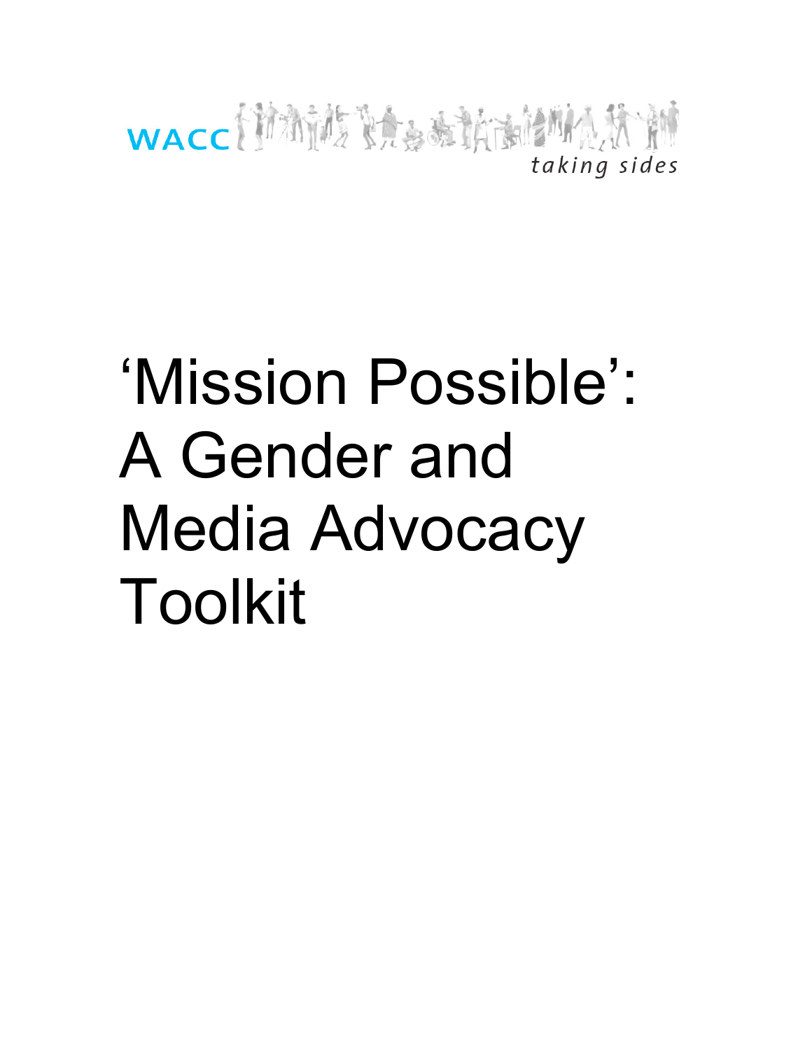WACC

*taking sides*

# 'Mission Possible': A Gender and Media Advocacy Toolkit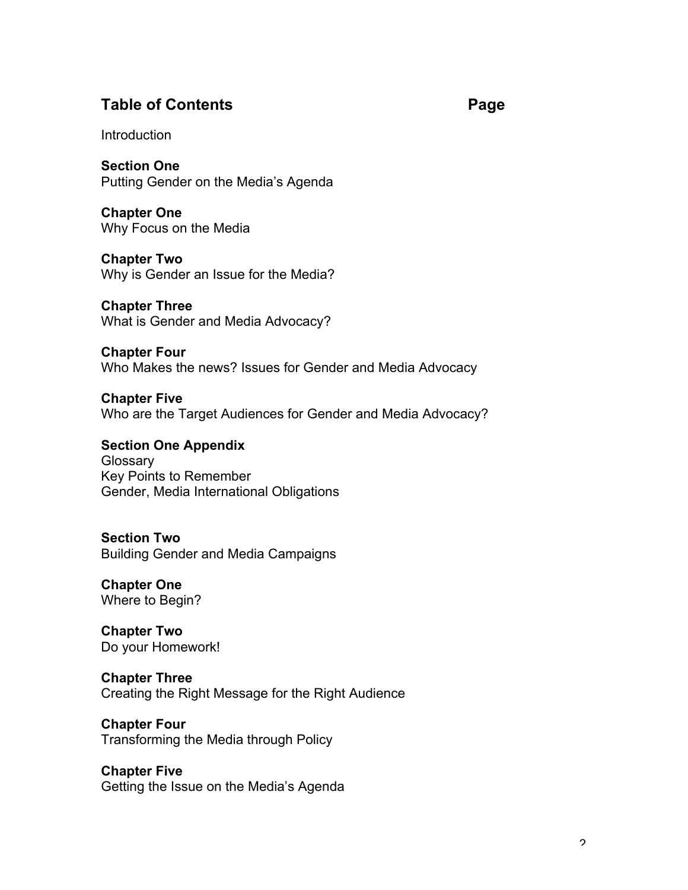## Table of Contents Page

Introduction

**Section One**
Putting Gender on the Media's Agenda

**Chapter One**
Why Focus on the Media

**Chapter Two**
Why is Gender an Issue for the Media?

**Chapter Three**
What is Gender and Media Advocacy?

**Chapter Four**
Who Makes the news? Issues for Gender and Media Advocacy

**Chapter Five**
Who are the Target Audiences for Gender and Media Advocacy?

**Section One Appendix**
Glossary
Key Points to Remember
Gender, Media International Obligations

**Section Two**
Building Gender and Media Campaigns

**Chapter One**
Where to Begin?

**Chapter Two**
Do your Homework!

**Chapter Three**
Creating the Right Message for the Right Audience

**Chapter Four**
Transforming the Media through Policy

**Chapter Five**
Getting the Issue on the Media's Agenda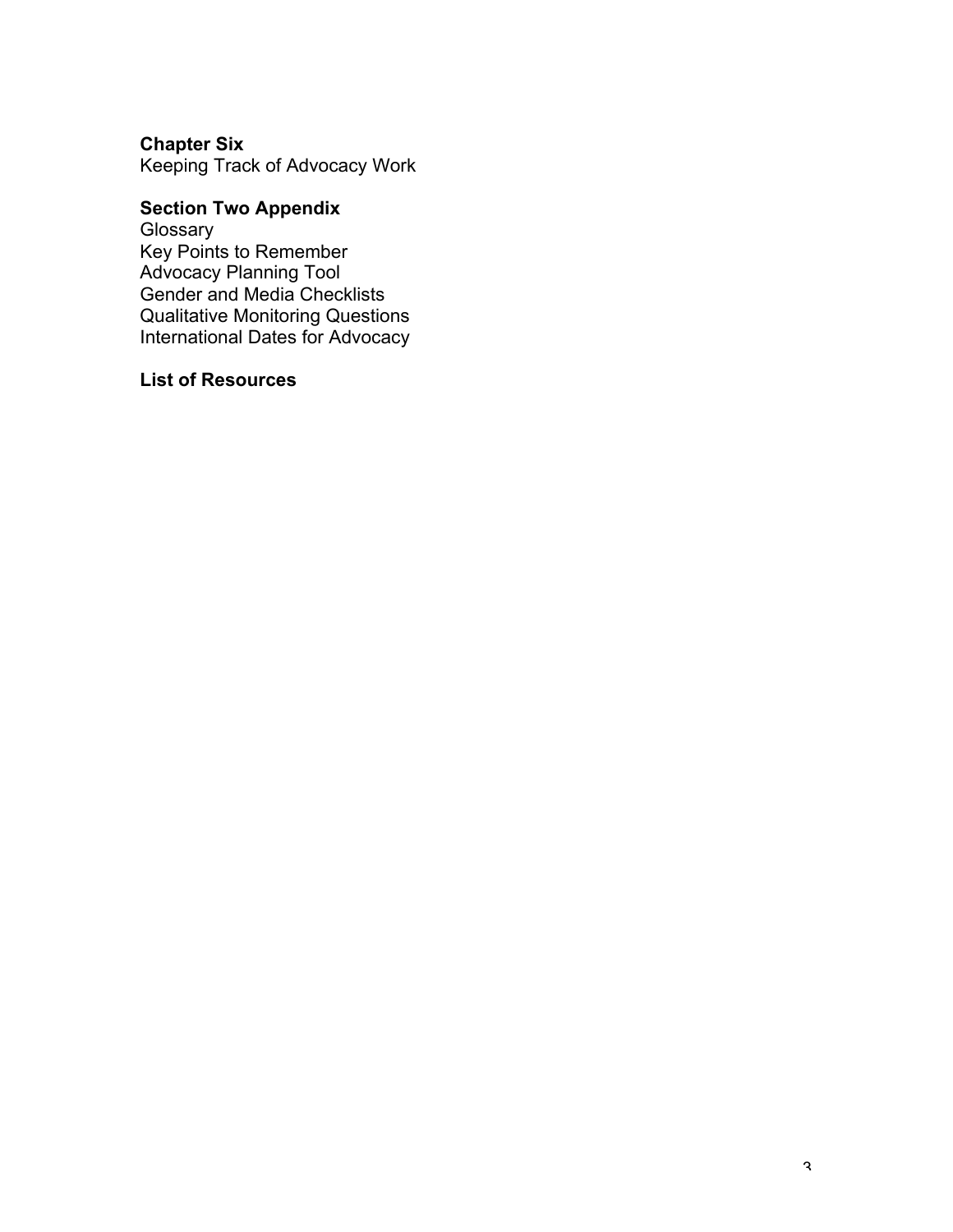**Chapter Six**
Keeping Track of Advocacy Work

**Section Two Appendix**
Glossary
Key Points to Remember
Advocacy Planning Tool
Gender and Media Checklists
Qualitative Monitoring Questions
International Dates for Advocacy

**List of Resources**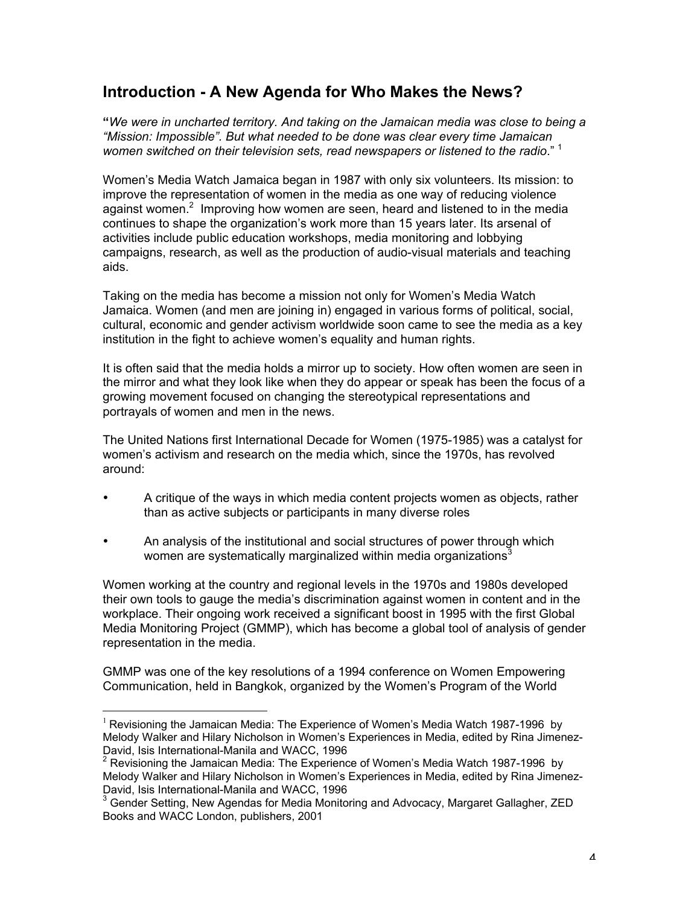## Introduction - A New Agenda for Who Makes the News?

"*We were in uncharted territory. And taking on the Jamaican media was close to being a "Mission: Impossible". But what needed to be done was clear every time Jamaican women switched on their television sets, read newspapers or listened to the radio*." [1]

Women's Media Watch Jamaica began in 1987 with only six volunteers. Its mission: to improve the representation of women in the media as one way of reducing violence against women.[2] Improving how women are seen, heard and listened to in the media continues to shape the organization's work more than 15 years later. Its arsenal of activities include public education workshops, media monitoring and lobbying campaigns, research, as well as the production of audio-visual materials and teaching aids.

Taking on the media has become a mission not only for Women's Media Watch Jamaica. Women (and men are joining in) engaged in various forms of political, social, cultural, economic and gender activism worldwide soon came to see the media as a key institution in the fight to achieve women's equality and human rights.

It is often said that the media holds a mirror up to society. How often women are seen in the mirror and what they look like when they do appear or speak has been the focus of a growing movement focused on changing the stereotypical representations and portrayals of women and men in the news.

The United Nations first International Decade for Women (1975-1985) was a catalyst for women's activism and research on the media which, since the 1970s, has revolved around:

- A critique of the ways in which media content projects women as objects, rather than as active subjects or participants in many diverse roles
- An analysis of the institutional and social structures of power through which women are systematically marginalized within media organizations[3]

Women working at the country and regional levels in the 1970s and 1980s developed their own tools to gauge the media's discrimination against women in content and in the workplace. Their ongoing work received a significant boost in 1995 with the first Global Media Monitoring Project (GMMP), which has become a global tool of analysis of gender representation in the media.

GMMP was one of the key resolutions of a 1994 conference on Women Empowering Communication, held in Bangkok, organized by the Women's Program of the World

---

[1] Revisioning the Jamaican Media: The Experience of Women's Media Watch 1987-1996 by Melody Walker and Hilary Nicholson in Women's Experiences in Media, edited by Rina Jimenez-David, Isis International-Manila and WACC, 1996

[2] Revisioning the Jamaican Media: The Experience of Women's Media Watch 1987-1996 by Melody Walker and Hilary Nicholson in Women's Experiences in Media, edited by Rina Jimenez-David, Isis International-Manila and WACC, 1996

[3] Gender Setting, New Agendas for Media Monitoring and Advocacy, Margaret Gallagher, ZED Books and WACC London, publishers, 2001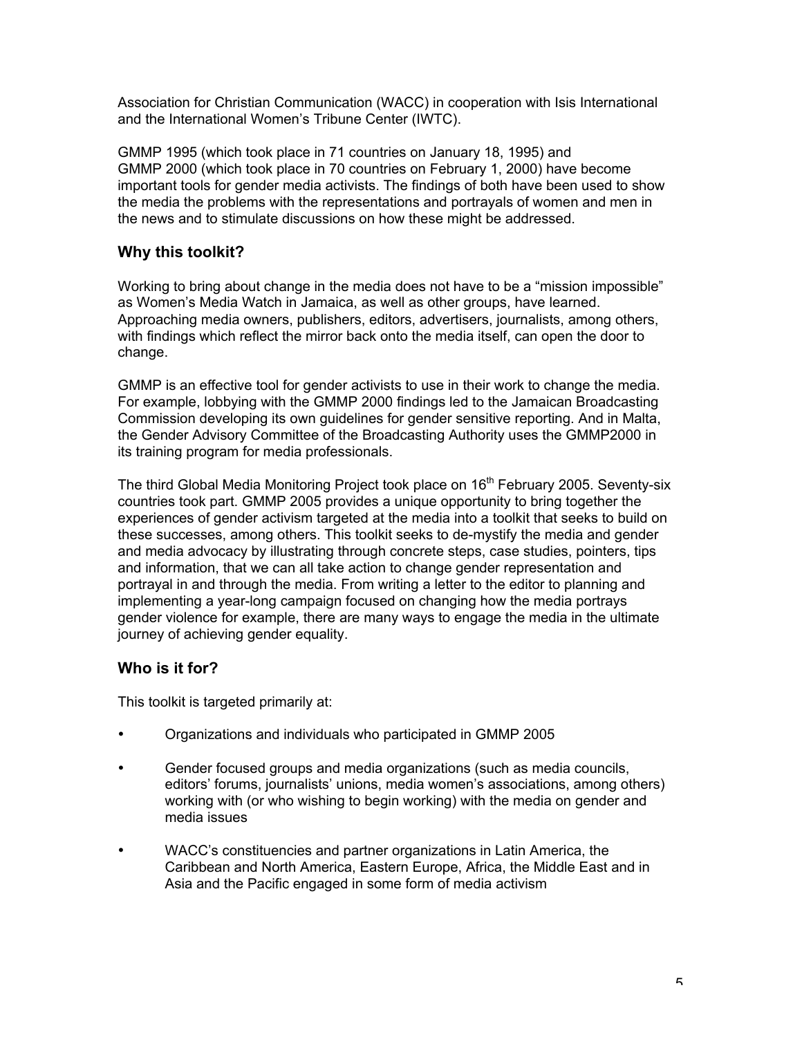Association for Christian Communication (WACC) in cooperation with Isis International and the International Women's Tribune Center (IWTC).

GMMP 1995 (which took place in 71 countries on January 18, 1995) and GMMP 2000 (which took place in 70 countries on February 1, 2000) have become important tools for gender media activists. The findings of both have been used to show the media the problems with the representations and portrayals of women and men in the news and to stimulate discussions on how these might be addressed.

## Why this toolkit?

Working to bring about change in the media does not have to be a "mission impossible" as Women's Media Watch in Jamaica, as well as other groups, have learned. Approaching media owners, publishers, editors, advertisers, journalists, among others, with findings which reflect the mirror back onto the media itself, can open the door to change.

GMMP is an effective tool for gender activists to use in their work to change the media. For example, lobbying with the GMMP 2000 findings led to the Jamaican Broadcasting Commission developing its own guidelines for gender sensitive reporting. And in Malta, the Gender Advisory Committee of the Broadcasting Authority uses the GMMP2000 in its training program for media professionals.

The third Global Media Monitoring Project took place on 16th February 2005. Seventy-six countries took part. GMMP 2005 provides a unique opportunity to bring together the experiences of gender activism targeted at the media into a toolkit that seeks to build on these successes, among others. This toolkit seeks to de-mystify the media and gender and media advocacy by illustrating through concrete steps, case studies, pointers, tips and information, that we can all take action to change gender representation and portrayal in and through the media. From writing a letter to the editor to planning and implementing a year-long campaign focused on changing how the media portrays gender violence for example, there are many ways to engage the media in the ultimate journey of achieving gender equality.

## Who is it for?

This toolkit is targeted primarily at:

- Organizations and individuals who participated in GMMP 2005
- Gender focused groups and media organizations (such as media councils, editors' forums, journalists' unions, media women's associations, among others) working with (or who wishing to begin working) with the media on gender and media issues
- WACC's constituencies and partner organizations in Latin America, the Caribbean and North America, Eastern Europe, Africa, the Middle East and in Asia and the Pacific engaged in some form of media activism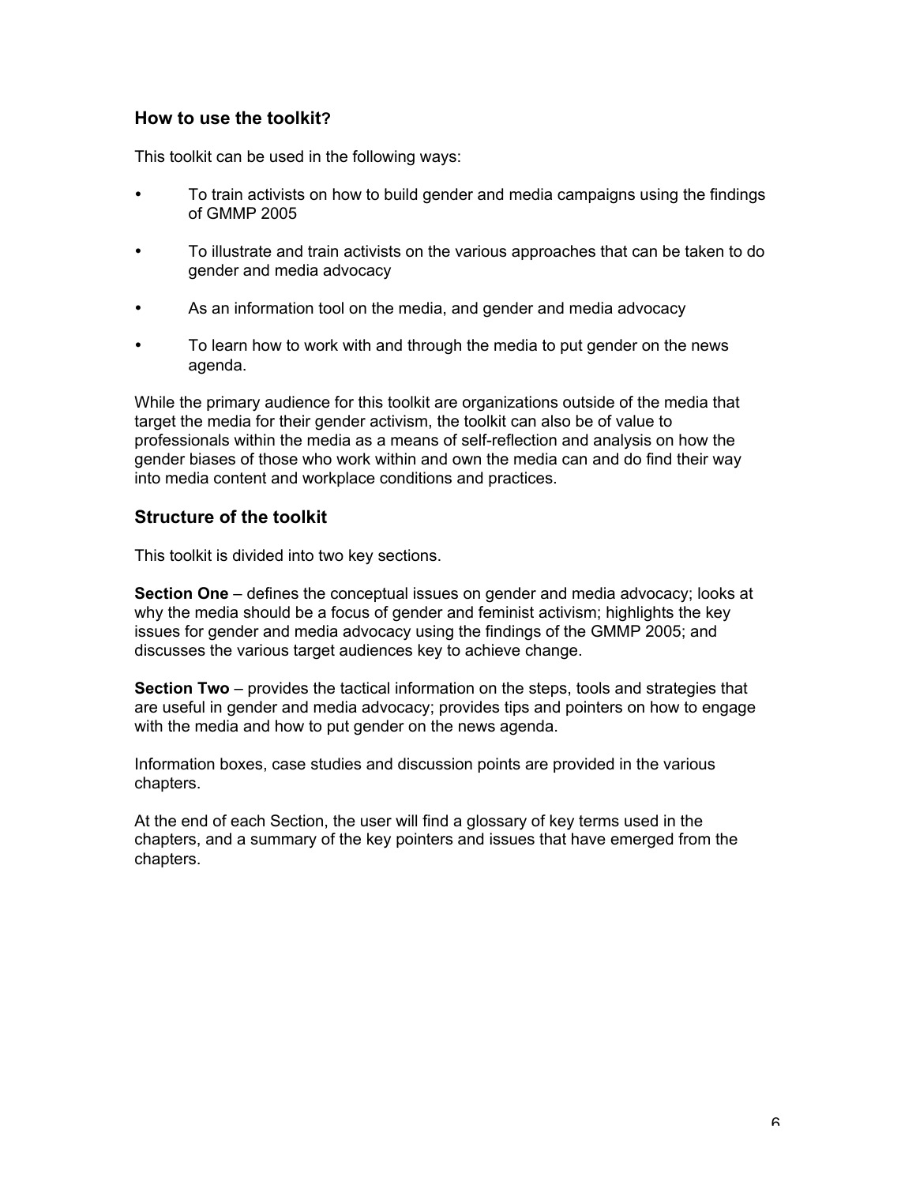## How to use the toolkit?

This toolkit can be used in the following ways:

- To train activists on how to build gender and media campaigns using the findings of GMMP 2005
- To illustrate and train activists on the various approaches that can be taken to do gender and media advocacy
- As an information tool on the media, and gender and media advocacy
- To learn how to work with and through the media to put gender on the news agenda.

While the primary audience for this toolkit are organizations outside of the media that target the media for their gender activism, the toolkit can also be of value to professionals within the media as a means of self-reflection and analysis on how the gender biases of those who work within and own the media can and do find their way into media content and workplace conditions and practices.

## Structure of the toolkit

This toolkit is divided into two key sections.

**Section One** – defines the conceptual issues on gender and media advocacy; looks at why the media should be a focus of gender and feminist activism; highlights the key issues for gender and media advocacy using the findings of the GMMP 2005; and discusses the various target audiences key to achieve change.

**Section Two** – provides the tactical information on the steps, tools and strategies that are useful in gender and media advocacy; provides tips and pointers on how to engage with the media and how to put gender on the news agenda.

Information boxes, case studies and discussion points are provided in the various chapters.

At the end of each Section, the user will find a glossary of key terms used in the chapters, and a summary of the key pointers and issues that have emerged from the chapters.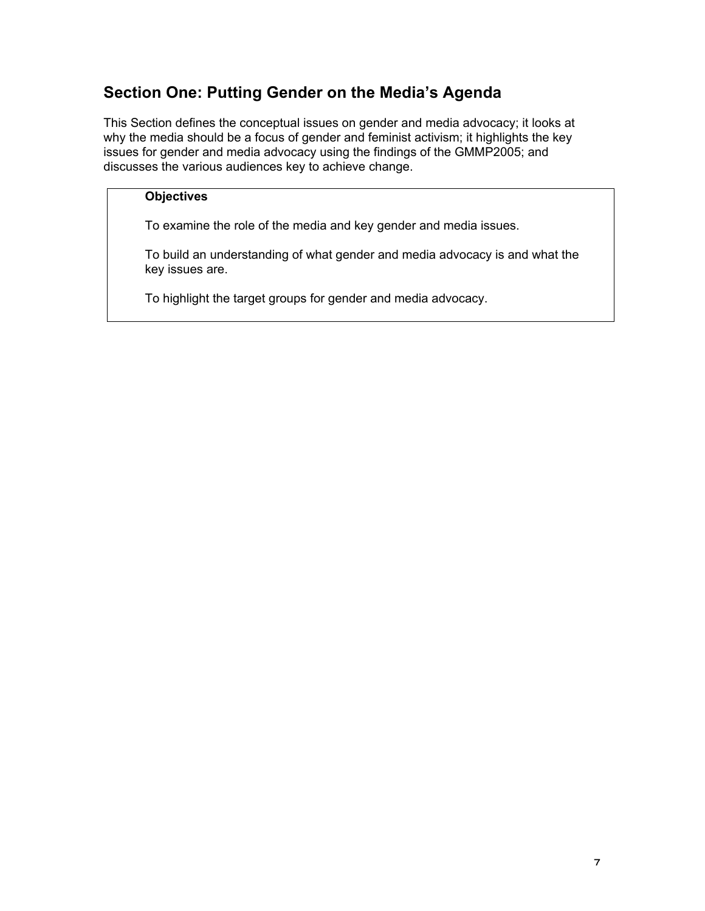## Section One: Putting Gender on the Media's Agenda

This Section defines the conceptual issues on gender and media advocacy; it looks at why the media should be a focus of gender and feminist activism; it highlights the key issues for gender and media advocacy using the findings of the GMMP2005; and discusses the various audiences key to achieve change.

> **Objectives**
>
> To examine the role of the media and key gender and media issues.
>
> To build an understanding of what gender and media advocacy is and what the key issues are.
>
> To highlight the target groups for gender and media advocacy.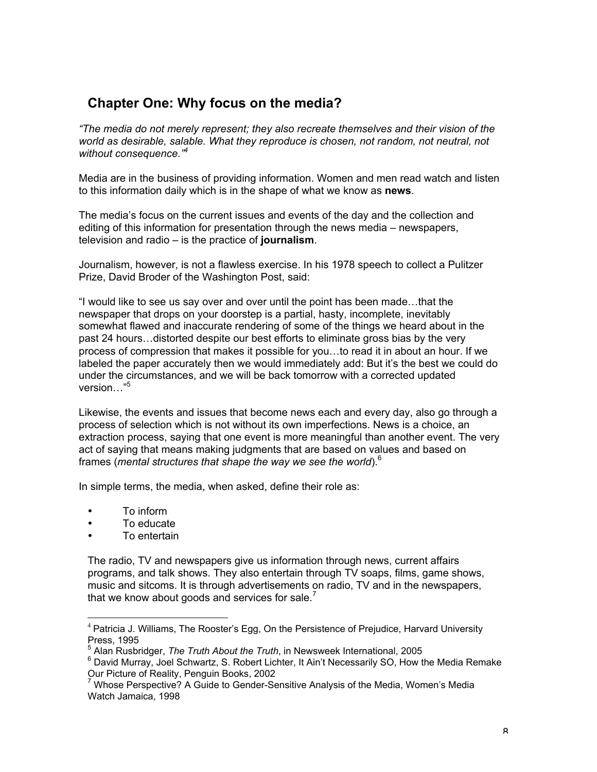## Chapter One: Why focus on the media?

*"The media do not merely represent; they also recreate themselves and their vision of the world as desirable, salable. What they reproduce is chosen, not random, not neutral, not without consequence."[4]*

Media are in the business of providing information. Women and men read watch and listen to this information daily which is in the shape of what we know as **news**.

The media's focus on the current issues and events of the day and the collection and editing of this information for presentation through the news media – newspapers, television and radio – is the practice of **journalism**.

Journalism, however, is not a flawless exercise. In his 1978 speech to collect a Pulitzer Prize, David Broder of the Washington Post, said:

"I would like to see us say over and over until the point has been made…that the newspaper that drops on your doorstep is a partial, hasty, incomplete, inevitably somewhat flawed and inaccurate rendering of some of the things we heard about in the past 24 hours…distorted despite our best efforts to eliminate gross bias by the very process of compression that makes it possible for you…to read it in about an hour. If we labeled the paper accurately then we would immediately add: But it's the best we could do under the circumstances, and we will be back tomorrow with a corrected updated version…"[5]

Likewise, the events and issues that become news each and every day, also go through a process of selection which is not without its own imperfections. News is a choice, an extraction process, saying that one event is more meaningful than another event. The very act of saying that means making judgments that are based on values and based on frames (*mental structures that shape the way we see the world*).[6]

In simple terms, the media, when asked, define their role as:

- To inform
- To educate
- To entertain

The radio, TV and newspapers give us information through news, current affairs programs, and talk shows. They also entertain through TV soaps, films, game shows, music and sitcoms. It is through advertisements on radio, TV and in the newspapers, that we know about goods and services for sale.[7]

---

[4] Patricia J. Williams, The Rooster's Egg, On the Persistence of Prejudice, Harvard University Press, 1995

[5] Alan Rusbridger, *The Truth About the Truth*, in Newsweek International, 2005

[6] David Murray, Joel Schwartz, S. Robert Lichter, It Ain't Necessarily SO, How the Media Remake Our Picture of Reality, Penguin Books, 2002

[7] Whose Perspective? A Guide to Gender-Sensitive Analysis of the Media, Women's Media Watch Jamaica, 1998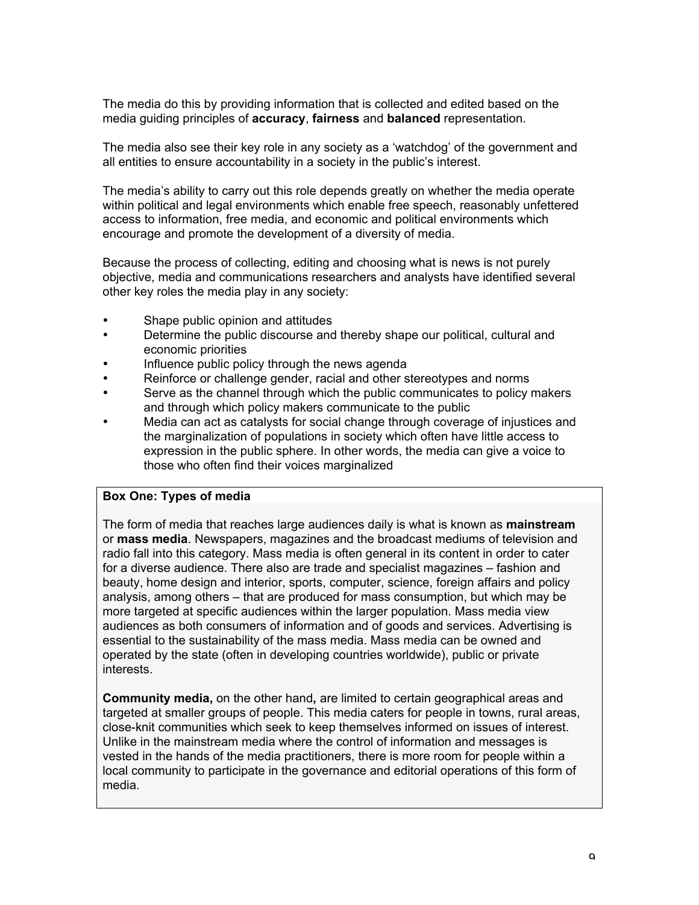The media do this by providing information that is collected and edited based on the media guiding principles of **accuracy**, **fairness** and **balanced** representation.

The media also see their key role in any society as a 'watchdog' of the government and all entities to ensure accountability in a society in the public's interest.

The media's ability to carry out this role depends greatly on whether the media operate within political and legal environments which enable free speech, reasonably unfettered access to information, free media, and economic and political environments which encourage and promote the development of a diversity of media.

Because the process of collecting, editing and choosing what is news is not purely objective, media and communications researchers and analysts have identified several other key roles the media play in any society:

- Shape public opinion and attitudes
- Determine the public discourse and thereby shape our political, cultural and economic priorities
- Influence public policy through the news agenda
- Reinforce or challenge gender, racial and other stereotypes and norms
- Serve as the channel through which the public communicates to policy makers and through which policy makers communicate to the public
- Media can act as catalysts for social change through coverage of injustices and the marginalization of populations in society which often have little access to expression in the public sphere. In other words, the media can give a voice to those who often find their voices marginalized

**Box One: Types of media**

The form of media that reaches large audiences daily is what is known as **mainstream** or **mass media**. Newspapers, magazines and the broadcast mediums of television and radio fall into this category. Mass media is often general in its content in order to cater for a diverse audience. There also are trade and specialist magazines – fashion and beauty, home design and interior, sports, computer, science, foreign affairs and policy analysis, among others – that are produced for mass consumption, but which may be more targeted at specific audiences within the larger population. Mass media view audiences as both consumers of information and of goods and services. Advertising is essential to the sustainability of the mass media. Mass media can be owned and operated by the state (often in developing countries worldwide), public or private interests.

**Community media,** on the other hand**,** are limited to certain geographical areas and targeted at smaller groups of people. This media caters for people in towns, rural areas, close-knit communities which seek to keep themselves informed on issues of interest. Unlike in the mainstream media where the control of information and messages is vested in the hands of the media practitioners, there is more room for people within a local community to participate in the governance and editorial operations of this form of media.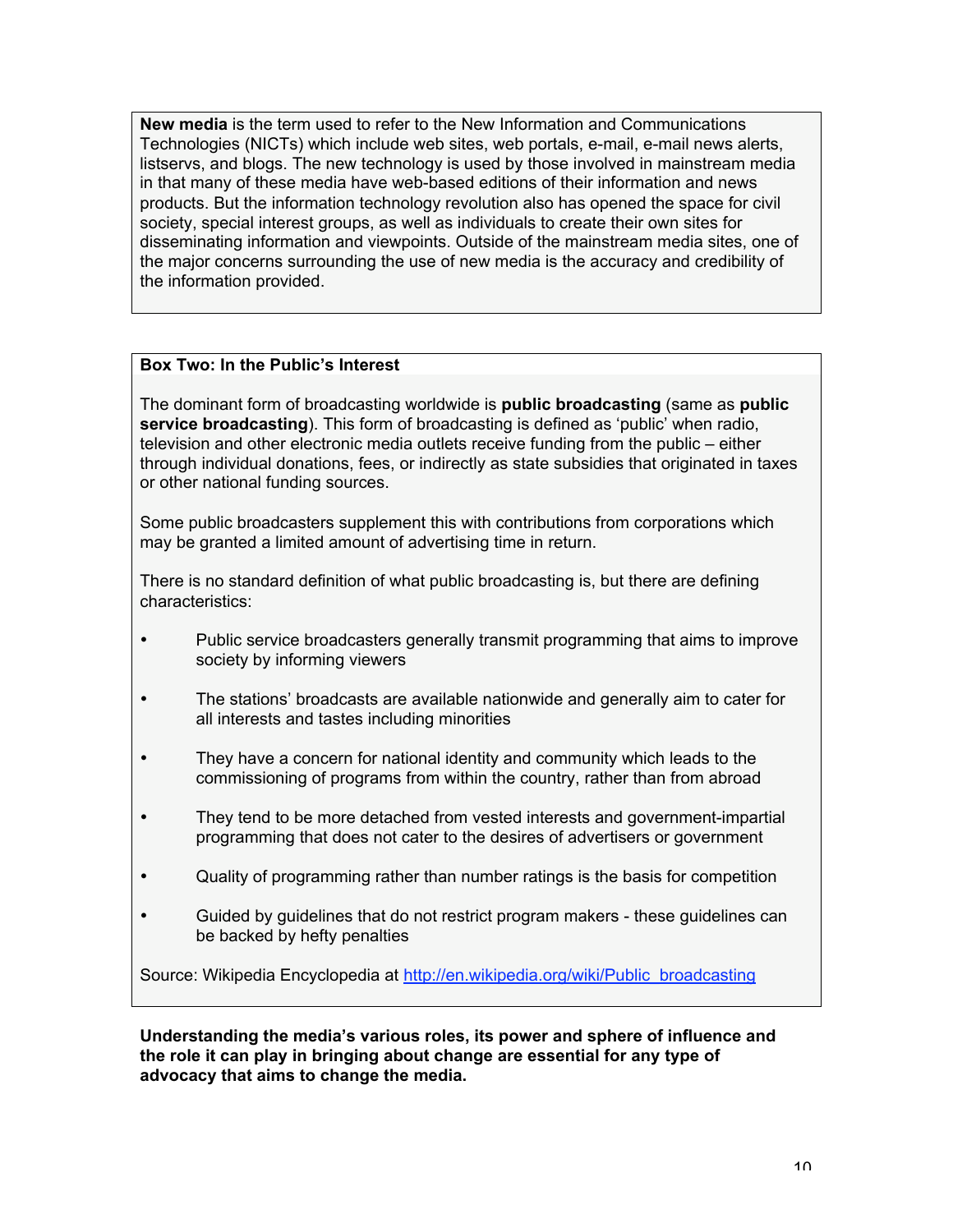**New media** is the term used to refer to the New Information and Communications Technologies (NICTs) which include web sites, web portals, e-mail, e-mail news alerts, listservs, and blogs. The new technology is used by those involved in mainstream media in that many of these media have web-based editions of their information and news products. But the information technology revolution also has opened the space for civil society, special interest groups, as well as individuals to create their own sites for disseminating information and viewpoints. Outside of the mainstream media sites, one of the major concerns surrounding the use of new media is the accuracy and credibility of the information provided.

**Box Two: In the Public's Interest**

The dominant form of broadcasting worldwide is **public broadcasting** (same as **public service broadcasting**). This form of broadcasting is defined as 'public' when radio, television and other electronic media outlets receive funding from the public – either through individual donations, fees, or indirectly as state subsidies that originated in taxes or other national funding sources.

Some public broadcasters supplement this with contributions from corporations which may be granted a limited amount of advertising time in return.

There is no standard definition of what public broadcasting is, but there are defining characteristics:

- Public service broadcasters generally transmit programming that aims to improve society by informing viewers
- The stations' broadcasts are available nationwide and generally aim to cater for all interests and tastes including minorities
- They have a concern for national identity and community which leads to the commissioning of programs from within the country, rather than from abroad
- They tend to be more detached from vested interests and government-impartial programming that does not cater to the desires of advertisers or government
- Quality of programming rather than number ratings is the basis for competition
- Guided by guidelines that do not restrict program makers - these guidelines can be backed by hefty penalties

Source: Wikipedia Encyclopedia at http://en.wikipedia.org/wiki/Public_broadcasting

**Understanding the media's various roles, its power and sphere of influence and the role it can play in bringing about change are essential for any type of advocacy that aims to change the media.**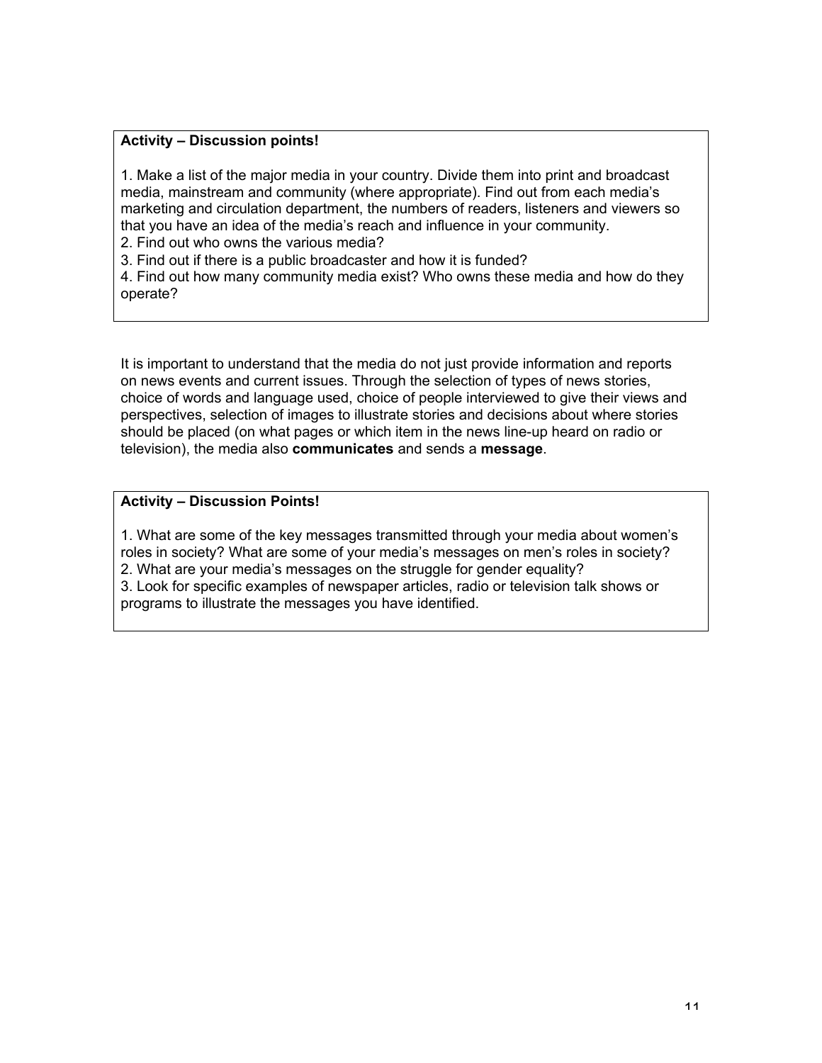**Activity – Discussion points!**

1. Make a list of the major media in your country. Divide them into print and broadcast media, mainstream and community (where appropriate). Find out from each media's marketing and circulation department, the numbers of readers, listeners and viewers so that you have an idea of the media's reach and influence in your community.
2. Find out who owns the various media?
3. Find out if there is a public broadcaster and how it is funded?
4. Find out how many community media exist? Who owns these media and how do they operate?

It is important to understand that the media do not just provide information and reports on news events and current issues. Through the selection of types of news stories, choice of words and language used, choice of people interviewed to give their views and perspectives, selection of images to illustrate stories and decisions about where stories should be placed (on what pages or which item in the news line-up heard on radio or television), the media also **communicates** and sends a **message**.

**Activity – Discussion Points!**

1. What are some of the key messages transmitted through your media about women's roles in society? What are some of your media's messages on men's roles in society?
2. What are your media's messages on the struggle for gender equality?
3. Look for specific examples of newspaper articles, radio or television talk shows or programs to illustrate the messages you have identified.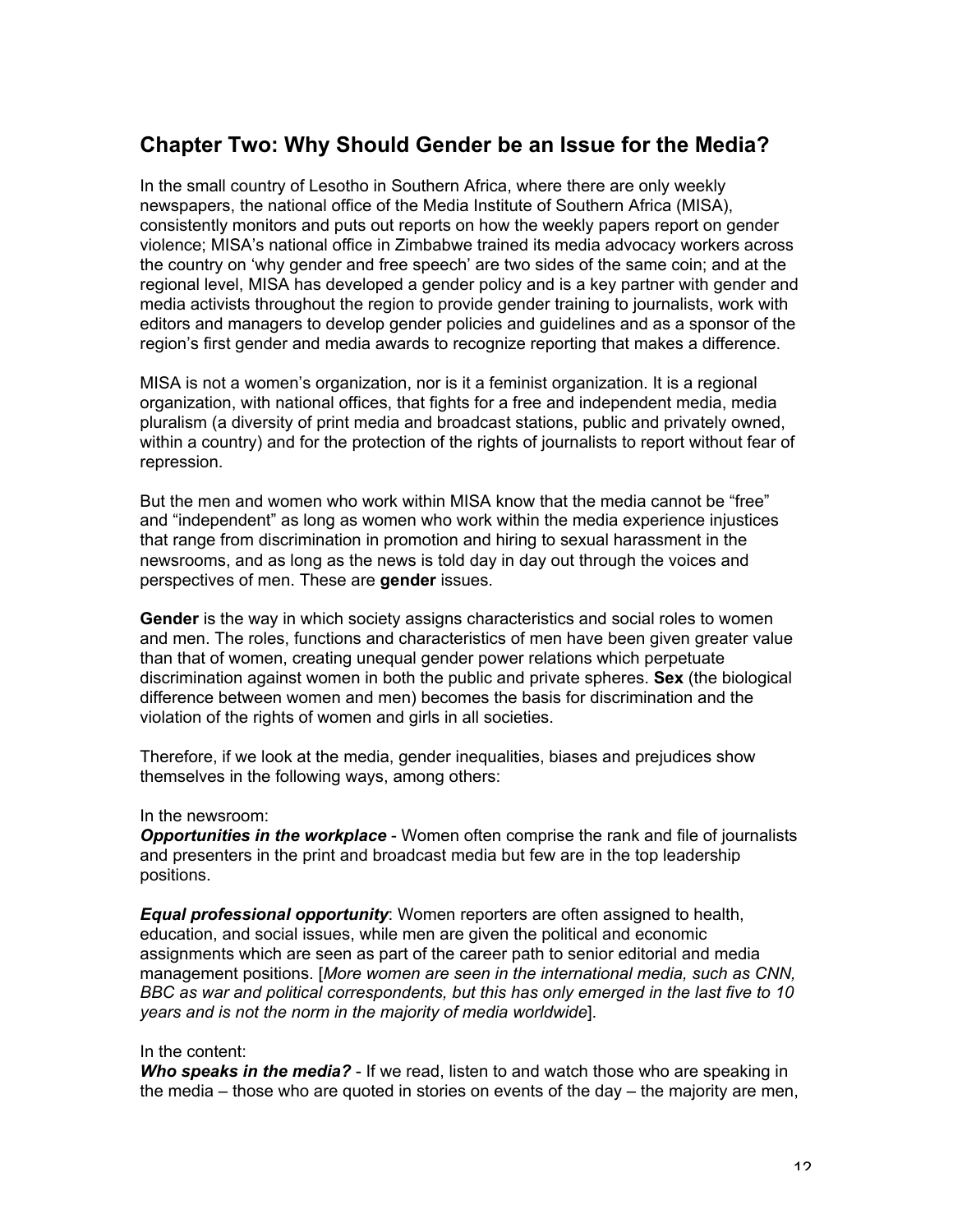## Chapter Two: Why Should Gender be an Issue for the Media?

In the small country of Lesotho in Southern Africa, where there are only weekly newspapers, the national office of the Media Institute of Southern Africa (MISA), consistently monitors and puts out reports on how the weekly papers report on gender violence; MISA's national office in Zimbabwe trained its media advocacy workers across the country on 'why gender and free speech' are two sides of the same coin; and at the regional level, MISA has developed a gender policy and is a key partner with gender and media activists throughout the region to provide gender training to journalists, work with editors and managers to develop gender policies and guidelines and as a sponsor of the region's first gender and media awards to recognize reporting that makes a difference.

MISA is not a women's organization, nor is it a feminist organization. It is a regional organization, with national offices, that fights for a free and independent media, media pluralism (a diversity of print media and broadcast stations, public and privately owned, within a country) and for the protection of the rights of journalists to report without fear of repression.

But the men and women who work within MISA know that the media cannot be "free" and "independent" as long as women who work within the media experience injustices that range from discrimination in promotion and hiring to sexual harassment in the newsrooms, and as long as the news is told day in day out through the voices and perspectives of men. These are **gender** issues.

**Gender** is the way in which society assigns characteristics and social roles to women and men. The roles, functions and characteristics of men have been given greater value than that of women, creating unequal gender power relations which perpetuate discrimination against women in both the public and private spheres. **Sex** (the biological difference between women and men) becomes the basis for discrimination and the violation of the rights of women and girls in all societies.

Therefore, if we look at the media, gender inequalities, biases and prejudices show themselves in the following ways, among others:

In the newsroom:
***Opportunities in the workplace*** - Women often comprise the rank and file of journalists and presenters in the print and broadcast media but few are in the top leadership positions.

***Equal professional opportunity***: Women reporters are often assigned to health, education, and social issues, while men are given the political and economic assignments which are seen as part of the career path to senior editorial and media management positions. [*More women are seen in the international media, such as CNN, BBC as war and political correspondents, but this has only emerged in the last five to 10 years and is not the norm in the majority of media worldwide*].

In the content:
***Who speaks in the media?*** - If we read, listen to and watch those who are speaking in the media – those who are quoted in stories on events of the day – the majority are men,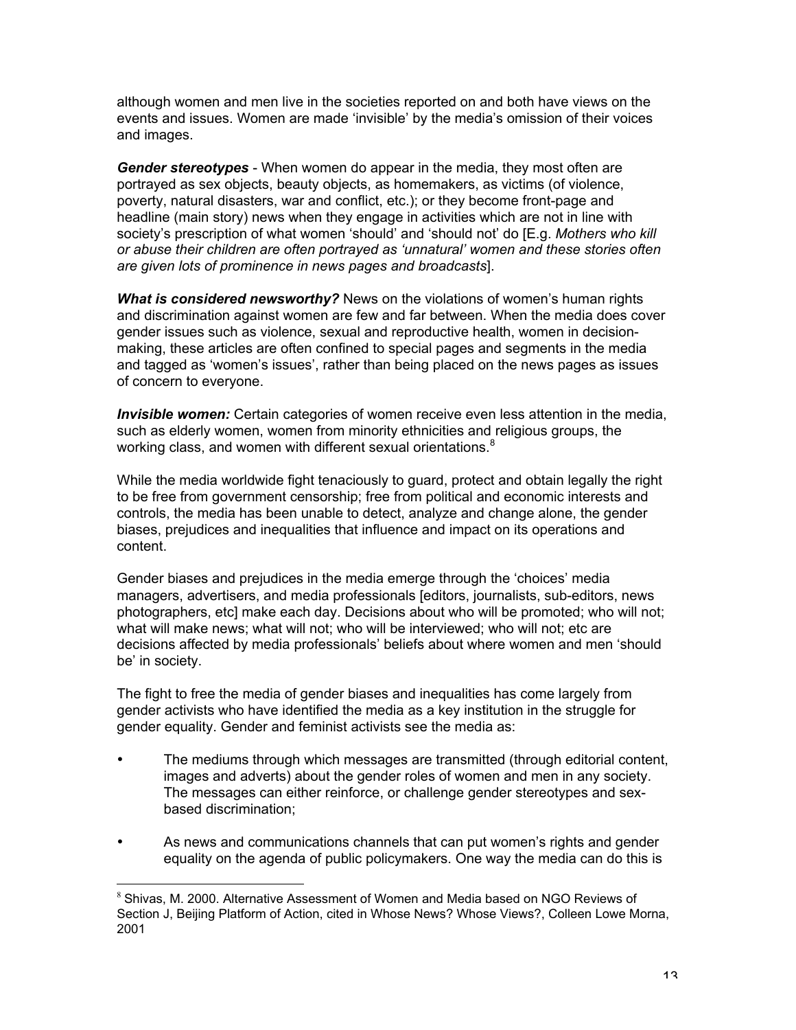although women and men live in the societies reported on and both have views on the events and issues. Women are made 'invisible' by the media's omission of their voices and images.

***Gender stereotypes*** - When women do appear in the media, they most often are portrayed as sex objects, beauty objects, as homemakers, as victims (of violence, poverty, natural disasters, war and conflict, etc.); or they become front-page and headline (main story) news when they engage in activities which are not in line with society's prescription of what women 'should' and 'should not' do [E.g. *Mothers who kill or abuse their children are often portrayed as 'unnatural' women and these stories often are given lots of prominence in news pages and broadcasts*].

***What is considered newsworthy?*** News on the violations of women's human rights and discrimination against women are few and far between. When the media does cover gender issues such as violence, sexual and reproductive health, women in decision-making, these articles are often confined to special pages and segments in the media and tagged as 'women's issues', rather than being placed on the news pages as issues of concern to everyone.

***Invisible women:*** Certain categories of women receive even less attention in the media, such as elderly women, women from minority ethnicities and religious groups, the working class, and women with different sexual orientations.[8]

While the media worldwide fight tenaciously to guard, protect and obtain legally the right to be free from government censorship; free from political and economic interests and controls, the media has been unable to detect, analyze and change alone, the gender biases, prejudices and inequalities that influence and impact on its operations and content.

Gender biases and prejudices in the media emerge through the 'choices' media managers, advertisers, and media professionals [editors, journalists, sub-editors, news photographers, etc] make each day. Decisions about who will be promoted; who will not; what will make news; what will not; who will be interviewed; who will not; etc are decisions affected by media professionals' beliefs about where women and men 'should be' in society.

The fight to free the media of gender biases and inequalities has come largely from gender activists who have identified the media as a key institution in the struggle for gender equality. Gender and feminist activists see the media as:

- The mediums through which messages are transmitted (through editorial content, images and adverts) about the gender roles of women and men in any society. The messages can either reinforce, or challenge gender stereotypes and sex-based discrimination;

- As news and communications channels that can put women's rights and gender equality on the agenda of public policymakers. One way the media can do this is

---

[8] Shivas, M. 2000. Alternative Assessment of Women and Media based on NGO Reviews of Section J, Beijing Platform of Action, cited in Whose News? Whose Views?, Colleen Lowe Morna, 2001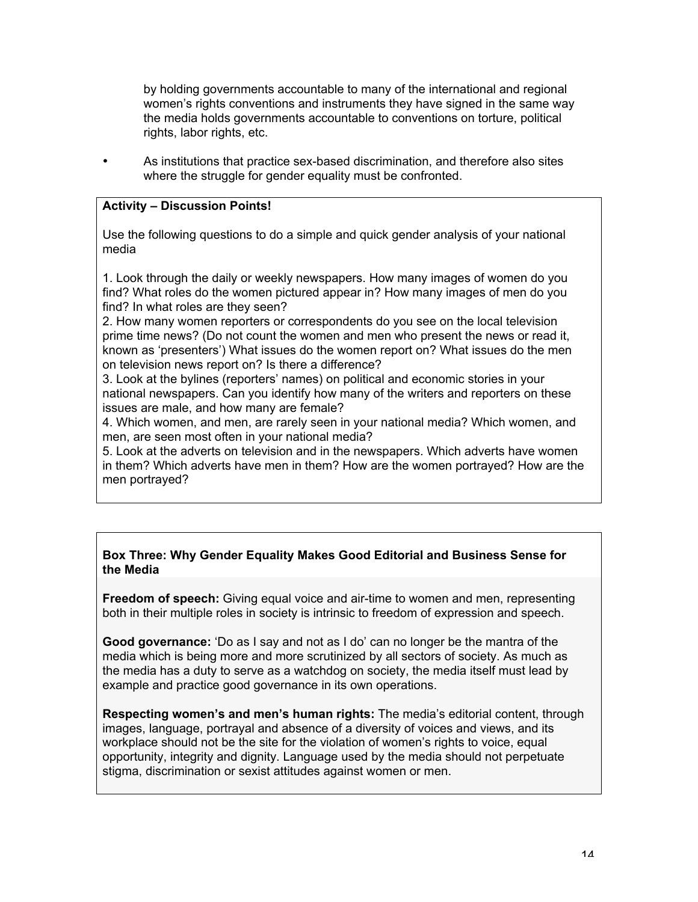by holding governments accountable to many of the international and regional women's rights conventions and instruments they have signed in the same way the media holds governments accountable to conventions on torture, political rights, labor rights, etc.

- As institutions that practice sex-based discrimination, and therefore also sites where the struggle for gender equality must be confronted.

**Activity – Discussion Points!**

Use the following questions to do a simple and quick gender analysis of your national media

1. Look through the daily or weekly newspapers. How many images of women do you find? What roles do the women pictured appear in? How many images of men do you find? In what roles are they seen?
2. How many women reporters or correspondents do you see on the local television prime time news? (Do not count the women and men who present the news or read it, known as 'presenters') What issues do the women report on? What issues do the men on television news report on? Is there a difference?
3. Look at the bylines (reporters' names) on political and economic stories in your national newspapers. Can you identify how many of the writers and reporters on these issues are male, and how many are female?
4. Which women, and men, are rarely seen in your national media? Which women, and men, are seen most often in your national media?
5. Look at the adverts on television and in the newspapers. Which adverts have women in them? Which adverts have men in them? How are the women portrayed? How are the men portrayed?

**Box Three: Why Gender Equality Makes Good Editorial and Business Sense for the Media**

**Freedom of speech:** Giving equal voice and air-time to women and men, representing both in their multiple roles in society is intrinsic to freedom of expression and speech.

**Good governance:** 'Do as I say and not as I do' can no longer be the mantra of the media which is being more and more scrutinized by all sectors of society. As much as the media has a duty to serve as a watchdog on society, the media itself must lead by example and practice good governance in its own operations.

**Respecting women's and men's human rights:** The media's editorial content, through images, language, portrayal and absence of a diversity of voices and views, and its workplace should not be the site for the violation of women's rights to voice, equal opportunity, integrity and dignity. Language used by the media should not perpetuate stigma, discrimination or sexist attitudes against women or men.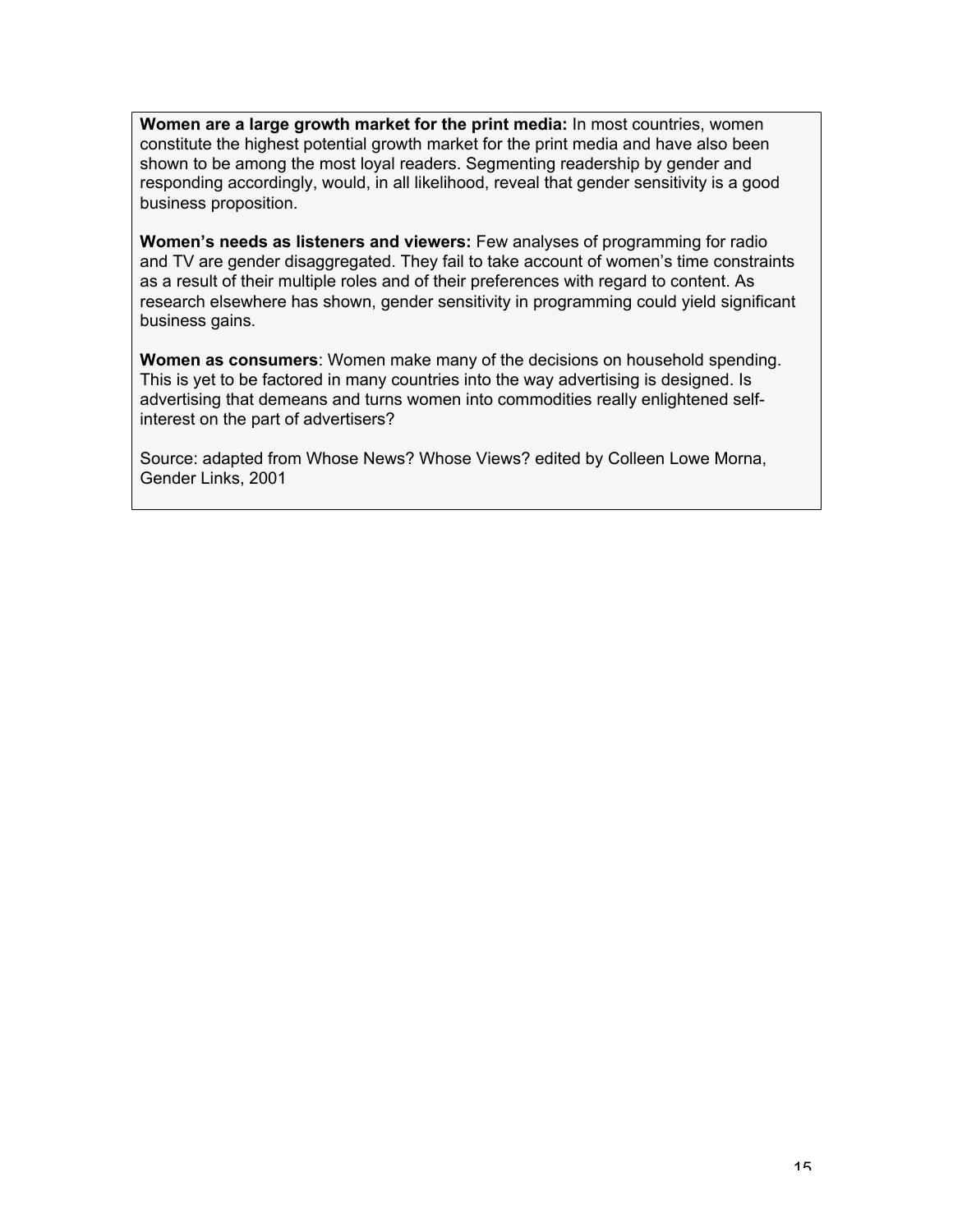**Women are a large growth market for the print media:** In most countries, women constitute the highest potential growth market for the print media and have also been shown to be among the most loyal readers. Segmenting readership by gender and responding accordingly, would, in all likelihood, reveal that gender sensitivity is a good business proposition.

**Women's needs as listeners and viewers:** Few analyses of programming for radio and TV are gender disaggregated. They fail to take account of women's time constraints as a result of their multiple roles and of their preferences with regard to content. As research elsewhere has shown, gender sensitivity in programming could yield significant business gains.

**Women as consumers**: Women make many of the decisions on household spending. This is yet to be factored in many countries into the way advertising is designed. Is advertising that demeans and turns women into commodities really enlightened self-interest on the part of advertisers?

Source: adapted from Whose News? Whose Views? edited by Colleen Lowe Morna, Gender Links, 2001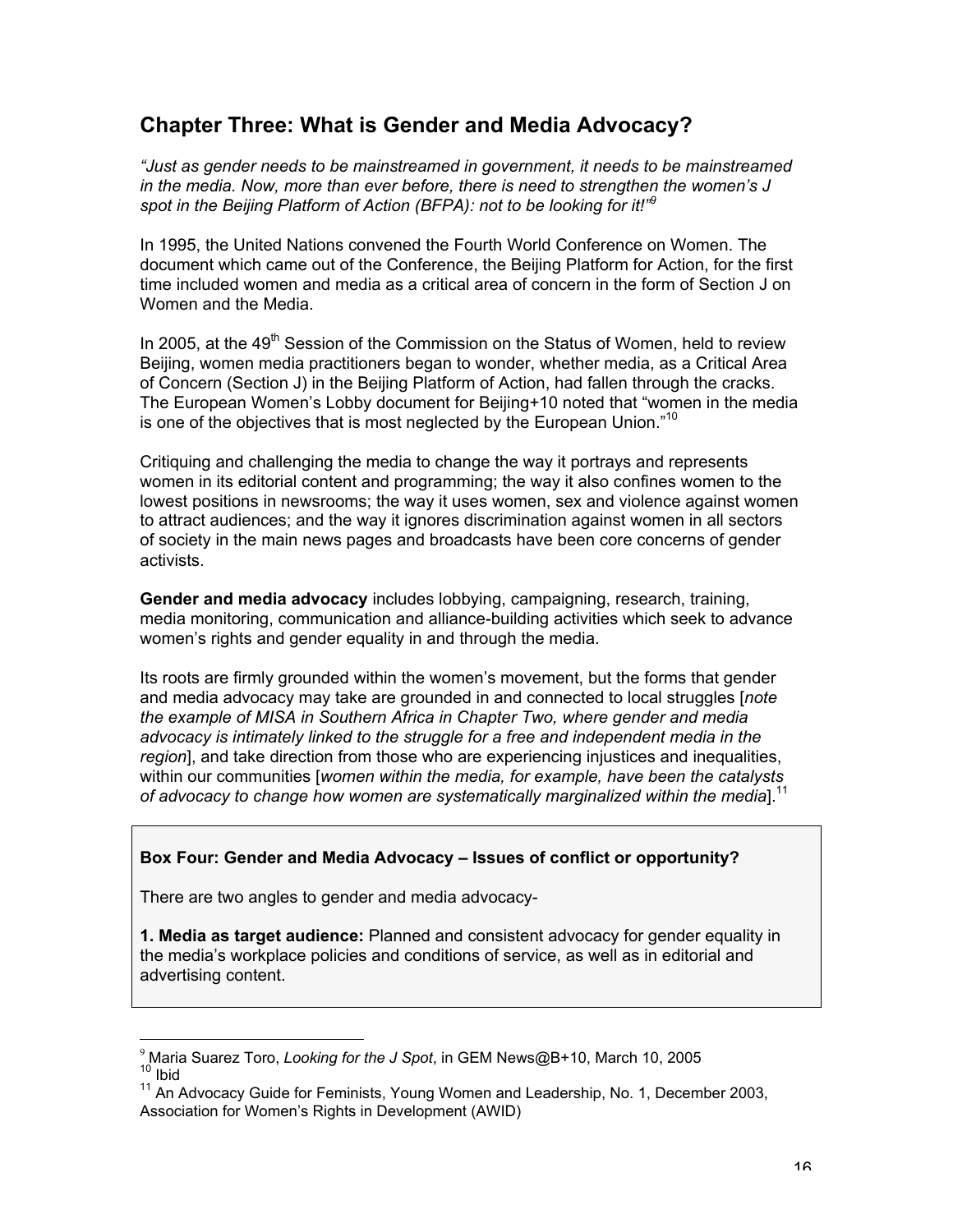## Chapter Three: What is Gender and Media Advocacy?

*"Just as gender needs to be mainstreamed in government, it needs to be mainstreamed in the media. Now, more than ever before, there is need to strengthen the women's J spot in the Beijing Platform of Action (BFPA): not to be looking for it!"*[9]

In 1995, the United Nations convened the Fourth World Conference on Women. The document which came out of the Conference, the Beijing Platform for Action, for the first time included women and media as a critical area of concern in the form of Section J on Women and the Media.

In 2005, at the 49th Session of the Commission on the Status of Women, held to review Beijing, women media practitioners began to wonder, whether media, as a Critical Area of Concern (Section J) in the Beijing Platform of Action, had fallen through the cracks. The European Women's Lobby document for Beijing+10 noted that "women in the media is one of the objectives that is most neglected by the European Union."[10]

Critiquing and challenging the media to change the way it portrays and represents women in its editorial content and programming; the way it also confines women to the lowest positions in newsrooms; the way it uses women, sex and violence against women to attract audiences; and the way it ignores discrimination against women in all sectors of society in the main news pages and broadcasts have been core concerns of gender activists.

**Gender and media advocacy** includes lobbying, campaigning, research, training, media monitoring, communication and alliance-building activities which seek to advance women's rights and gender equality in and through the media.

Its roots are firmly grounded within the women's movement, but the forms that gender and media advocacy may take are grounded in and connected to local struggles [*note the example of MISA in Southern Africa in Chapter Two, where gender and media advocacy is intimately linked to the struggle for a free and independent media in the region*], and take direction from those who are experiencing injustices and inequalities, within our communities [*women within the media, for example, have been the catalysts of advocacy to change how women are systematically marginalized within the media*].[11]

**Box Four: Gender and Media Advocacy – Issues of conflict or opportunity?**

There are two angles to gender and media advocacy-

**1. Media as target audience:** Planned and consistent advocacy for gender equality in the media's workplace policies and conditions of service, as well as in editorial and advertising content.

---

[9] Maria Suarez Toro, *Looking for the J Spot*, in GEM News@B+10, March 10, 2005

[10] Ibid

[11] An Advocacy Guide for Feminists, Young Women and Leadership, No. 1, December 2003, Association for Women's Rights in Development (AWID)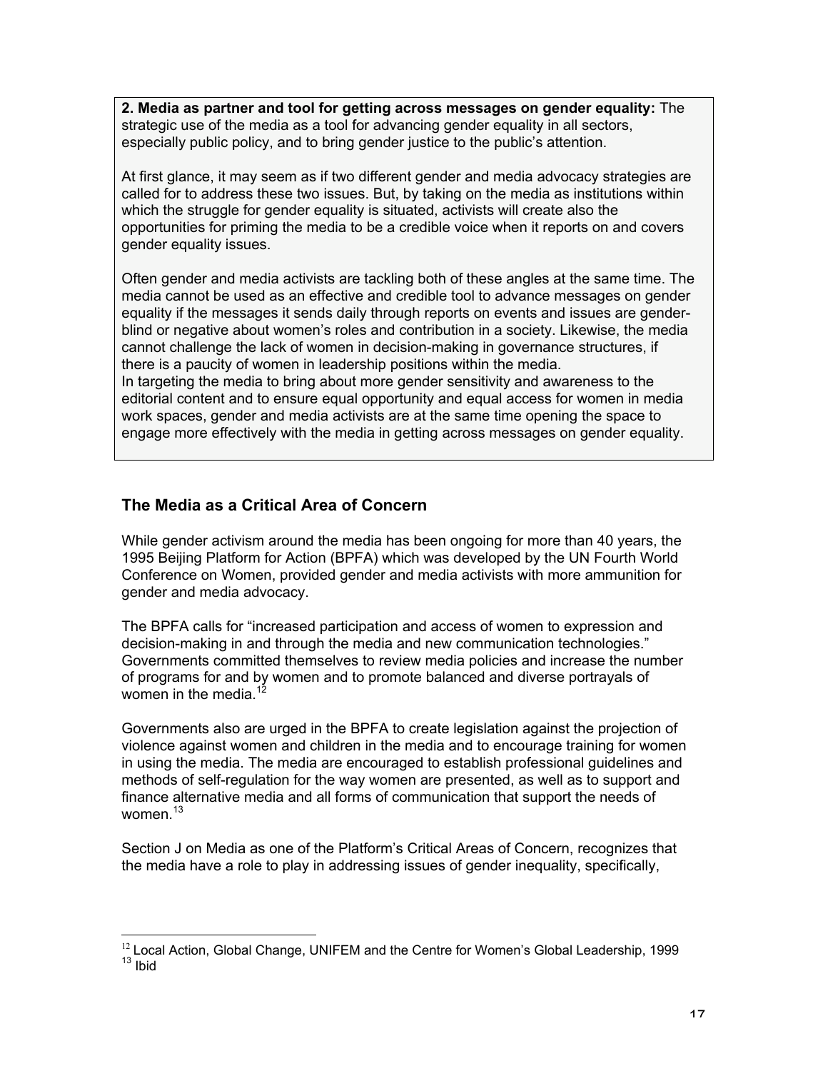**2. Media as partner and tool for getting across messages on gender equality:** The strategic use of the media as a tool for advancing gender equality in all sectors, especially public policy, and to bring gender justice to the public's attention.

At first glance, it may seem as if two different gender and media advocacy strategies are called for to address these two issues. But, by taking on the media as institutions within which the struggle for gender equality is situated, activists will create also the opportunities for priming the media to be a credible voice when it reports on and covers gender equality issues.

Often gender and media activists are tackling both of these angles at the same time. The media cannot be used as an effective and credible tool to advance messages on gender equality if the messages it sends daily through reports on events and issues are gender-blind or negative about women's roles and contribution in a society. Likewise, the media cannot challenge the lack of women in decision-making in governance structures, if there is a paucity of women in leadership positions within the media.

In targeting the media to bring about more gender sensitivity and awareness to the editorial content and to ensure equal opportunity and equal access for women in media work spaces, gender and media activists are at the same time opening the space to engage more effectively with the media in getting across messages on gender equality.

## The Media as a Critical Area of Concern

While gender activism around the media has been ongoing for more than 40 years, the 1995 Beijing Platform for Action (BPFA) which was developed by the UN Fourth World Conference on Women, provided gender and media activists with more ammunition for gender and media advocacy.

The BPFA calls for "increased participation and access of women to expression and decision-making in and through the media and new communication technologies." Governments committed themselves to review media policies and increase the number of programs for and by women and to promote balanced and diverse portrayals of women in the media.[12]

Governments also are urged in the BPFA to create legislation against the projection of violence against women and children in the media and to encourage training for women in using the media. The media are encouraged to establish professional guidelines and methods of self-regulation for the way women are presented, as well as to support and finance alternative media and all forms of communication that support the needs of women.[13]

Section J on Media as one of the Platform's Critical Areas of Concern, recognizes that the media have a role to play in addressing issues of gender inequality, specifically,

---

[12] Local Action, Global Change, UNIFEM and the Centre for Women's Global Leadership, 1999

[13] Ibid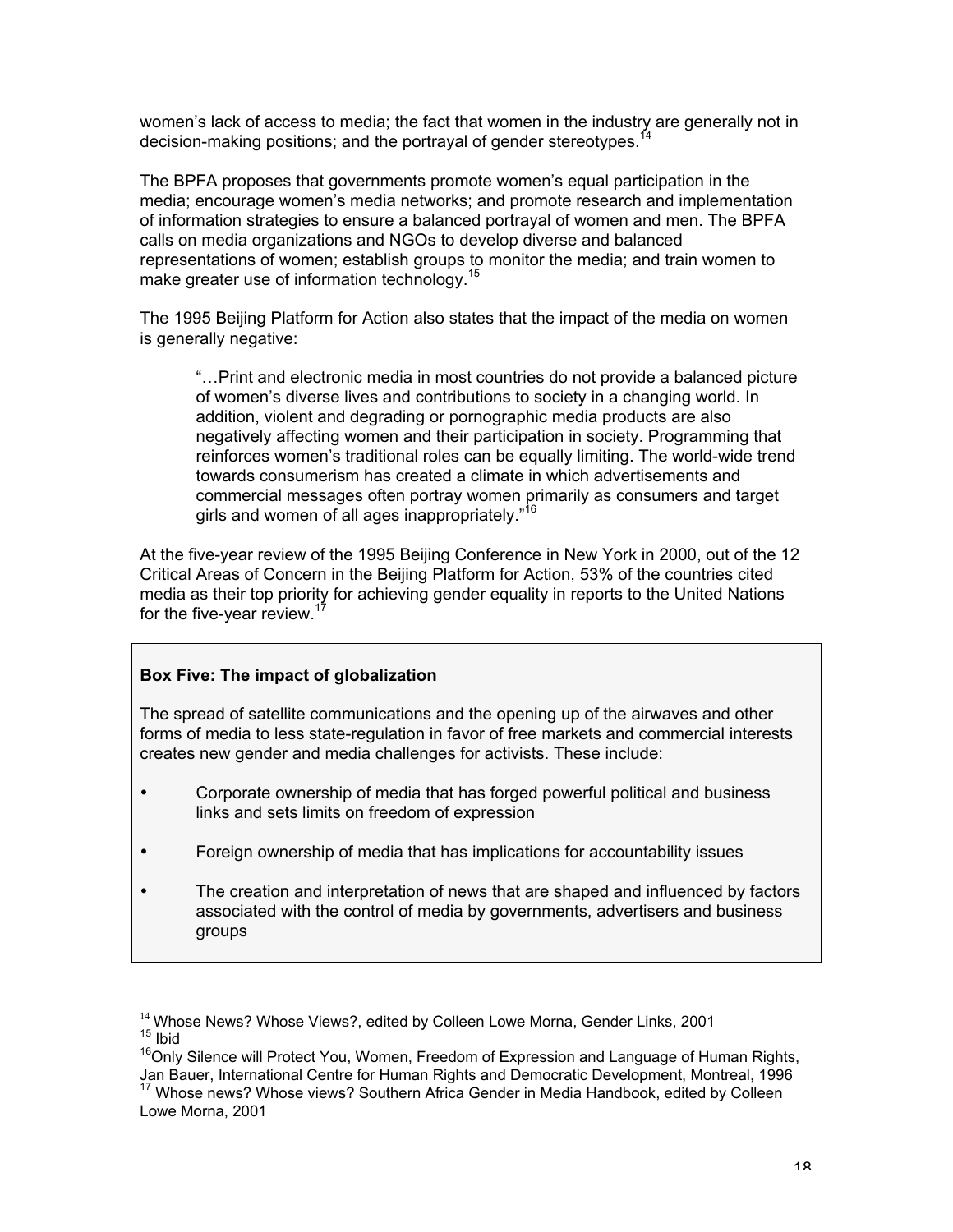women's lack of access to media; the fact that women in the industry are generally not in decision-making positions; and the portrayal of gender stereotypes.[14]

The BPFA proposes that governments promote women's equal participation in the media; encourage women's media networks; and promote research and implementation of information strategies to ensure a balanced portrayal of women and men. The BPFA calls on media organizations and NGOs to develop diverse and balanced representations of women; establish groups to monitor the media; and train women to make greater use of information technology.[15]

The 1995 Beijing Platform for Action also states that the impact of the media on women is generally negative:

> "…Print and electronic media in most countries do not provide a balanced picture of women's diverse lives and contributions to society in a changing world. In addition, violent and degrading or pornographic media products are also negatively affecting women and their participation in society. Programming that reinforces women's traditional roles can be equally limiting. The world-wide trend towards consumerism has created a climate in which advertisements and commercial messages often portray women primarily as consumers and target girls and women of all ages inappropriately."[16]

At the five-year review of the 1995 Beijing Conference in New York in 2000, out of the 12 Critical Areas of Concern in the Beijing Platform for Action, 53% of the countries cited media as their top priority for achieving gender equality in reports to the United Nations for the five-year review.[17]

**Box Five: The impact of globalization**

The spread of satellite communications and the opening up of the airwaves and other forms of media to less state-regulation in favor of free markets and commercial interests creates new gender and media challenges for activists. These include:

- Corporate ownership of media that has forged powerful political and business links and sets limits on freedom of expression
- Foreign ownership of media that has implications for accountability issues
- The creation and interpretation of news that are shaped and influenced by factors associated with the control of media by governments, advertisers and business groups

---

[14] Whose News? Whose Views?, edited by Colleen Lowe Morna, Gender Links, 2001
[15] Ibid
[16] Only Silence will Protect You, Women, Freedom of Expression and Language of Human Rights, Jan Bauer, International Centre for Human Rights and Democratic Development, Montreal, 1996
[17] Whose news? Whose views? Southern Africa Gender in Media Handbook, edited by Colleen Lowe Morna, 2001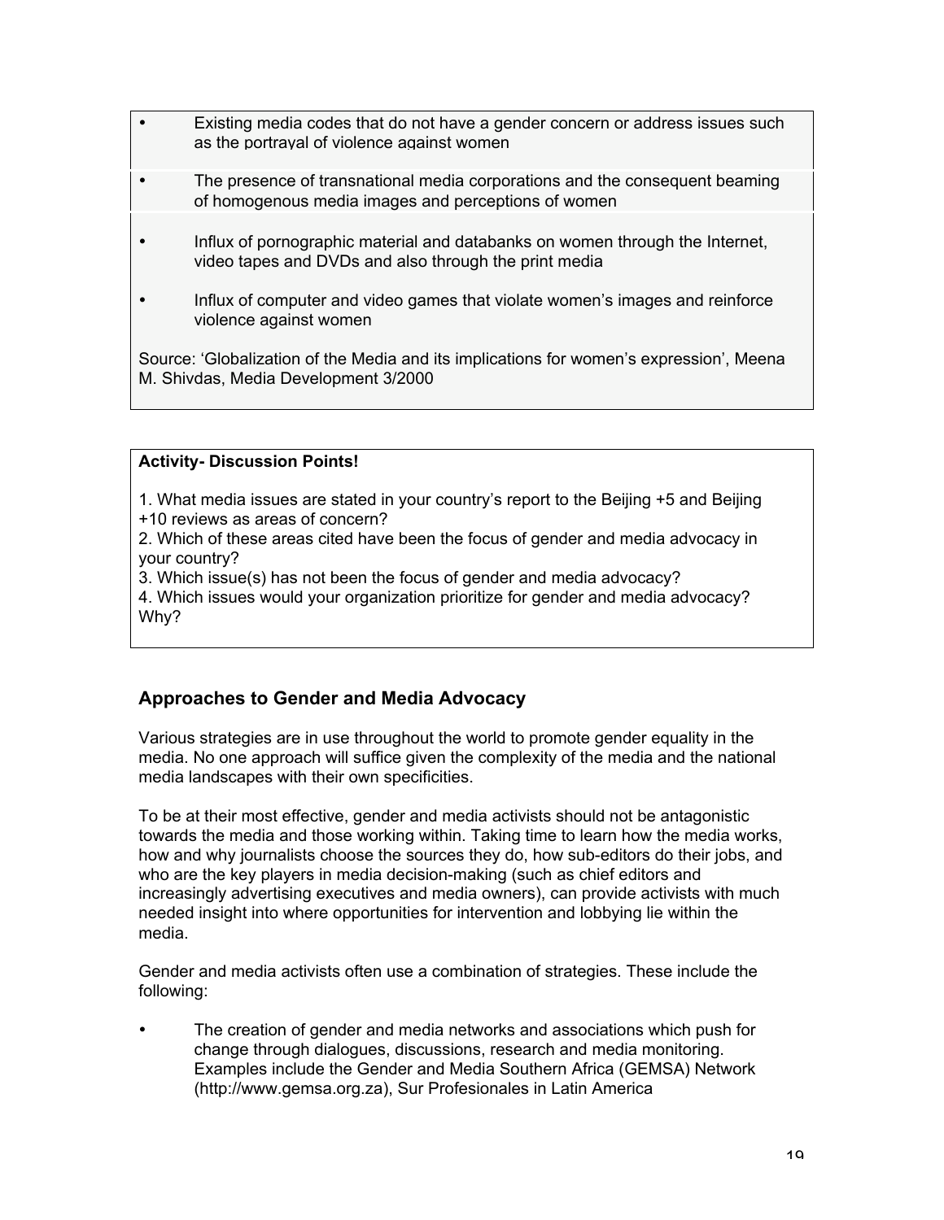- Existing media codes that do not have a gender concern or address issues such as the portrayal of violence against women
- The presence of transnational media corporations and the consequent beaming of homogenous media images and perceptions of women
- Influx of pornographic material and databanks on women through the Internet, video tapes and DVDs and also through the print media
- Influx of computer and video games that violate women's images and reinforce violence against women

Source: 'Globalization of the Media and its implications for women's expression', Meena M. Shivdas, Media Development 3/2000

**Activity- Discussion Points!**

1. What media issues are stated in your country's report to the Beijing +5 and Beijing +10 reviews as areas of concern?
2. Which of these areas cited have been the focus of gender and media advocacy in your country?
3. Which issue(s) has not been the focus of gender and media advocacy?
4. Which issues would your organization prioritize for gender and media advocacy? Why?

## Approaches to Gender and Media Advocacy

Various strategies are in use throughout the world to promote gender equality in the media. No one approach will suffice given the complexity of the media and the national media landscapes with their own specificities.

To be at their most effective, gender and media activists should not be antagonistic towards the media and those working within. Taking time to learn how the media works, how and why journalists choose the sources they do, how sub-editors do their jobs, and who are the key players in media decision-making (such as chief editors and increasingly advertising executives and media owners), can provide activists with much needed insight into where opportunities for intervention and lobbying lie within the media.

Gender and media activists often use a combination of strategies. These include the following:

- The creation of gender and media networks and associations which push for change through dialogues, discussions, research and media monitoring. Examples include the Gender and Media Southern Africa (GEMSA) Network (http://www.gemsa.org.za), Sur Profesionales in Latin America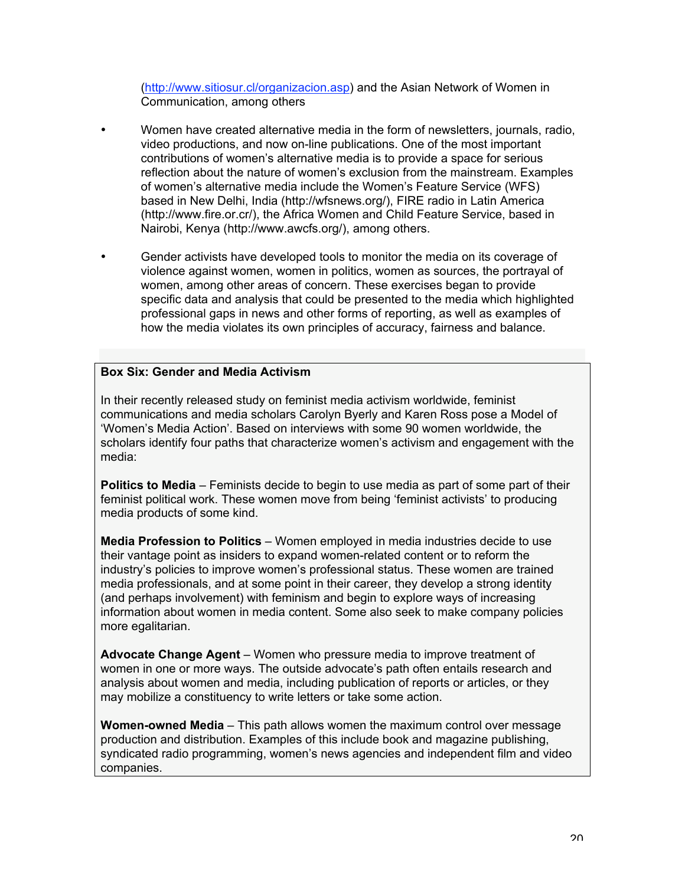(http://www.sitiosur.cl/organizacion.asp) and the Asian Network of Women in Communication, among others

- Women have created alternative media in the form of newsletters, journals, radio, video productions, and now on-line publications. One of the most important contributions of women's alternative media is to provide a space for serious reflection about the nature of women's exclusion from the mainstream. Examples of women's alternative media include the Women's Feature Service (WFS) based in New Delhi, India (http://wfsnews.org/), FIRE radio in Latin America (http://www.fire.or.cr/), the Africa Women and Child Feature Service, based in Nairobi, Kenya (http://www.awcfs.org/), among others.

- Gender activists have developed tools to monitor the media on its coverage of violence against women, women in politics, women as sources, the portrayal of women, among other areas of concern. These exercises began to provide specific data and analysis that could be presented to the media which highlighted professional gaps in news and other forms of reporting, as well as examples of how the media violates its own principles of accuracy, fairness and balance.

**Box Six: Gender and Media Activism**

In their recently released study on feminist media activism worldwide, feminist communications and media scholars Carolyn Byerly and Karen Ross pose a Model of 'Women's Media Action'. Based on interviews with some 90 women worldwide, the scholars identify four paths that characterize women's activism and engagement with the media:

**Politics to Media** – Feminists decide to begin to use media as part of some part of their feminist political work. These women move from being 'feminist activists' to producing media products of some kind.

**Media Profession to Politics** – Women employed in media industries decide to use their vantage point as insiders to expand women-related content or to reform the industry's policies to improve women's professional status. These women are trained media professionals, and at some point in their career, they develop a strong identity (and perhaps involvement) with feminism and begin to explore ways of increasing information about women in media content. Some also seek to make company policies more egalitarian.

**Advocate Change Agent** – Women who pressure media to improve treatment of women in one or more ways. The outside advocate's path often entails research and analysis about women and media, including publication of reports or articles, or they may mobilize a constituency to write letters or take some action.

**Women-owned Media** – This path allows women the maximum control over message production and distribution. Examples of this include book and magazine publishing, syndicated radio programming, women's news agencies and independent film and video companies.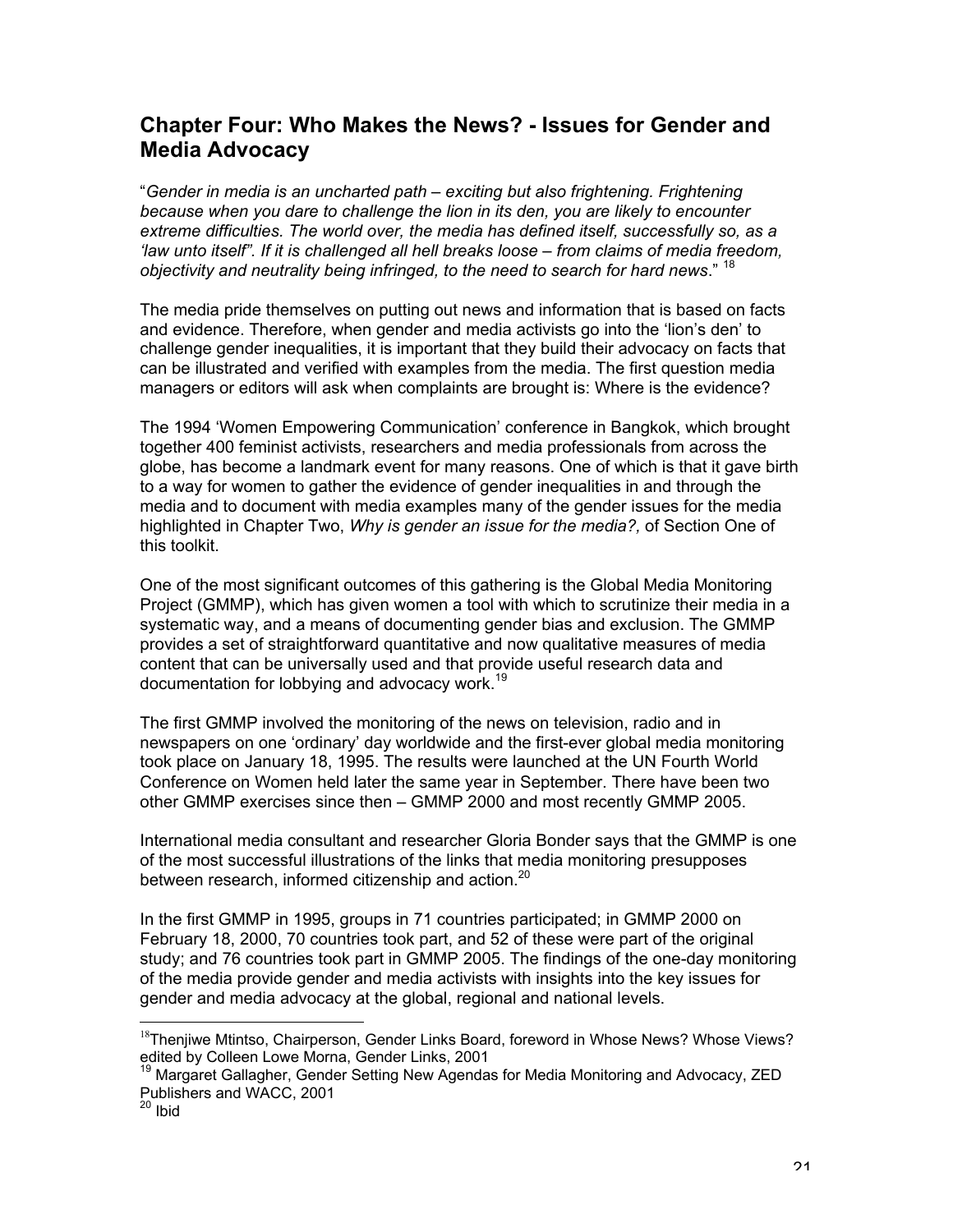## Chapter Four: Who Makes the News? - Issues for Gender and Media Advocacy

"*Gender in media is an uncharted path – exciting but also frightening. Frightening because when you dare to challenge the lion in its den, you are likely to encounter extreme difficulties. The world over, the media has defined itself, successfully so, as a 'law unto itself". If it is challenged all hell breaks loose – from claims of media freedom, objectivity and neutrality being infringed, to the need to search for hard news*." [18]

The media pride themselves on putting out news and information that is based on facts and evidence. Therefore, when gender and media activists go into the 'lion's den' to challenge gender inequalities, it is important that they build their advocacy on facts that can be illustrated and verified with examples from the media. The first question media managers or editors will ask when complaints are brought is: Where is the evidence?

The 1994 'Women Empowering Communication' conference in Bangkok, which brought together 400 feminist activists, researchers and media professionals from across the globe, has become a landmark event for many reasons. One of which is that it gave birth to a way for women to gather the evidence of gender inequalities in and through the media and to document with media examples many of the gender issues for the media highlighted in Chapter Two, *Why is gender an issue for the media?,* of Section One of this toolkit.

One of the most significant outcomes of this gathering is the Global Media Monitoring Project (GMMP), which has given women a tool with which to scrutinize their media in a systematic way, and a means of documenting gender bias and exclusion. The GMMP provides a set of straightforward quantitative and now qualitative measures of media content that can be universally used and that provide useful research data and documentation for lobbying and advocacy work.[19]

The first GMMP involved the monitoring of the news on television, radio and in newspapers on one 'ordinary' day worldwide and the first-ever global media monitoring took place on January 18, 1995. The results were launched at the UN Fourth World Conference on Women held later the same year in September. There have been two other GMMP exercises since then – GMMP 2000 and most recently GMMP 2005.

International media consultant and researcher Gloria Bonder says that the GMMP is one of the most successful illustrations of the links that media monitoring presupposes between research, informed citizenship and action.[20]

In the first GMMP in 1995, groups in 71 countries participated; in GMMP 2000 on February 18, 2000, 70 countries took part, and 52 of these were part of the original study; and 76 countries took part in GMMP 2005. The findings of the one-day monitoring of the media provide gender and media activists with insights into the key issues for gender and media advocacy at the global, regional and national levels.

---

[18] Thenjiwe Mtintso, Chairperson, Gender Links Board, foreword in Whose News? Whose Views? edited by Colleen Lowe Morna, Gender Links, 2001

[19] Margaret Gallagher, Gender Setting New Agendas for Media Monitoring and Advocacy, ZED Publishers and WACC, 2001

[20] Ibid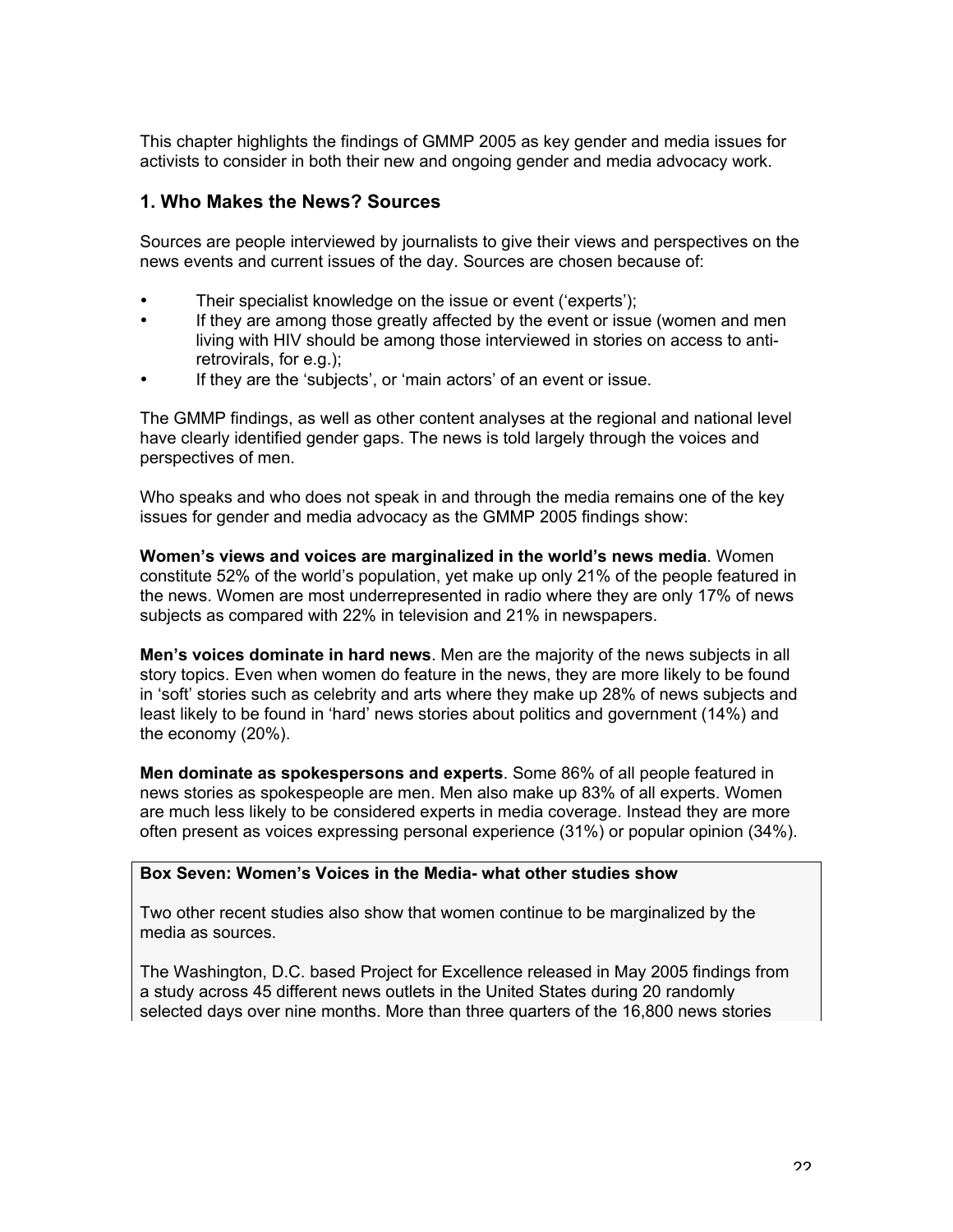This chapter highlights the findings of GMMP 2005 as key gender and media issues for activists to consider in both their new and ongoing gender and media advocacy work.

## 1. Who Makes the News? Sources

Sources are people interviewed by journalists to give their views and perspectives on the news events and current issues of the day. Sources are chosen because of:

- Their specialist knowledge on the issue or event ('experts');
- If they are among those greatly affected by the event or issue (women and men living with HIV should be among those interviewed in stories on access to anti-retrovirals, for e.g.);
- If they are the 'subjects', or 'main actors' of an event or issue.

The GMMP findings, as well as other content analyses at the regional and national level have clearly identified gender gaps. The news is told largely through the voices and perspectives of men.

Who speaks and who does not speak in and through the media remains one of the key issues for gender and media advocacy as the GMMP 2005 findings show:

**Women's views and voices are marginalized in the world's news media**. Women constitute 52% of the world's population, yet make up only 21% of the people featured in the news. Women are most underrepresented in radio where they are only 17% of news subjects as compared with 22% in television and 21% in newspapers.

**Men's voices dominate in hard news**. Men are the majority of the news subjects in all story topics. Even when women do feature in the news, they are more likely to be found in 'soft' stories such as celebrity and arts where they make up 28% of news subjects and least likely to be found in 'hard' news stories about politics and government (14%) and the economy (20%).

**Men dominate as spokespersons and experts**. Some 86% of all people featured in news stories as spokespeople are men. Men also make up 83% of all experts. Women are much less likely to be considered experts in media coverage. Instead they are more often present as voices expressing personal experience (31%) or popular opinion (34%).

**Box Seven: Women's Voices in the Media- what other studies show**

Two other recent studies also show that women continue to be marginalized by the media as sources.

The Washington, D.C. based Project for Excellence released in May 2005 findings from a study across 45 different news outlets in the United States during 20 randomly selected days over nine months. More than three quarters of the 16,800 news stories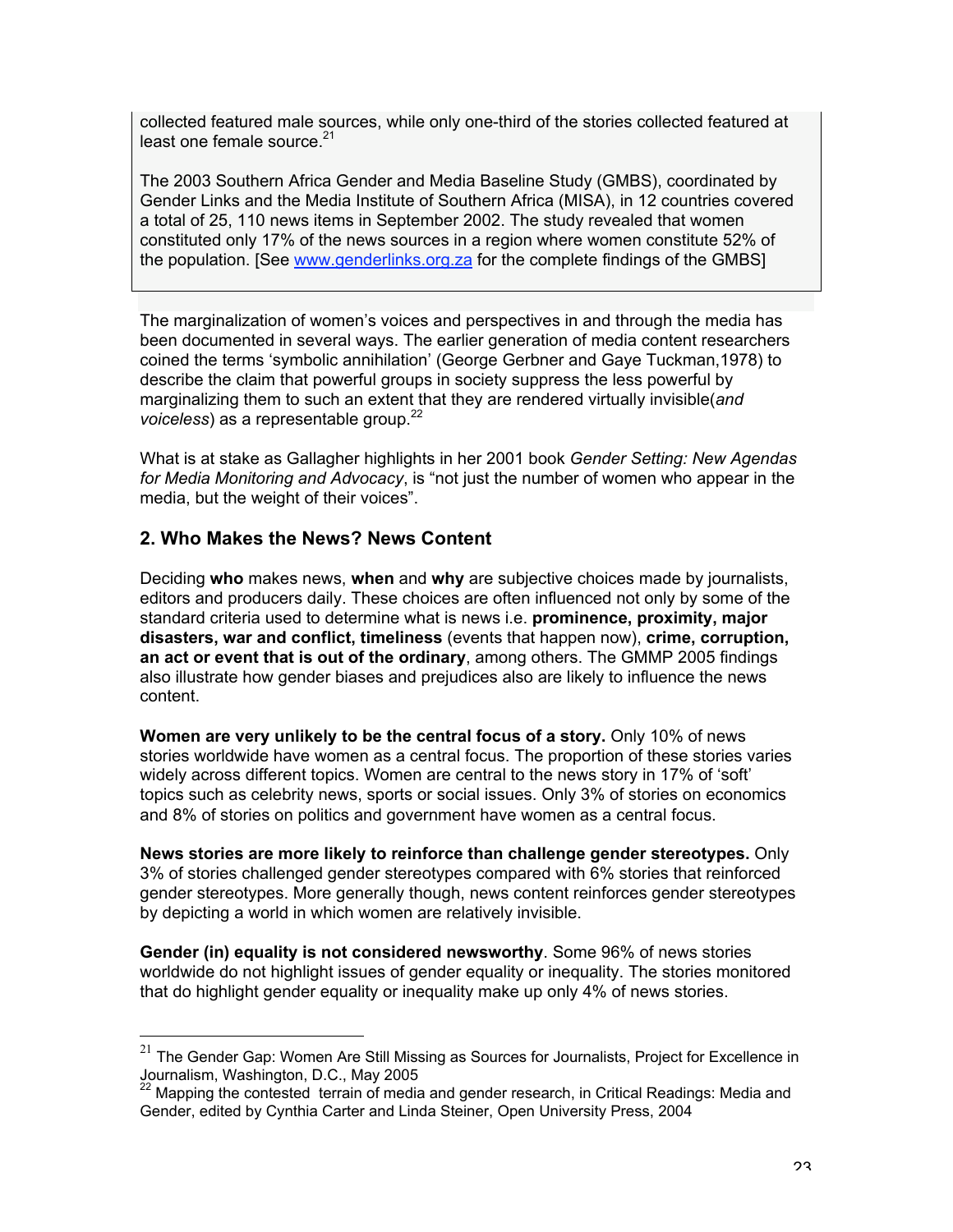collected featured male sources, while only one-third of the stories collected featured at least one female source.[21]

The 2003 Southern Africa Gender and Media Baseline Study (GMBS), coordinated by Gender Links and the Media Institute of Southern Africa (MISA), in 12 countries covered a total of 25, 110 news items in September 2002. The study revealed that women constituted only 17% of the news sources in a region where women constitute 52% of the population. [See www.genderlinks.org.za for the complete findings of the GMBS]

The marginalization of women's voices and perspectives in and through the media has been documented in several ways. The earlier generation of media content researchers coined the terms 'symbolic annihilation' (George Gerbner and Gaye Tuckman,1978) to describe the claim that powerful groups in society suppress the less powerful by marginalizing them to such an extent that they are rendered virtually invisible(*and voiceless*) as a representable group.[22]

What is at stake as Gallagher highlights in her 2001 book *Gender Setting: New Agendas for Media Monitoring and Advocacy*, is "not just the number of women who appear in the media, but the weight of their voices".

## 2. Who Makes the News? News Content

Deciding **who** makes news, **when** and **why** are subjective choices made by journalists, editors and producers daily. These choices are often influenced not only by some of the standard criteria used to determine what is news i.e. **prominence, proximity, major disasters, war and conflict, timeliness** (events that happen now), **crime, corruption, an act or event that is out of the ordinary**, among others. The GMMP 2005 findings also illustrate how gender biases and prejudices also are likely to influence the news content.

**Women are very unlikely to be the central focus of a story.** Only 10% of news stories worldwide have women as a central focus. The proportion of these stories varies widely across different topics. Women are central to the news story in 17% of 'soft' topics such as celebrity news, sports or social issues. Only 3% of stories on economics and 8% of stories on politics and government have women as a central focus.

**News stories are more likely to reinforce than challenge gender stereotypes.** Only 3% of stories challenged gender stereotypes compared with 6% stories that reinforced gender stereotypes. More generally though, news content reinforces gender stereotypes by depicting a world in which women are relatively invisible.

**Gender (in) equality is not considered newsworthy**. Some 96% of news stories worldwide do not highlight issues of gender equality or inequality. The stories monitored that do highlight gender equality or inequality make up only 4% of news stories.

---

[21] The Gender Gap: Women Are Still Missing as Sources for Journalists, Project for Excellence in Journalism, Washington, D.C., May 2005

[22] Mapping the contested terrain of media and gender research, in Critical Readings: Media and Gender, edited by Cynthia Carter and Linda Steiner, Open University Press, 2004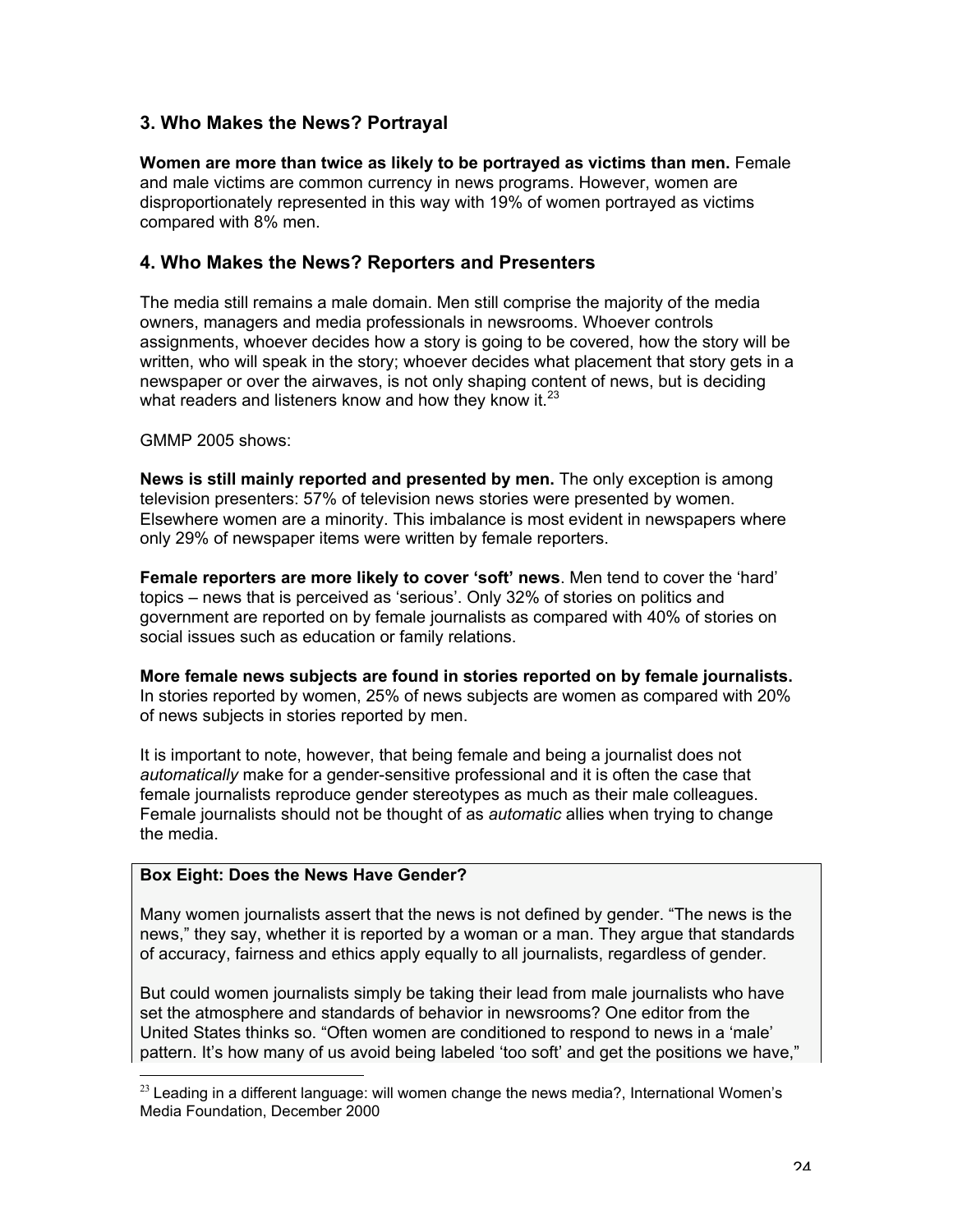## 3. Who Makes the News? Portrayal

**Women are more than twice as likely to be portrayed as victims than men.** Female and male victims are common currency in news programs. However, women are disproportionately represented in this way with 19% of women portrayed as victims compared with 8% men.

## 4. Who Makes the News? Reporters and Presenters

The media still remains a male domain. Men still comprise the majority of the media owners, managers and media professionals in newsrooms. Whoever controls assignments, whoever decides how a story is going to be covered, how the story will be written, who will speak in the story; whoever decides what placement that story gets in a newspaper or over the airwaves, is not only shaping content of news, but is deciding what readers and listeners know and how they know it.[23]

GMMP 2005 shows:

**News is still mainly reported and presented by men.** The only exception is among television presenters: 57% of television news stories were presented by women. Elsewhere women are a minority. This imbalance is most evident in newspapers where only 29% of newspaper items were written by female reporters.

**Female reporters are more likely to cover 'soft' news**. Men tend to cover the 'hard' topics – news that is perceived as 'serious'. Only 32% of stories on politics and government are reported on by female journalists as compared with 40% of stories on social issues such as education or family relations.

**More female news subjects are found in stories reported on by female journalists.** In stories reported by women, 25% of news subjects are women as compared with 20% of news subjects in stories reported by men.

It is important to note, however, that being female and being a journalist does not *automatically* make for a gender-sensitive professional and it is often the case that female journalists reproduce gender stereotypes as much as their male colleagues. Female journalists should not be thought of as *automatic* allies when trying to change the media.

**Box Eight: Does the News Have Gender?**

Many women journalists assert that the news is not defined by gender. "The news is the news," they say, whether it is reported by a woman or a man. They argue that standards of accuracy, fairness and ethics apply equally to all journalists, regardless of gender.

But could women journalists simply be taking their lead from male journalists who have set the atmosphere and standards of behavior in newsrooms? One editor from the United States thinks so. "Often women are conditioned to respond to news in a 'male' pattern. It's how many of us avoid being labeled 'too soft' and get the positions we have,"

[23] Leading in a different language: will women change the news media?, International Women's Media Foundation, December 2000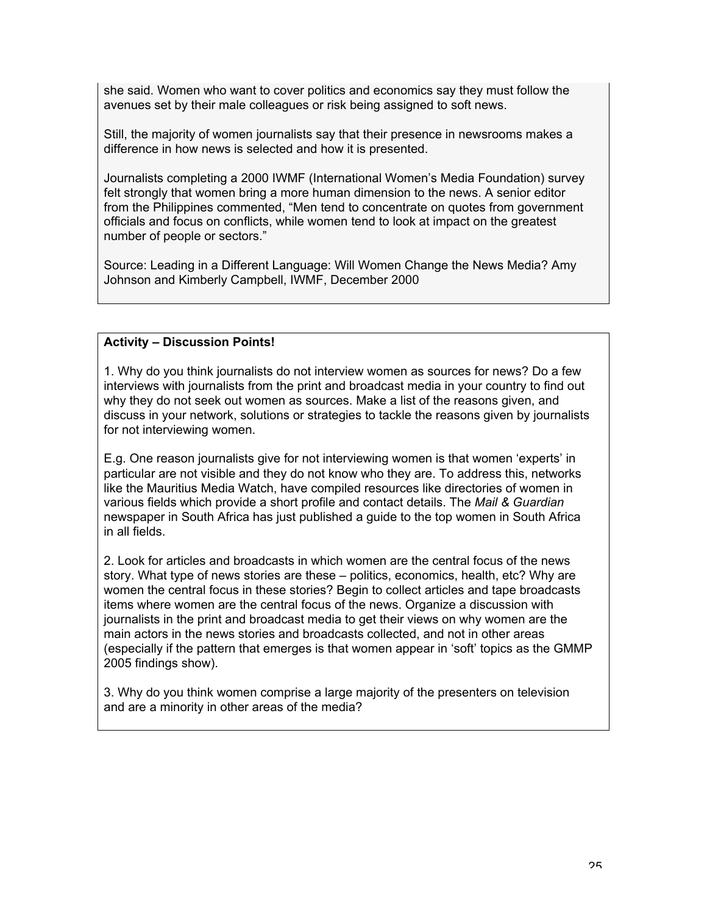she said. Women who want to cover politics and economics say they must follow the avenues set by their male colleagues or risk being assigned to soft news.

Still, the majority of women journalists say that their presence in newsrooms makes a difference in how news is selected and how it is presented.

Journalists completing a 2000 IWMF (International Women's Media Foundation) survey felt strongly that women bring a more human dimension to the news. A senior editor from the Philippines commented, "Men tend to concentrate on quotes from government officials and focus on conflicts, while women tend to look at impact on the greatest number of people or sectors."

Source: Leading in a Different Language: Will Women Change the News Media? Amy Johnson and Kimberly Campbell, IWMF, December 2000

**Activity – Discussion Points!**

1. Why do you think journalists do not interview women as sources for news? Do a few interviews with journalists from the print and broadcast media in your country to find out why they do not seek out women as sources. Make a list of the reasons given, and discuss in your network, solutions or strategies to tackle the reasons given by journalists for not interviewing women.

E.g. One reason journalists give for not interviewing women is that women 'experts' in particular are not visible and they do not know who they are. To address this, networks like the Mauritius Media Watch, have compiled resources like directories of women in various fields which provide a short profile and contact details. The *Mail & Guardian* newspaper in South Africa has just published a guide to the top women in South Africa in all fields.

2. Look for articles and broadcasts in which women are the central focus of the news story. What type of news stories are these – politics, economics, health, etc? Why are women the central focus in these stories? Begin to collect articles and tape broadcasts items where women are the central focus of the news. Organize a discussion with journalists in the print and broadcast media to get their views on why women are the main actors in the news stories and broadcasts collected, and not in other areas (especially if the pattern that emerges is that women appear in 'soft' topics as the GMMP 2005 findings show).

3. Why do you think women comprise a large majority of the presenters on television and are a minority in other areas of the media?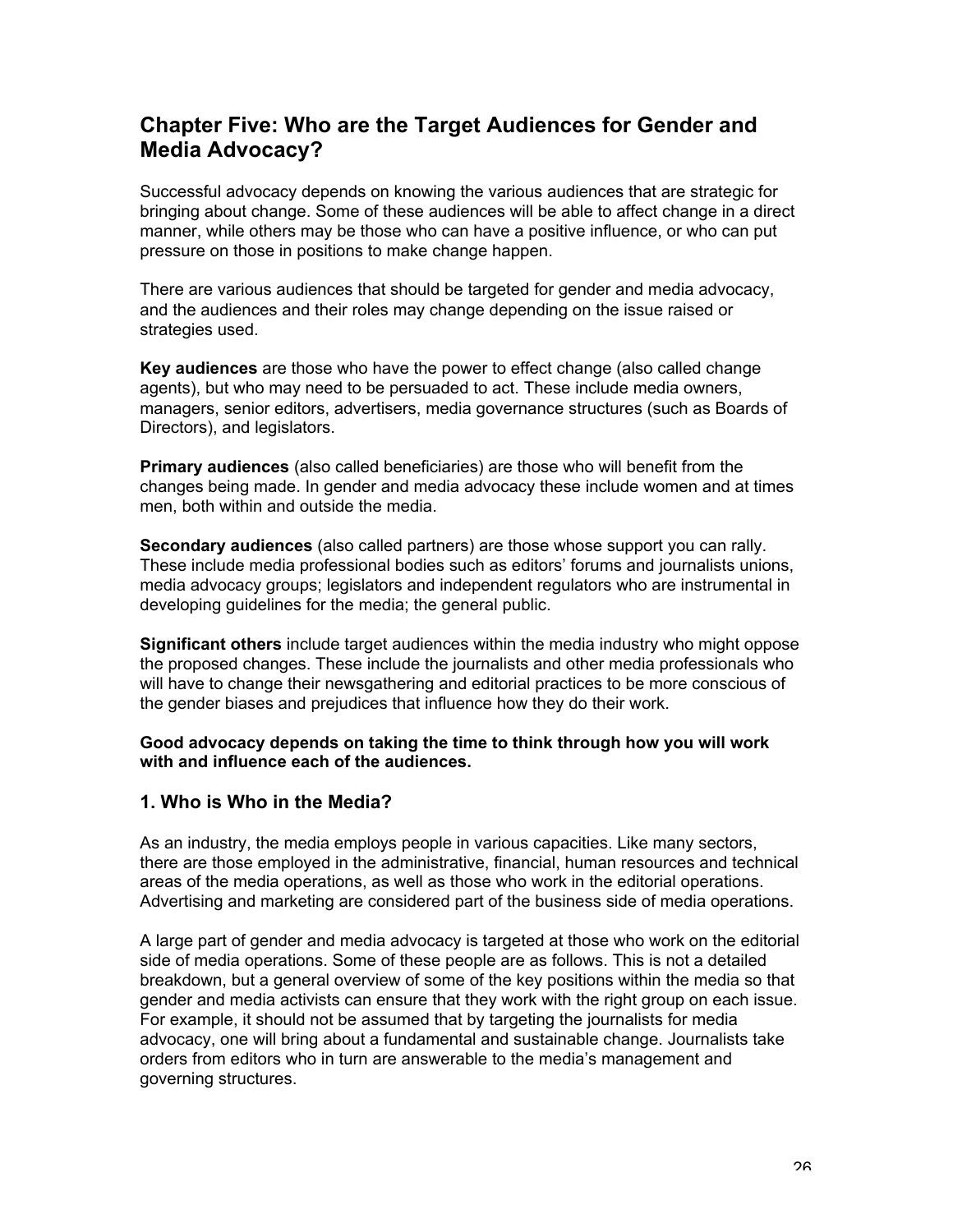## Chapter Five: Who are the Target Audiences for Gender and Media Advocacy?

Successful advocacy depends on knowing the various audiences that are strategic for bringing about change. Some of these audiences will be able to affect change in a direct manner, while others may be those who can have a positive influence, or who can put pressure on those in positions to make change happen.

There are various audiences that should be targeted for gender and media advocacy, and the audiences and their roles may change depending on the issue raised or strategies used.

**Key audiences** are those who have the power to effect change (also called change agents), but who may need to be persuaded to act. These include media owners, managers, senior editors, advertisers, media governance structures (such as Boards of Directors), and legislators.

**Primary audiences** (also called beneficiaries) are those who will benefit from the changes being made. In gender and media advocacy these include women and at times men, both within and outside the media.

**Secondary audiences** (also called partners) are those whose support you can rally. These include media professional bodies such as editors' forums and journalists unions, media advocacy groups; legislators and independent regulators who are instrumental in developing guidelines for the media; the general public.

**Significant others** include target audiences within the media industry who might oppose the proposed changes. These include the journalists and other media professionals who will have to change their newsgathering and editorial practices to be more conscious of the gender biases and prejudices that influence how they do their work.

**Good advocacy depends on taking the time to think through how you will work with and influence each of the audiences.**

### 1. Who is Who in the Media?

As an industry, the media employs people in various capacities. Like many sectors, there are those employed in the administrative, financial, human resources and technical areas of the media operations, as well as those who work in the editorial operations. Advertising and marketing are considered part of the business side of media operations.

A large part of gender and media advocacy is targeted at those who work on the editorial side of media operations. Some of these people are as follows. This is not a detailed breakdown, but a general overview of some of the key positions within the media so that gender and media activists can ensure that they work with the right group on each issue. For example, it should not be assumed that by targeting the journalists for media advocacy, one will bring about a fundamental and sustainable change. Journalists take orders from editors who in turn are answerable to the media's management and governing structures.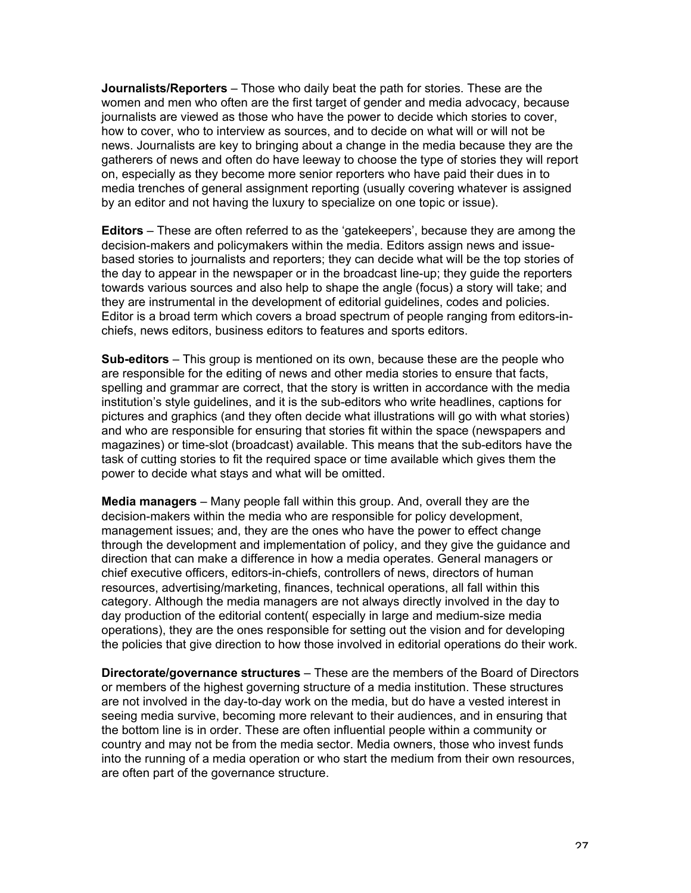**Journalists/Reporters** – Those who daily beat the path for stories. These are the women and men who often are the first target of gender and media advocacy, because journalists are viewed as those who have the power to decide which stories to cover, how to cover, who to interview as sources, and to decide on what will or will not be news. Journalists are key to bringing about a change in the media because they are the gatherers of news and often do have leeway to choose the type of stories they will report on, especially as they become more senior reporters who have paid their dues in to media trenches of general assignment reporting (usually covering whatever is assigned by an editor and not having the luxury to specialize on one topic or issue).

**Editors** – These are often referred to as the 'gatekeepers', because they are among the decision-makers and policymakers within the media. Editors assign news and issue-based stories to journalists and reporters; they can decide what will be the top stories of the day to appear in the newspaper or in the broadcast line-up; they guide the reporters towards various sources and also help to shape the angle (focus) a story will take; and they are instrumental in the development of editorial guidelines, codes and policies. Editor is a broad term which covers a broad spectrum of people ranging from editors-in-chiefs, news editors, business editors to features and sports editors.

**Sub-editors** – This group is mentioned on its own, because these are the people who are responsible for the editing of news and other media stories to ensure that facts, spelling and grammar are correct, that the story is written in accordance with the media institution's style guidelines, and it is the sub-editors who write headlines, captions for pictures and graphics (and they often decide what illustrations will go with what stories) and who are responsible for ensuring that stories fit within the space (newspapers and magazines) or time-slot (broadcast) available. This means that the sub-editors have the task of cutting stories to fit the required space or time available which gives them the power to decide what stays and what will be omitted.

**Media managers** – Many people fall within this group. And, overall they are the decision-makers within the media who are responsible for policy development, management issues; and, they are the ones who have the power to effect change through the development and implementation of policy, and they give the guidance and direction that can make a difference in how a media operates. General managers or chief executive officers, editors-in-chiefs, controllers of news, directors of human resources, advertising/marketing, finances, technical operations, all fall within this category. Although the media managers are not always directly involved in the day to day production of the editorial content( especially in large and medium-size media operations), they are the ones responsible for setting out the vision and for developing the policies that give direction to how those involved in editorial operations do their work.

**Directorate/governance structures** – These are the members of the Board of Directors or members of the highest governing structure of a media institution. These structures are not involved in the day-to-day work on the media, but do have a vested interest in seeing media survive, becoming more relevant to their audiences, and in ensuring that the bottom line is in order. These are often influential people within a community or country and may not be from the media sector. Media owners, those who invest funds into the running of a media operation or who start the medium from their own resources, are often part of the governance structure.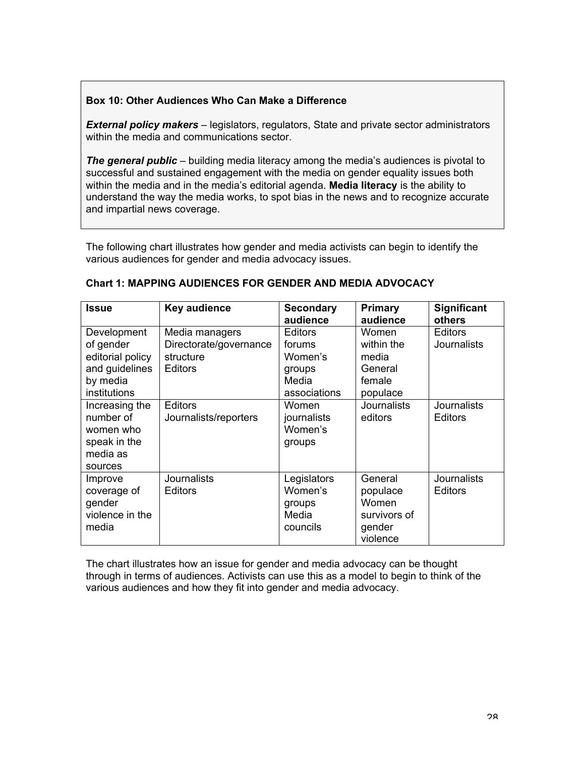**Box 10: Other Audiences Who Can Make a Difference**

***External policy makers*** – legislators, regulators, State and private sector administrators within the media and communications sector.

***The general public*** – building media literacy among the media's audiences is pivotal to successful and sustained engagement with the media on gender equality issues both within the media and in the media's editorial agenda. **Media literacy** is the ability to understand the way the media works, to spot bias in the news and to recognize accurate and impartial news coverage.

The following chart illustrates how gender and media activists can begin to identify the various audiences for gender and media advocacy issues.

**Chart 1: MAPPING AUDIENCES FOR GENDER AND MEDIA ADVOCACY**

| **Issue** | **Key audience** | **Secondary audience** | **Primary audience** | **Significant others** |
|---|---|---|---|---|
| Development of gender editorial policy and guidelines by media institutions | Media managers<br>Directorate/governance structure<br>Editors | Editors forums<br>Women's groups<br>Media associations | Women within the media<br>General female populace | Editors<br>Journalists |
| Increasing the number of women who speak in the media as sources | Editors<br>Journalists/reporters | Women journalists<br>Women's groups | Journalists editors | Journalists<br>Editors |
| Improve coverage of gender violence in the media | Journalists<br>Editors | Legislators<br>Women's groups<br>Media councils | General populace<br>Women survivors of gender violence | Journalists<br>Editors |

The chart illustrates how an issue for gender and media advocacy can be thought through in terms of audiences. Activists can use this as a model to begin to think of the various audiences and how they fit into gender and media advocacy.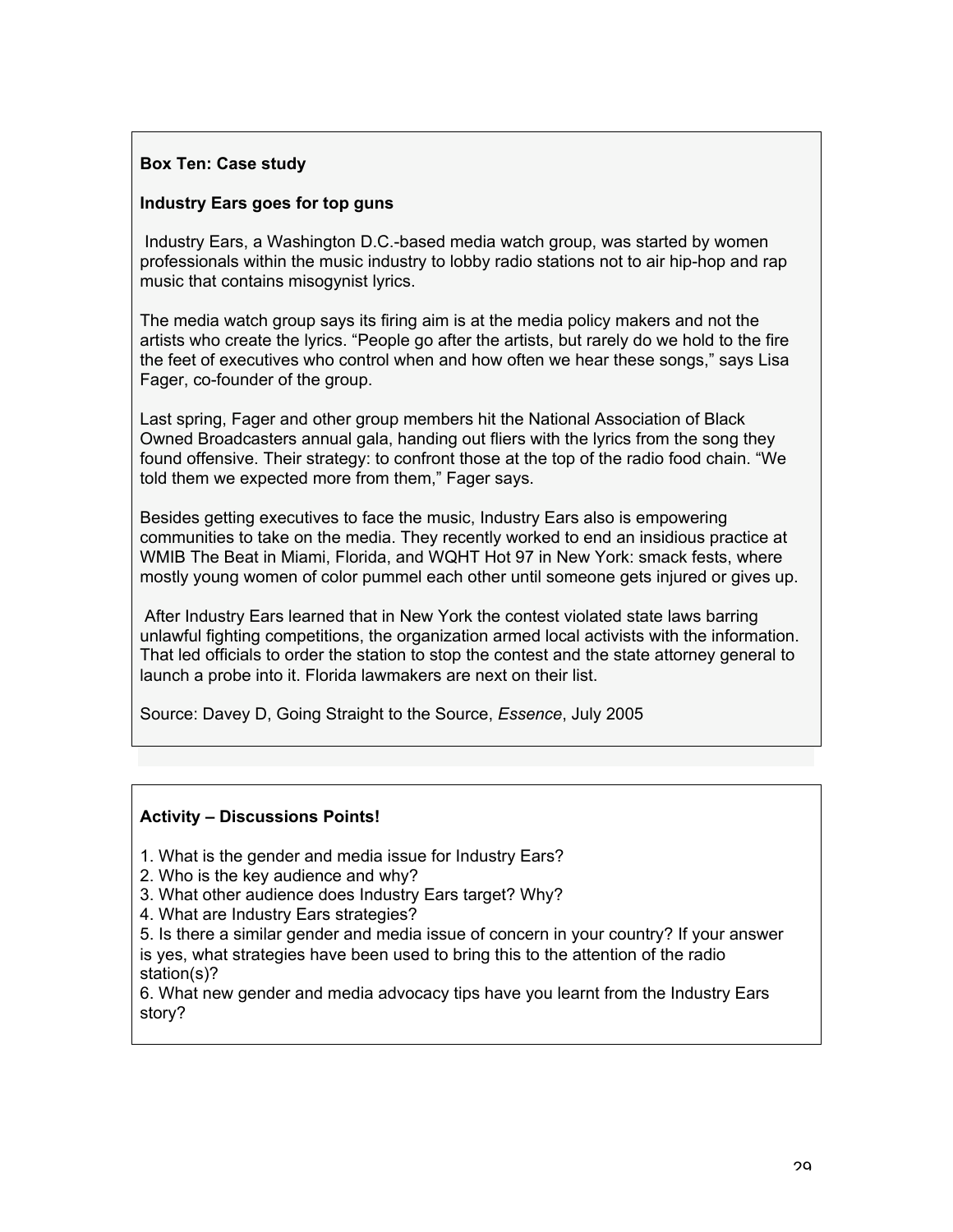**Box Ten: Case study**

**Industry Ears goes for top guns**

Industry Ears, a Washington D.C.-based media watch group, was started by women professionals within the music industry to lobby radio stations not to air hip-hop and rap music that contains misogynist lyrics.

The media watch group says its firing aim is at the media policy makers and not the artists who create the lyrics. "People go after the artists, but rarely do we hold to the fire the feet of executives who control when and how often we hear these songs," says Lisa Fager, co-founder of the group.

Last spring, Fager and other group members hit the National Association of Black Owned Broadcasters annual gala, handing out fliers with the lyrics from the song they found offensive. Their strategy: to confront those at the top of the radio food chain. "We told them we expected more from them," Fager says.

Besides getting executives to face the music, Industry Ears also is empowering communities to take on the media. They recently worked to end an insidious practice at WMIB The Beat in Miami, Florida, and WQHT Hot 97 in New York: smack fests, where mostly young women of color pummel each other until someone gets injured or gives up.

After Industry Ears learned that in New York the contest violated state laws barring unlawful fighting competitions, the organization armed local activists with the information. That led officials to order the station to stop the contest and the state attorney general to launch a probe into it. Florida lawmakers are next on their list.

Source: Davey D, Going Straight to the Source, *Essence*, July 2005

**Activity – Discussions Points!**

1. What is the gender and media issue for Industry Ears?
2. Who is the key audience and why?
3. What other audience does Industry Ears target? Why?
4. What are Industry Ears strategies?
5. Is there a similar gender and media issue of concern in your country? If your answer is yes, what strategies have been used to bring this to the attention of the radio station(s)?
6. What new gender and media advocacy tips have you learnt from the Industry Ears story?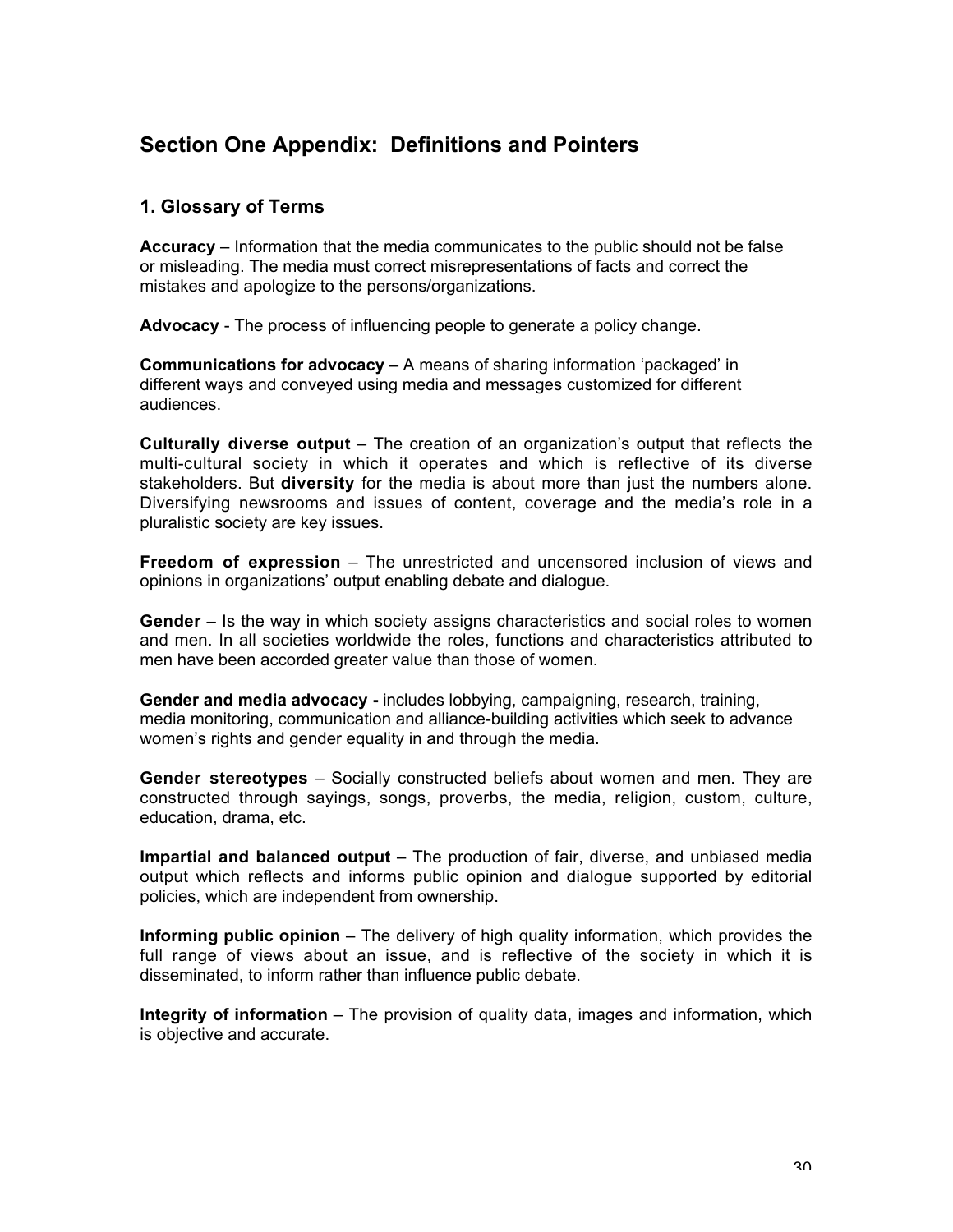## Section One Appendix: Definitions and Pointers

### 1. Glossary of Terms

**Accuracy** – Information that the media communicates to the public should not be false or misleading. The media must correct misrepresentations of facts and correct the mistakes and apologize to the persons/organizations.

**Advocacy** - The process of influencing people to generate a policy change.

**Communications for advocacy** – A means of sharing information 'packaged' in different ways and conveyed using media and messages customized for different audiences.

**Culturally diverse output** – The creation of an organization's output that reflects the multi-cultural society in which it operates and which is reflective of its diverse stakeholders. But **diversity** for the media is about more than just the numbers alone. Diversifying newsrooms and issues of content, coverage and the media's role in a pluralistic society are key issues.

**Freedom of expression** – The unrestricted and uncensored inclusion of views and opinions in organizations' output enabling debate and dialogue.

**Gender** – Is the way in which society assigns characteristics and social roles to women and men. In all societies worldwide the roles, functions and characteristics attributed to men have been accorded greater value than those of women.

**Gender and media advocacy -** includes lobbying, campaigning, research, training, media monitoring, communication and alliance-building activities which seek to advance women's rights and gender equality in and through the media.

**Gender stereotypes** – Socially constructed beliefs about women and men. They are constructed through sayings, songs, proverbs, the media, religion, custom, culture, education, drama, etc.

**Impartial and balanced output** – The production of fair, diverse, and unbiased media output which reflects and informs public opinion and dialogue supported by editorial policies, which are independent from ownership.

**Informing public opinion** – The delivery of high quality information, which provides the full range of views about an issue, and is reflective of the society in which it is disseminated, to inform rather than influence public debate.

**Integrity of information** – The provision of quality data, images and information, which is objective and accurate.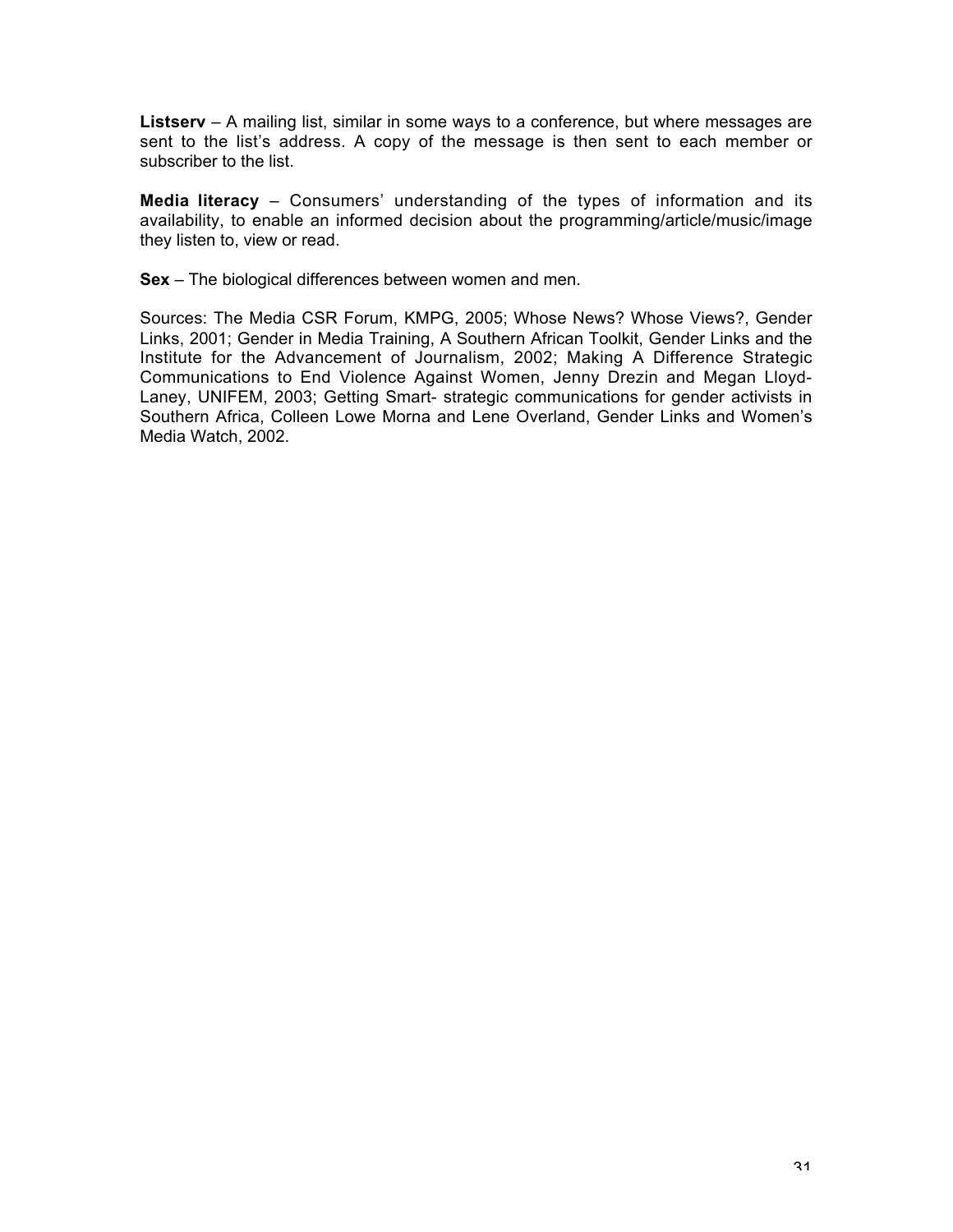**Listserv** – A mailing list, similar in some ways to a conference, but where messages are sent to the list's address. A copy of the message is then sent to each member or subscriber to the list.

**Media literacy** – Consumers' understanding of the types of information and its availability, to enable an informed decision about the programming/article/music/image they listen to, view or read.

**Sex** – The biological differences between women and men.

Sources: The Media CSR Forum, KMPG, 2005; Whose News? Whose Views?, Gender Links, 2001; Gender in Media Training, A Southern African Toolkit, Gender Links and the Institute for the Advancement of Journalism, 2002; Making A Difference Strategic Communications to End Violence Against Women, Jenny Drezin and Megan Lloyd-Laney, UNIFEM, 2003; Getting Smart- strategic communications for gender activists in Southern Africa, Colleen Lowe Morna and Lene Overland, Gender Links and Women's Media Watch, 2002.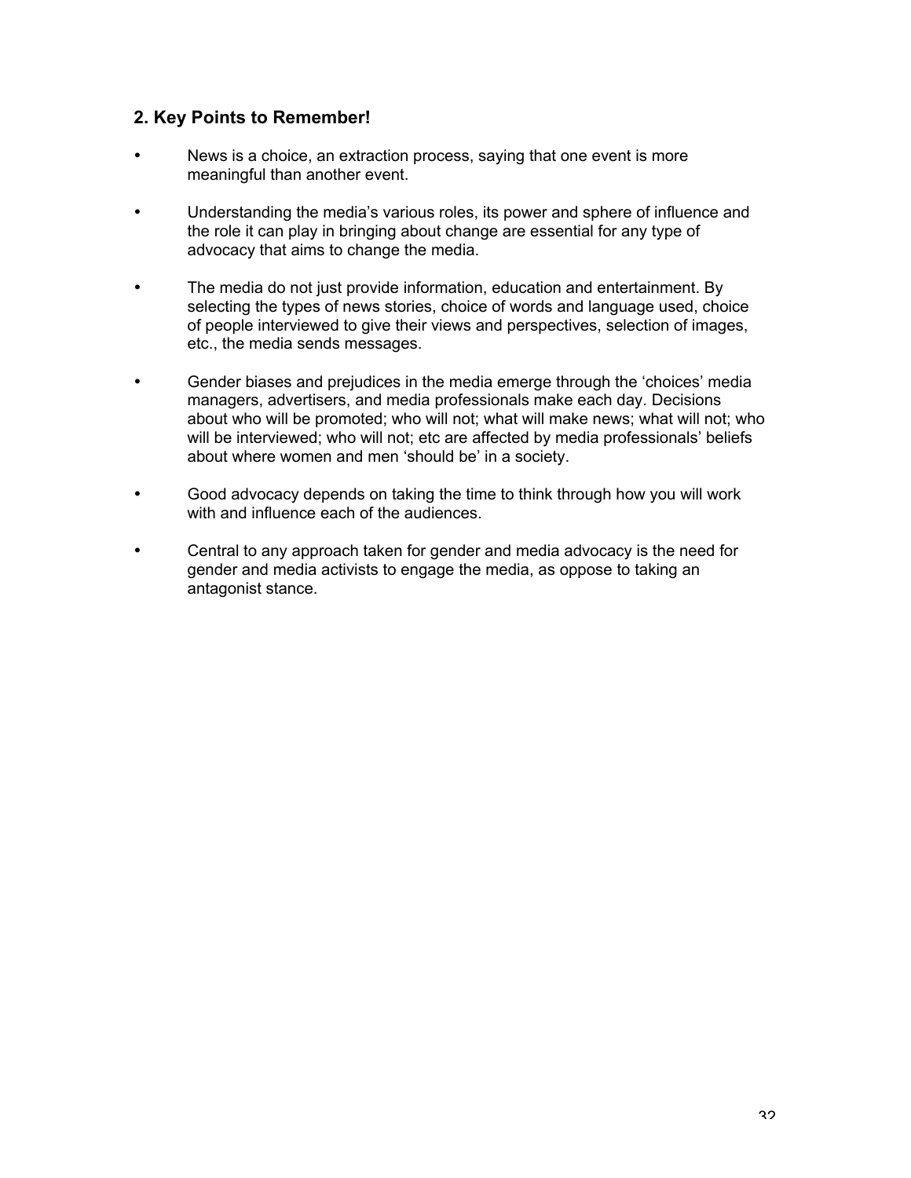## 2. Key Points to Remember!

- News is a choice, an extraction process, saying that one event is more meaningful than another event.
- Understanding the media's various roles, its power and sphere of influence and the role it can play in bringing about change are essential for any type of advocacy that aims to change the media.
- The media do not just provide information, education and entertainment. By selecting the types of news stories, choice of words and language used, choice of people interviewed to give their views and perspectives, selection of images, etc., the media sends messages.
- Gender biases and prejudices in the media emerge through the 'choices' media managers, advertisers, and media professionals make each day. Decisions about who will be promoted; who will not; what will make news; what will not; who will be interviewed; who will not; etc are affected by media professionals' beliefs about where women and men 'should be' in a society.
- Good advocacy depends on taking the time to think through how you will work with and influence each of the audiences.
- Central to any approach taken for gender and media advocacy is the need for gender and media activists to engage the media, as oppose to taking an antagonist stance.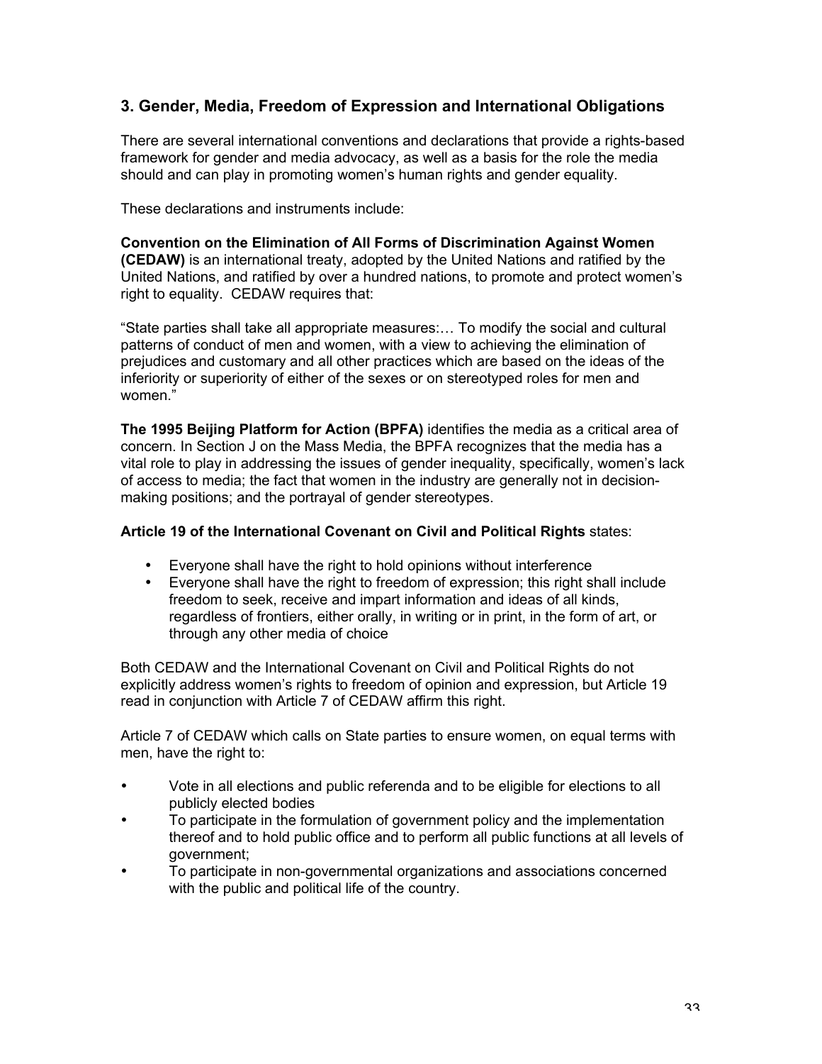## 3. Gender, Media, Freedom of Expression and International Obligations

There are several international conventions and declarations that provide a rights-based framework for gender and media advocacy, as well as a basis for the role the media should and can play in promoting women's human rights and gender equality.

These declarations and instruments include:

**Convention on the Elimination of All Forms of Discrimination Against Women (CEDAW)** is an international treaty, adopted by the United Nations and ratified by the United Nations, and ratified by over a hundred nations, to promote and protect women's right to equality. CEDAW requires that:

"State parties shall take all appropriate measures:… To modify the social and cultural patterns of conduct of men and women, with a view to achieving the elimination of prejudices and customary and all other practices which are based on the ideas of the inferiority or superiority of either of the sexes or on stereotyped roles for men and women."

**The 1995 Beijing Platform for Action (BPFA)** identifies the media as a critical area of concern. In Section J on the Mass Media, the BPFA recognizes that the media has a vital role to play in addressing the issues of gender inequality, specifically, women's lack of access to media; the fact that women in the industry are generally not in decision-making positions; and the portrayal of gender stereotypes.

**Article 19 of the International Covenant on Civil and Political Rights** states:

- Everyone shall have the right to hold opinions without interference
- Everyone shall have the right to freedom of expression; this right shall include freedom to seek, receive and impart information and ideas of all kinds, regardless of frontiers, either orally, in writing or in print, in the form of art, or through any other media of choice

Both CEDAW and the International Covenant on Civil and Political Rights do not explicitly address women's rights to freedom of opinion and expression, but Article 19 read in conjunction with Article 7 of CEDAW affirm this right.

Article 7 of CEDAW which calls on State parties to ensure women, on equal terms with men, have the right to:

- Vote in all elections and public referenda and to be eligible for elections to all publicly elected bodies
- To participate in the formulation of government policy and the implementation thereof and to hold public office and to perform all public functions at all levels of government;
- To participate in non-governmental organizations and associations concerned with the public and political life of the country.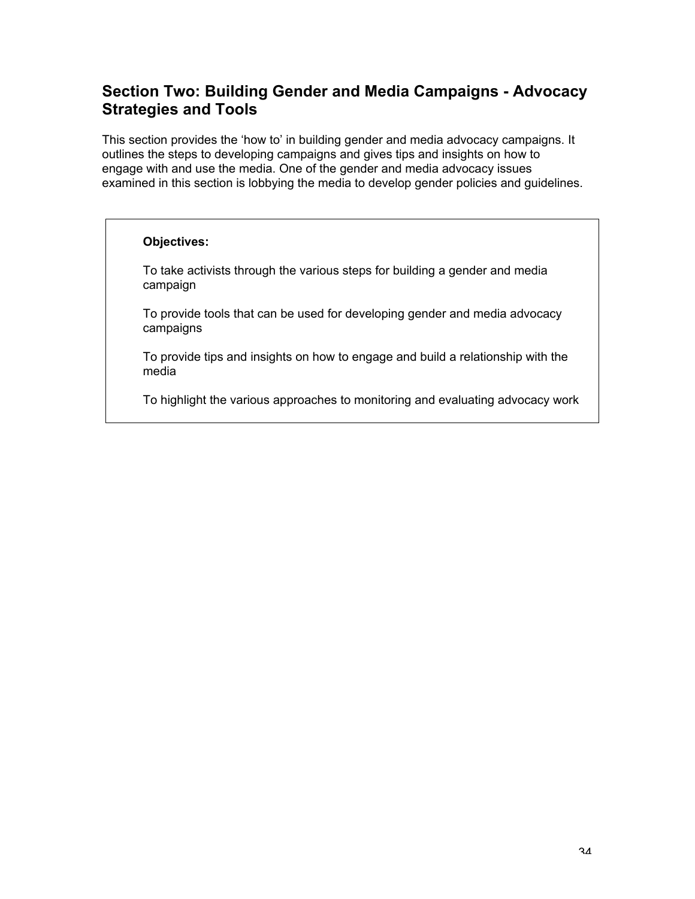## Section Two: Building Gender and Media Campaigns - Advocacy Strategies and Tools

This section provides the 'how to' in building gender and media advocacy campaigns. It outlines the steps to developing campaigns and gives tips and insights on how to engage with and use the media. One of the gender and media advocacy issues examined in this section is lobbying the media to develop gender policies and guidelines.

**Objectives:**

To take activists through the various steps for building a gender and media campaign

To provide tools that can be used for developing gender and media advocacy campaigns

To provide tips and insights on how to engage and build a relationship with the media

To highlight the various approaches to monitoring and evaluating advocacy work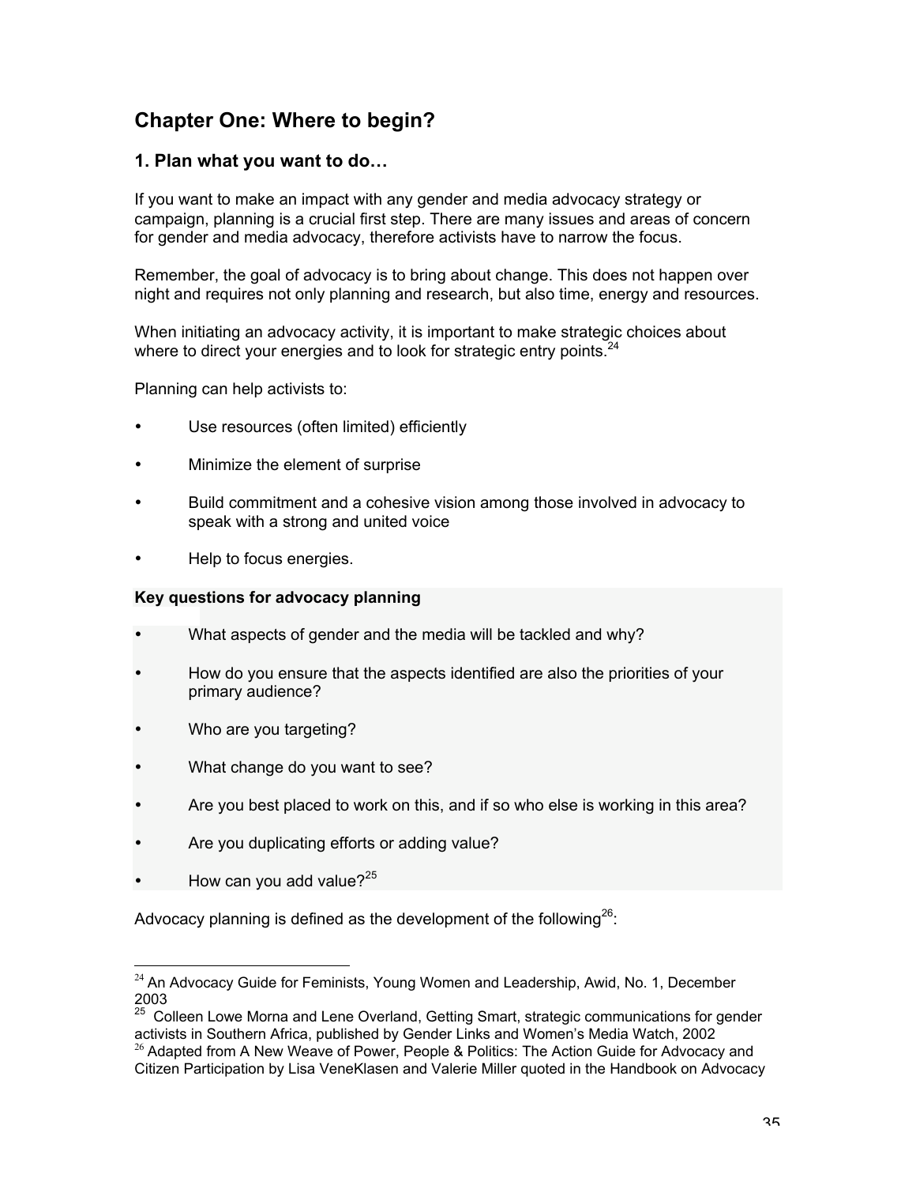## Chapter One: Where to begin?

### 1. Plan what you want to do…

If you want to make an impact with any gender and media advocacy strategy or campaign, planning is a crucial first step. There are many issues and areas of concern for gender and media advocacy, therefore activists have to narrow the focus.

Remember, the goal of advocacy is to bring about change. This does not happen over night and requires not only planning and research, but also time, energy and resources.

When initiating an advocacy activity, it is important to make strategic choices about where to direct your energies and to look for strategic entry points.[24]

Planning can help activists to:

- Use resources (often limited) efficiently
- Minimize the element of surprise
- Build commitment and a cohesive vision among those involved in advocacy to speak with a strong and united voice
- Help to focus energies.

**Key questions for advocacy planning**

- What aspects of gender and the media will be tackled and why?
- How do you ensure that the aspects identified are also the priorities of your primary audience?
- Who are you targeting?
- What change do you want to see?
- Are you best placed to work on this, and if so who else is working in this area?
- Are you duplicating efforts or adding value?
- How can you add value?[25]

Advocacy planning is defined as the development of the following[26]:

---

[24] An Advocacy Guide for Feminists, Young Women and Leadership, Awid, No. 1, December 2003

[25] Colleen Lowe Morna and Lene Overland, Getting Smart, strategic communications for gender activists in Southern Africa, published by Gender Links and Women's Media Watch, 2002

[26] Adapted from A New Weave of Power, People & Politics: The Action Guide for Advocacy and Citizen Participation by Lisa VeneKlasen and Valerie Miller quoted in the Handbook on Advocacy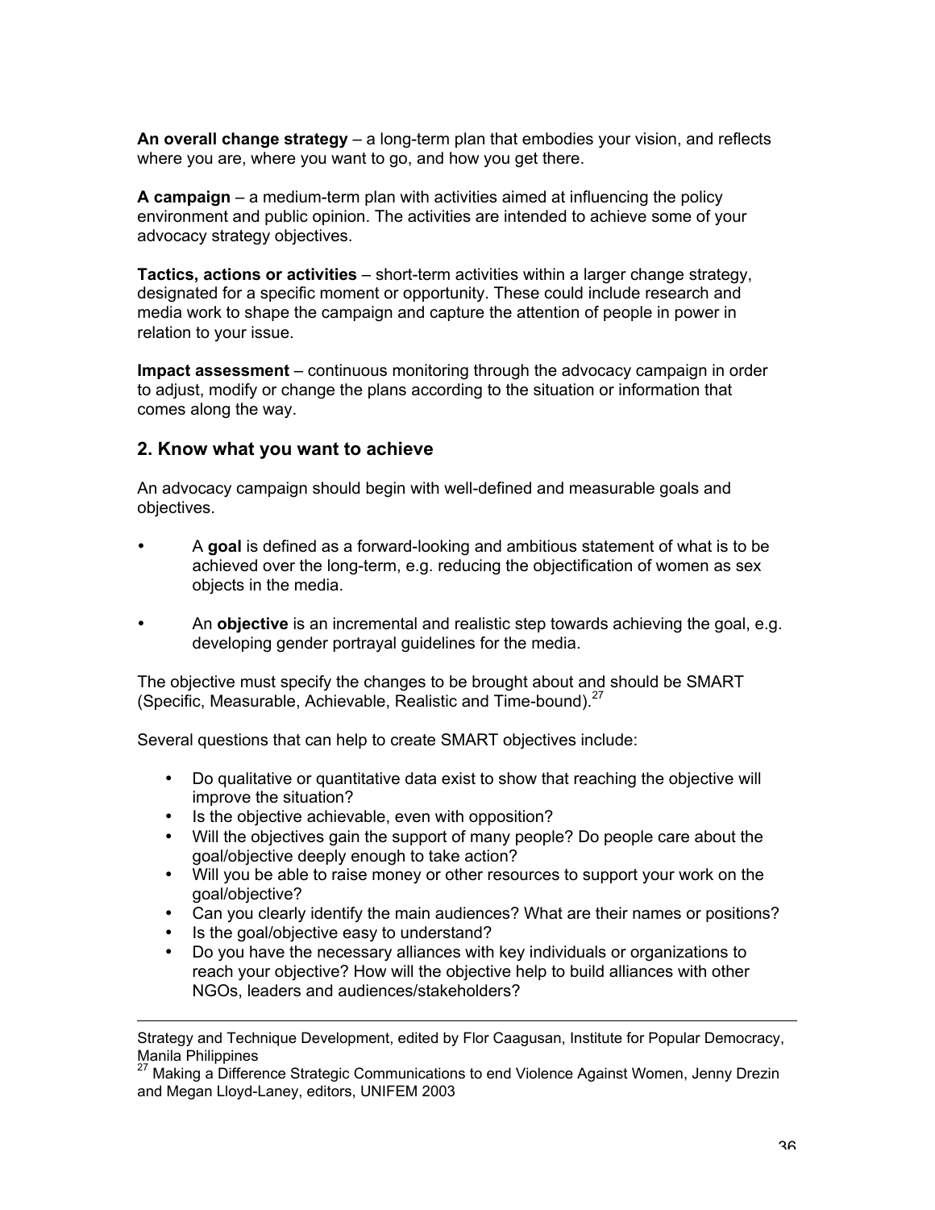**An overall change strategy** – a long-term plan that embodies your vision, and reflects where you are, where you want to go, and how you get there.

**A campaign** – a medium-term plan with activities aimed at influencing the policy environment and public opinion. The activities are intended to achieve some of your advocacy strategy objectives.

**Tactics, actions or activities** – short-term activities within a larger change strategy, designated for a specific moment or opportunity. These could include research and media work to shape the campaign and capture the attention of people in power in relation to your issue.

**Impact assessment** – continuous monitoring through the advocacy campaign in order to adjust, modify or change the plans according to the situation or information that comes along the way.

## 2. Know what you want to achieve

An advocacy campaign should begin with well-defined and measurable goals and objectives.

- A **goal** is defined as a forward-looking and ambitious statement of what is to be achieved over the long-term, e.g. reducing the objectification of women as sex objects in the media.
- An **objective** is an incremental and realistic step towards achieving the goal, e.g. developing gender portrayal guidelines for the media.

The objective must specify the changes to be brought about and should be SMART (Specific, Measurable, Achievable, Realistic and Time-bound).[27]

Several questions that can help to create SMART objectives include:

- Do qualitative or quantitative data exist to show that reaching the objective will improve the situation?
- Is the objective achievable, even with opposition?
- Will the objectives gain the support of many people? Do people care about the goal/objective deeply enough to take action?
- Will you be able to raise money or other resources to support your work on the goal/objective?
- Can you clearly identify the main audiences? What are their names or positions?
- Is the goal/objective easy to understand?
- Do you have the necessary alliances with key individuals or organizations to reach your objective? How will the objective help to build alliances with other NGOs, leaders and audiences/stakeholders?

---

Strategy and Technique Development, edited by Flor Caagusan, Institute for Popular Democracy, Manila Philippines

[27] Making a Difference Strategic Communications to end Violence Against Women, Jenny Drezin and Megan Lloyd-Laney, editors, UNIFEM 2003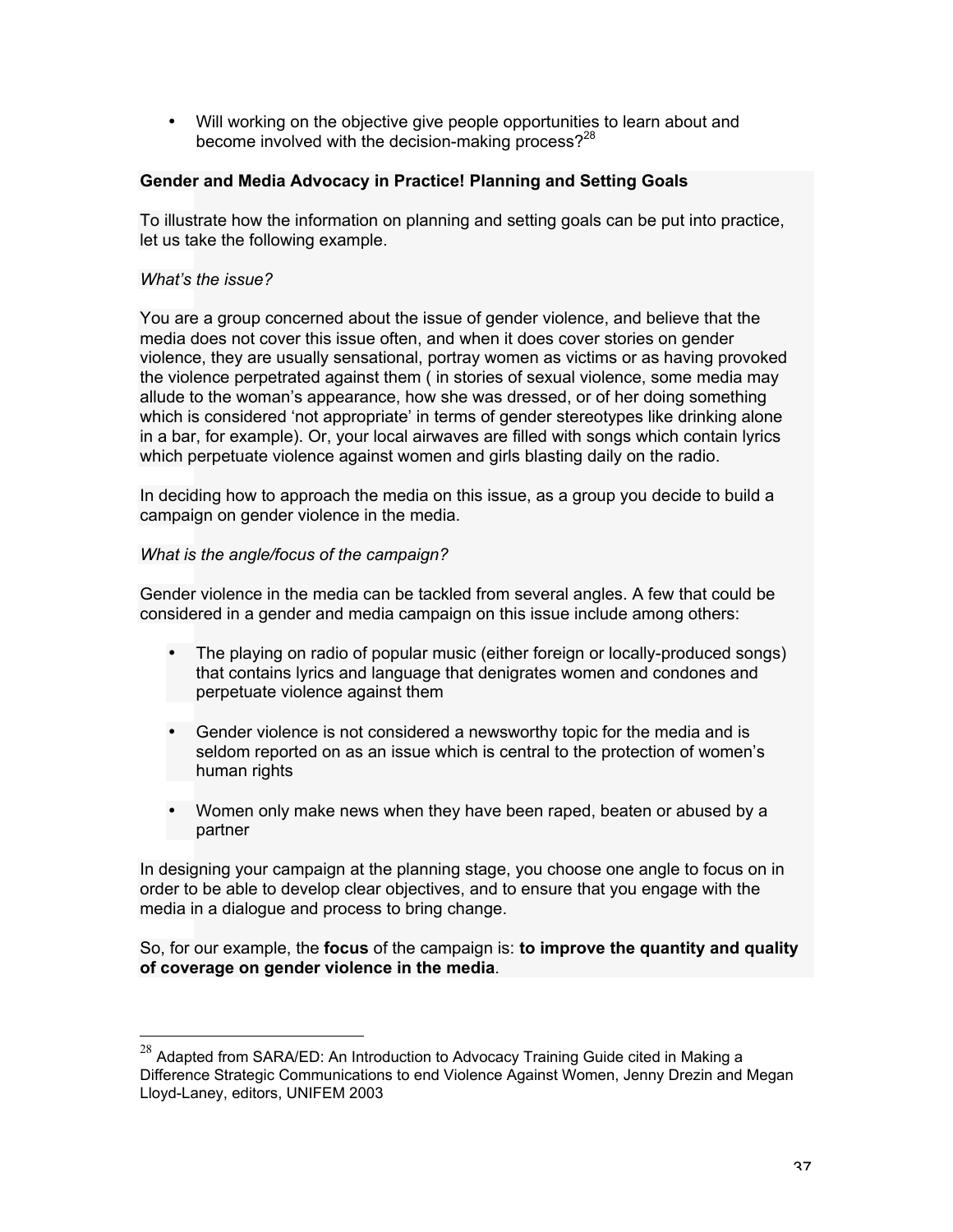- Will working on the objective give people opportunities to learn about and become involved with the decision-making process?[28]

**Gender and Media Advocacy in Practice! Planning and Setting Goals**

To illustrate how the information on planning and setting goals can be put into practice, let us take the following example.

*What's the issue?*

You are a group concerned about the issue of gender violence, and believe that the media does not cover this issue often, and when it does cover stories on gender violence, they are usually sensational, portray women as victims or as having provoked the violence perpetrated against them ( in stories of sexual violence, some media may allude to the woman's appearance, how she was dressed, or of her doing something which is considered 'not appropriate' in terms of gender stereotypes like drinking alone in a bar, for example). Or, your local airwaves are filled with songs which contain lyrics which perpetuate violence against women and girls blasting daily on the radio.

In deciding how to approach the media on this issue, as a group you decide to build a campaign on gender violence in the media.

*What is the angle/focus of the campaign?*

Gender violence in the media can be tackled from several angles. A few that could be considered in a gender and media campaign on this issue include among others:

- The playing on radio of popular music (either foreign or locally-produced songs) that contains lyrics and language that denigrates women and condones and perpetuate violence against them

- Gender violence is not considered a newsworthy topic for the media and is seldom reported on as an issue which is central to the protection of women's human rights

- Women only make news when they have been raped, beaten or abused by a partner

In designing your campaign at the planning stage, you choose one angle to focus on in order to be able to develop clear objectives, and to ensure that you engage with the media in a dialogue and process to bring change.

So, for our example, the **focus** of the campaign is: **to improve the quantity and quality of coverage on gender violence in the media**.

---

[28] Adapted from SARA/ED: An Introduction to Advocacy Training Guide cited in Making a Difference Strategic Communications to end Violence Against Women, Jenny Drezin and Megan Lloyd-Laney, editors, UNIFEM 2003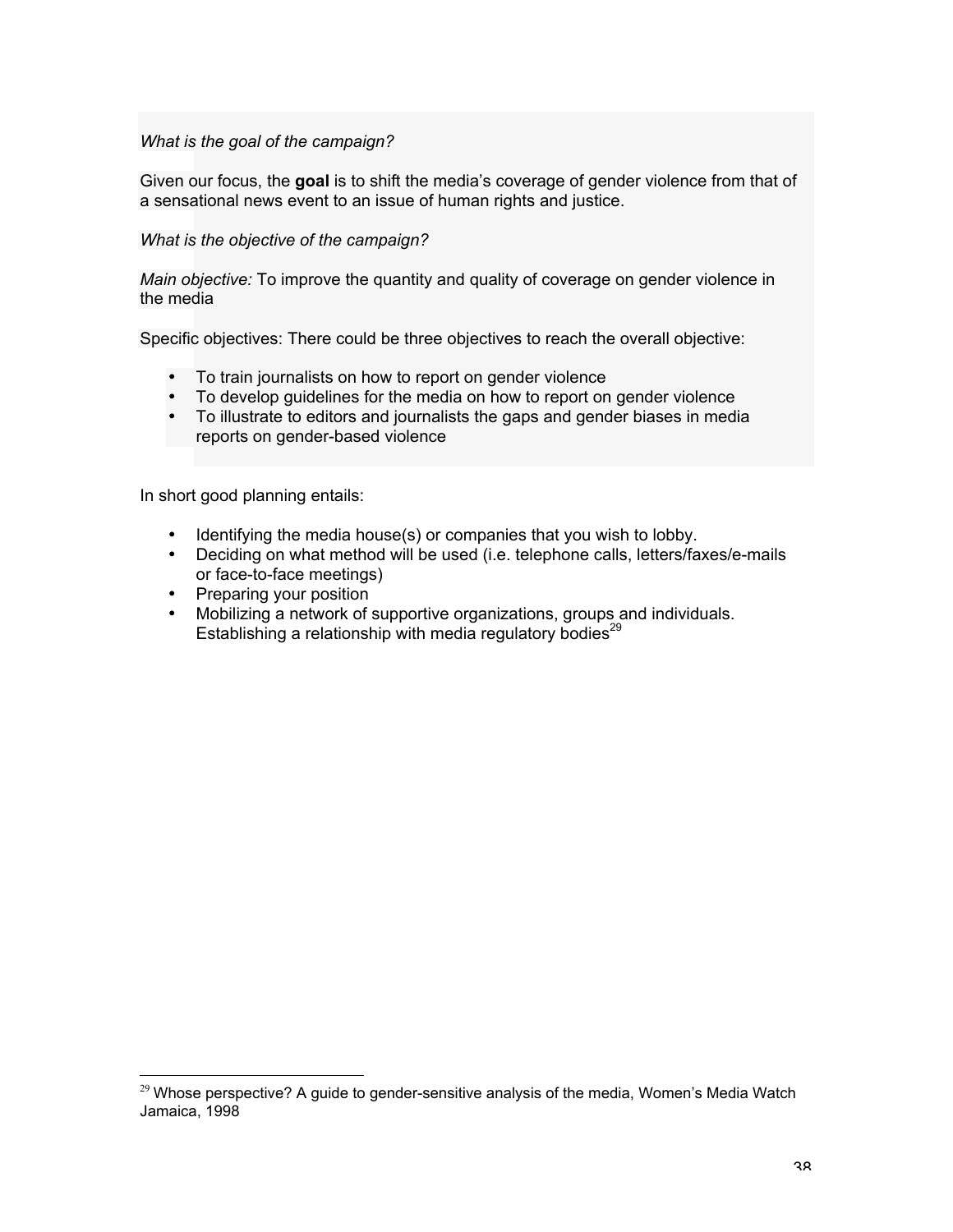*What is the goal of the campaign?*

Given our focus, the **goal** is to shift the media's coverage of gender violence from that of a sensational news event to an issue of human rights and justice.

*What is the objective of the campaign?*

*Main objective:* To improve the quantity and quality of coverage on gender violence in the media

Specific objectives: There could be three objectives to reach the overall objective:

- To train journalists on how to report on gender violence
- To develop guidelines for the media on how to report on gender violence
- To illustrate to editors and journalists the gaps and gender biases in media reports on gender-based violence

In short good planning entails:

- Identifying the media house(s) or companies that you wish to lobby.
- Deciding on what method will be used (i.e. telephone calls, letters/faxes/e-mails or face-to-face meetings)
- Preparing your position
- Mobilizing a network of supportive organizations, groups and individuals. Establishing a relationship with media regulatory bodies[29]

---

[29] Whose perspective? A guide to gender-sensitive analysis of the media, Women's Media Watch Jamaica, 1998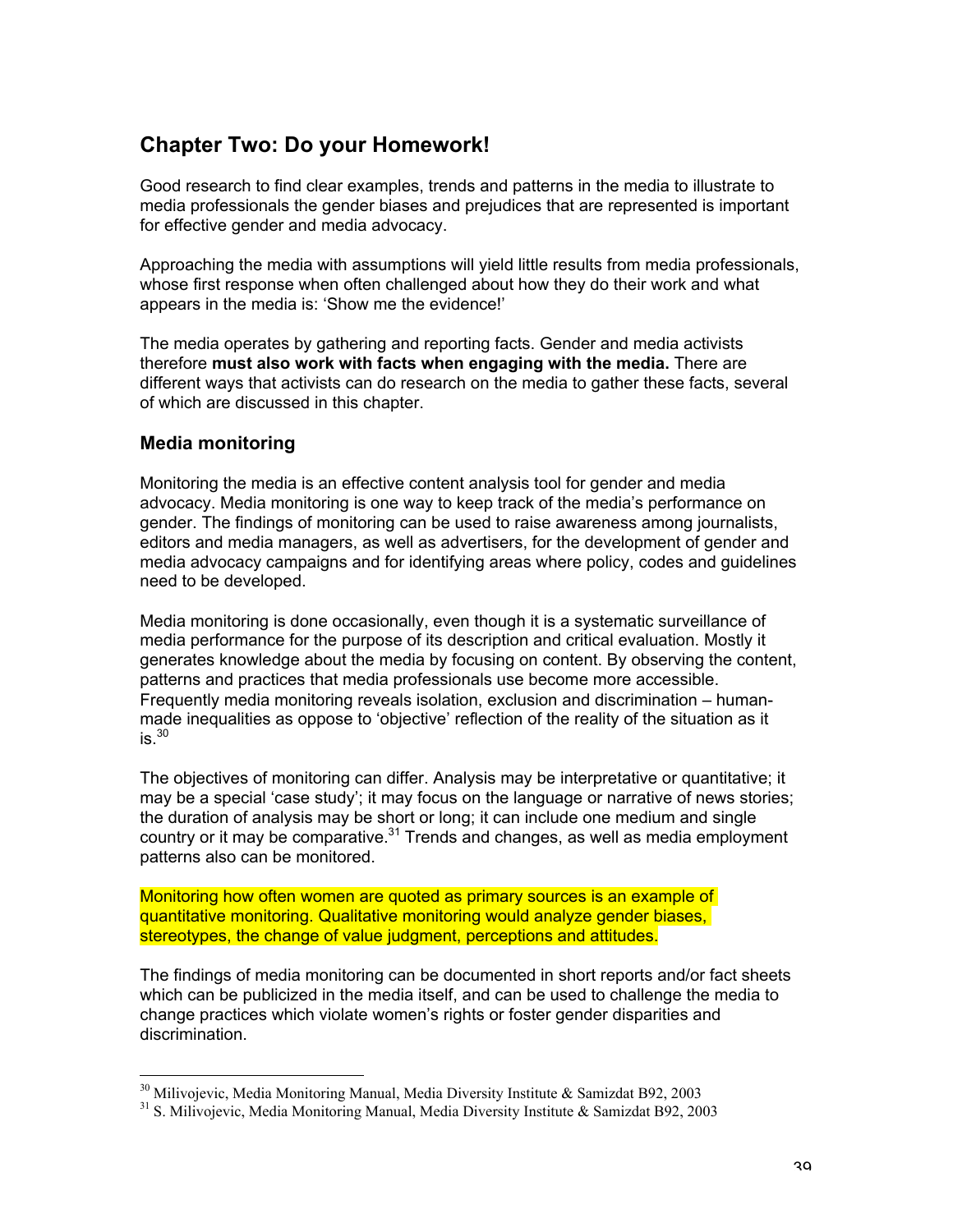## Chapter Two: Do your Homework!

Good research to find clear examples, trends and patterns in the media to illustrate to media professionals the gender biases and prejudices that are represented is important for effective gender and media advocacy.

Approaching the media with assumptions will yield little results from media professionals, whose first response when often challenged about how they do their work and what appears in the media is: 'Show me the evidence!'

The media operates by gathering and reporting facts. Gender and media activists therefore **must also work with facts when engaging with the media.** There are different ways that activists can do research on the media to gather these facts, several of which are discussed in this chapter.

### Media monitoring

Monitoring the media is an effective content analysis tool for gender and media advocacy. Media monitoring is one way to keep track of the media's performance on gender. The findings of monitoring can be used to raise awareness among journalists, editors and media managers, as well as advertisers, for the development of gender and media advocacy campaigns and for identifying areas where policy, codes and guidelines need to be developed.

Media monitoring is done occasionally, even though it is a systematic surveillance of media performance for the purpose of its description and critical evaluation. Mostly it generates knowledge about the media by focusing on content. By observing the content, patterns and practices that media professionals use become more accessible. Frequently media monitoring reveals isolation, exclusion and discrimination – human-made inequalities as oppose to 'objective' reflection of the reality of the situation as it is.[30]

The objectives of monitoring can differ. Analysis may be interpretative or quantitative; it may be a special 'case study'; it may focus on the language or narrative of news stories; the duration of analysis may be short or long; it can include one medium and single country or it may be comparative.[31] Trends and changes, as well as media employment patterns also can be monitored.

Monitoring how often women are quoted as primary sources is an example of quantitative monitoring. Qualitative monitoring would analyze gender biases, stereotypes, the change of value judgment, perceptions and attitudes.

The findings of media monitoring can be documented in short reports and/or fact sheets which can be publicized in the media itself, and can be used to challenge the media to change practices which violate women's rights or foster gender disparities and discrimination.

---

[30] Milivojevic, Media Monitoring Manual, Media Diversity Institute & Samizdat B92, 2003

[31] S. Milivojevic, Media Monitoring Manual, Media Diversity Institute & Samizdat B92, 2003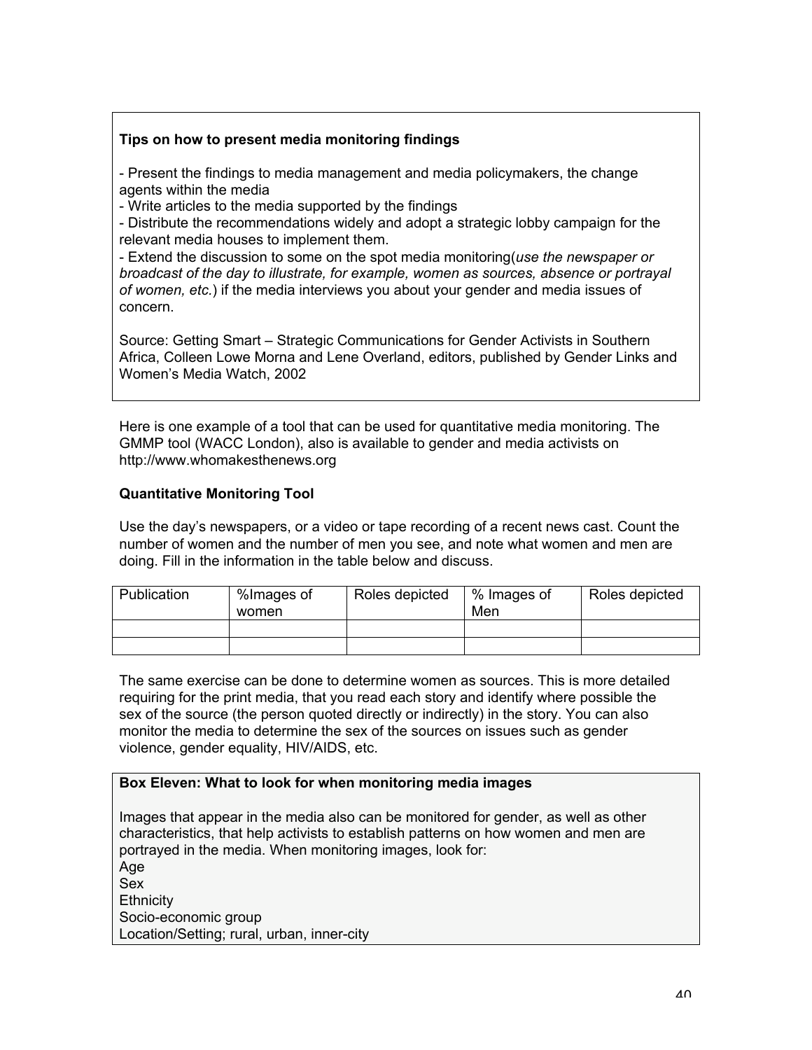**Tips on how to present media monitoring findings**

- Present the findings to media management and media policymakers, the change agents within the media
- Write articles to the media supported by the findings
- Distribute the recommendations widely and adopt a strategic lobby campaign for the relevant media houses to implement them.
- Extend the discussion to some on the spot media monitoring(*use the newspaper or broadcast of the day to illustrate, for example, women as sources, absence or portrayal of women, etc.*) if the media interviews you about your gender and media issues of concern.

Source: Getting Smart – Strategic Communications for Gender Activists in Southern Africa, Colleen Lowe Morna and Lene Overland, editors, published by Gender Links and Women's Media Watch, 2002

Here is one example of a tool that can be used for quantitative media monitoring. The GMMP tool (WACC London), also is available to gender and media activists on http://www.whomakesthenews.org

**Quantitative Monitoring Tool**

Use the day's newspapers, or a video or tape recording of a recent news cast. Count the number of women and the number of men you see, and note what women and men are doing. Fill in the information in the table below and discuss.

| Publication | %Images of women | Roles depicted | % Images of Men | Roles depicted |
|---|---|---|---|---|
| | | | | |
| | | | | |

The same exercise can be done to determine women as sources. This is more detailed requiring for the print media, that you read each story and identify where possible the sex of the source (the person quoted directly or indirectly) in the story. You can also monitor the media to determine the sex of the sources on issues such as gender violence, gender equality, HIV/AIDS, etc.

**Box Eleven: What to look for when monitoring media images**

Images that appear in the media also can be monitored for gender, as well as other characteristics, that help activists to establish patterns on how women and men are portrayed in the media. When monitoring images, look for:
Age
Sex
Ethnicity
Socio-economic group
Location/Setting; rural, urban, inner-city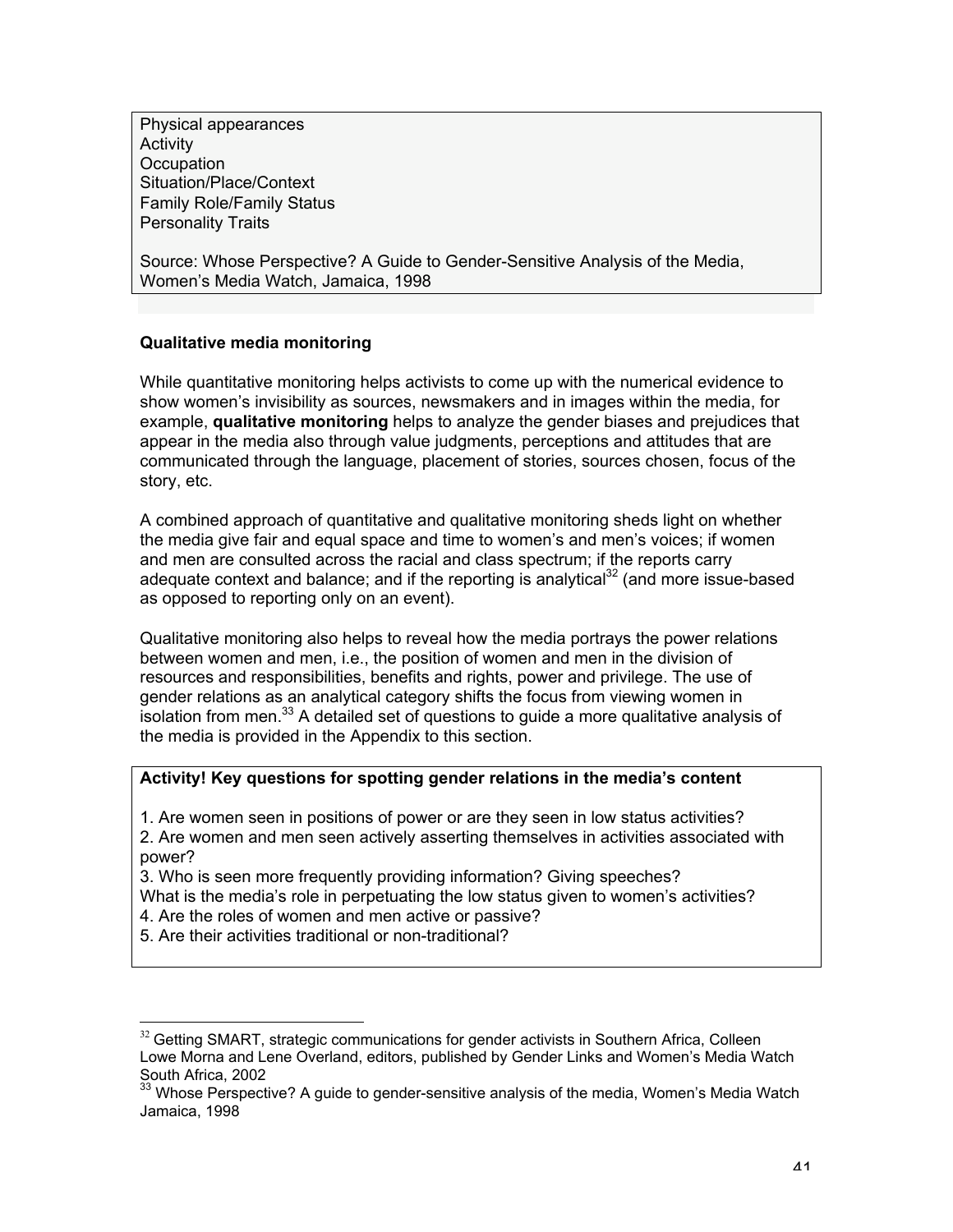Physical appearances
Activity
Occupation
Situation/Place/Context
Family Role/Family Status
Personality Traits

Source: Whose Perspective? A Guide to Gender-Sensitive Analysis of the Media, Women's Media Watch, Jamaica, 1998

**Qualitative media monitoring**

While quantitative monitoring helps activists to come up with the numerical evidence to show women's invisibility as sources, newsmakers and in images within the media, for example, **qualitative monitoring** helps to analyze the gender biases and prejudices that appear in the media also through value judgments, perceptions and attitudes that are communicated through the language, placement of stories, sources chosen, focus of the story, etc.

A combined approach of quantitative and qualitative monitoring sheds light on whether the media give fair and equal space and time to women's and men's voices; if women and men are consulted across the racial and class spectrum; if the reports carry adequate context and balance; and if the reporting is analytical[32] (and more issue-based as opposed to reporting only on an event).

Qualitative monitoring also helps to reveal how the media portrays the power relations between women and men, i.e., the position of women and men in the division of resources and responsibilities, benefits and rights, power and privilege. The use of gender relations as an analytical category shifts the focus from viewing women in isolation from men.[33] A detailed set of questions to guide a more qualitative analysis of the media is provided in the Appendix to this section.

**Activity! Key questions for spotting gender relations in the media's content**

1. Are women seen in positions of power or are they seen in low status activities?
2. Are women and men seen actively asserting themselves in activities associated with power?
3. Who is seen more frequently providing information? Giving speeches?
What is the media's role in perpetuating the low status given to women's activities?
4. Are the roles of women and men active or passive?
5. Are their activities traditional or non-traditional?

[32] Getting SMART, strategic communications for gender activists in Southern Africa, Colleen Lowe Morna and Lene Overland, editors, published by Gender Links and Women's Media Watch South Africa, 2002

[33] Whose Perspective? A guide to gender-sensitive analysis of the media, Women's Media Watch Jamaica, 1998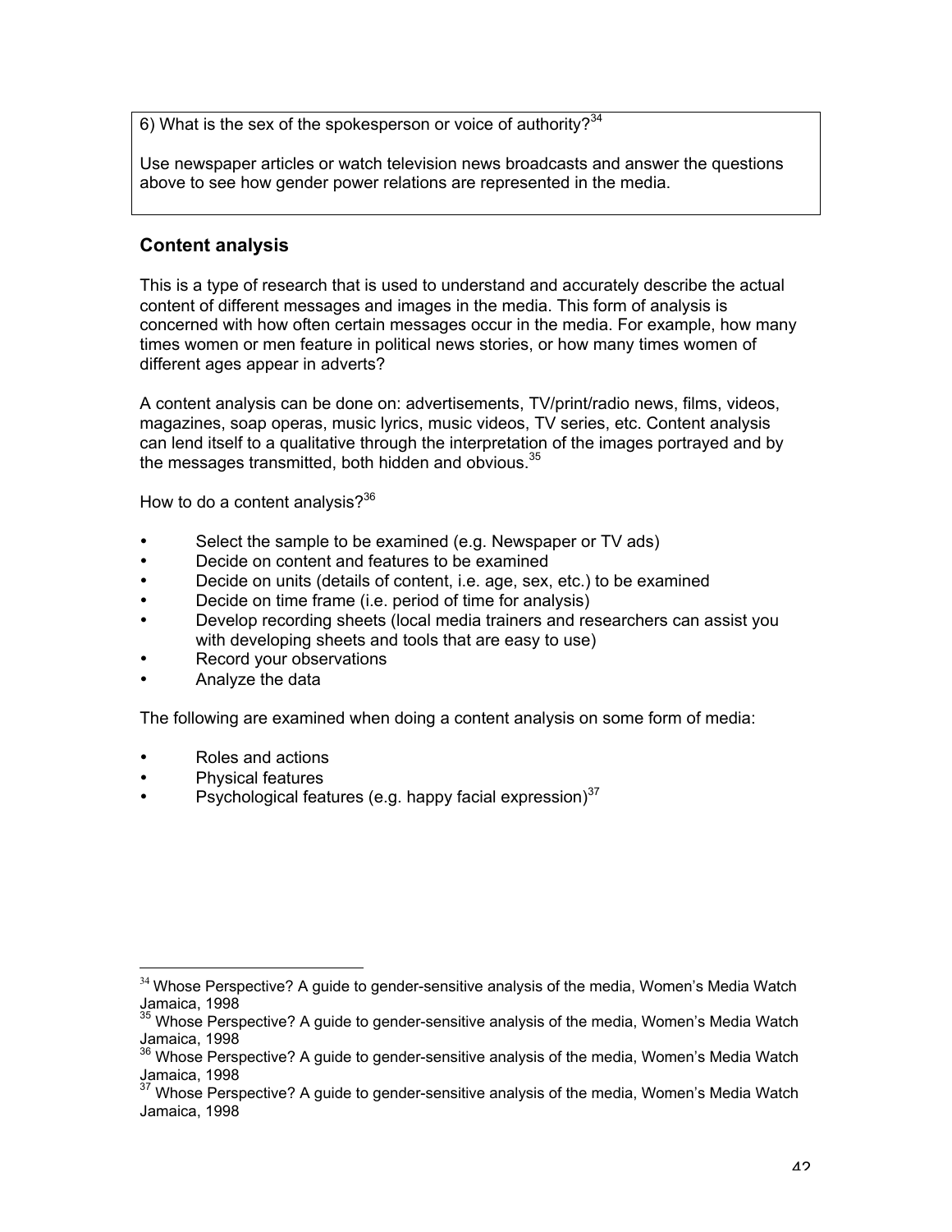6) What is the sex of the spokesperson or voice of authority?[34]

Use newspaper articles or watch television news broadcasts and answer the questions above to see how gender power relations are represented in the media.

## Content analysis

This is a type of research that is used to understand and accurately describe the actual content of different messages and images in the media. This form of analysis is concerned with how often certain messages occur in the media. For example, how many times women or men feature in political news stories, or how many times women of different ages appear in adverts?

A content analysis can be done on: advertisements, TV/print/radio news, films, videos, magazines, soap operas, music lyrics, music videos, TV series, etc. Content analysis can lend itself to a qualitative through the interpretation of the images portrayed and by the messages transmitted, both hidden and obvious.[35]

How to do a content analysis?[36]

- Select the sample to be examined (e.g. Newspaper or TV ads)
- Decide on content and features to be examined
- Decide on units (details of content, i.e. age, sex, etc.) to be examined
- Decide on time frame (i.e. period of time for analysis)
- Develop recording sheets (local media trainers and researchers can assist you with developing sheets and tools that are easy to use)
- Record your observations
- Analyze the data

The following are examined when doing a content analysis on some form of media:

- Roles and actions
- Physical features
- Psychological features (e.g. happy facial expression)[37]

---

[34] Whose Perspective? A guide to gender-sensitive analysis of the media, Women's Media Watch Jamaica, 1998

[35] Whose Perspective? A guide to gender-sensitive analysis of the media, Women's Media Watch Jamaica, 1998

[36] Whose Perspective? A guide to gender-sensitive analysis of the media, Women's Media Watch Jamaica, 1998

[37] Whose Perspective? A guide to gender-sensitive analysis of the media, Women's Media Watch Jamaica, 1998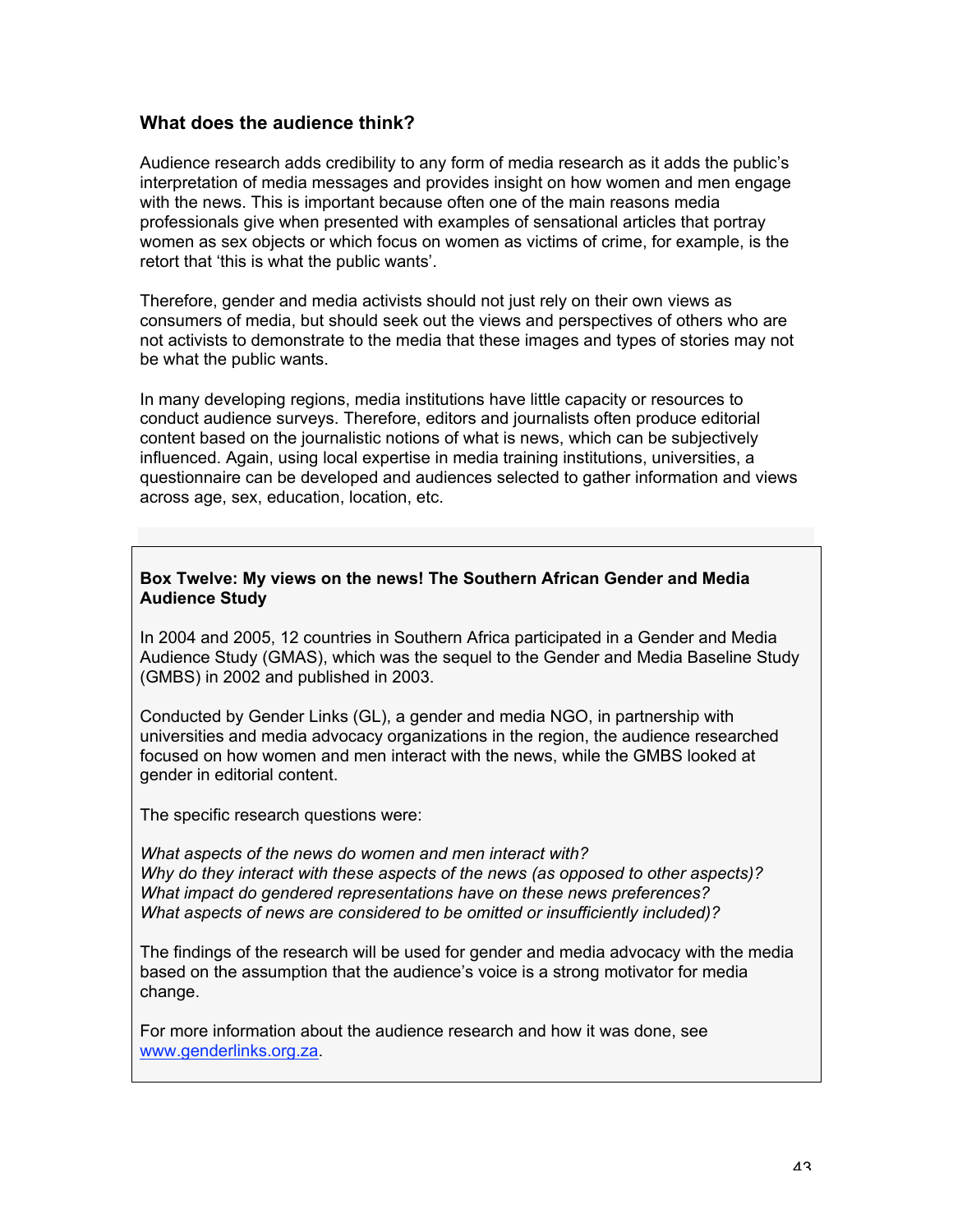### What does the audience think?

Audience research adds credibility to any form of media research as it adds the public's interpretation of media messages and provides insight on how women and men engage with the news. This is important because often one of the main reasons media professionals give when presented with examples of sensational articles that portray women as sex objects or which focus on women as victims of crime, for example, is the retort that 'this is what the public wants'.

Therefore, gender and media activists should not just rely on their own views as consumers of media, but should seek out the views and perspectives of others who are not activists to demonstrate to the media that these images and types of stories may not be what the public wants.

In many developing regions, media institutions have little capacity or resources to conduct audience surveys. Therefore, editors and journalists often produce editorial content based on the journalistic notions of what is news, which can be subjectively influenced. Again, using local expertise in media training institutions, universities, a questionnaire can be developed and audiences selected to gather information and views across age, sex, education, location, etc.

**Box Twelve: My views on the news! The Southern African Gender and Media Audience Study**

In 2004 and 2005, 12 countries in Southern Africa participated in a Gender and Media Audience Study (GMAS), which was the sequel to the Gender and Media Baseline Study (GMBS) in 2002 and published in 2003.

Conducted by Gender Links (GL), a gender and media NGO, in partnership with universities and media advocacy organizations in the region, the audience researched focused on how women and men interact with the news, while the GMBS looked at gender in editorial content.

The specific research questions were:

*What aspects of the news do women and men interact with?*
*Why do they interact with these aspects of the news (as opposed to other aspects)?*
*What impact do gendered representations have on these news preferences?*
*What aspects of news are considered to be omitted or insufficiently included)?*

The findings of the research will be used for gender and media advocacy with the media based on the assumption that the audience's voice is a strong motivator for media change.

For more information about the audience research and how it was done, see www.genderlinks.org.za.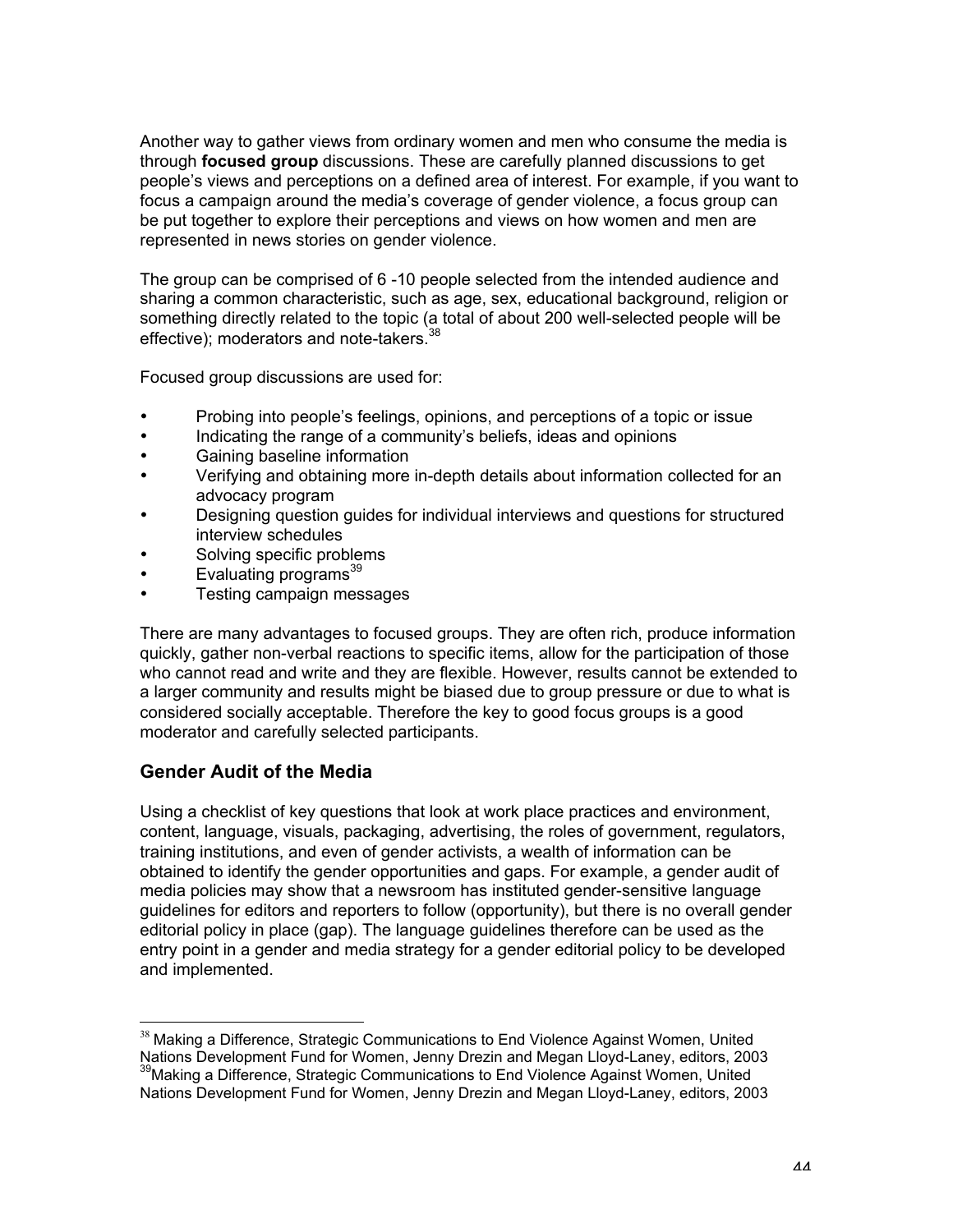Another way to gather views from ordinary women and men who consume the media is through **focused group** discussions. These are carefully planned discussions to get people's views and perceptions on a defined area of interest. For example, if you want to focus a campaign around the media's coverage of gender violence, a focus group can be put together to explore their perceptions and views on how women and men are represented in news stories on gender violence.

The group can be comprised of 6 -10 people selected from the intended audience and sharing a common characteristic, such as age, sex, educational background, religion or something directly related to the topic (a total of about 200 well-selected people will be effective); moderators and note-takers.[38]

Focused group discussions are used for:

- Probing into people's feelings, opinions, and perceptions of a topic or issue
- Indicating the range of a community's beliefs, ideas and opinions
- Gaining baseline information
- Verifying and obtaining more in-depth details about information collected for an advocacy program
- Designing question guides for individual interviews and questions for structured interview schedules
- Solving specific problems
- Evaluating programs[39]
- Testing campaign messages

There are many advantages to focused groups. They are often rich, produce information quickly, gather non-verbal reactions to specific items, allow for the participation of those who cannot read and write and they are flexible. However, results cannot be extended to a larger community and results might be biased due to group pressure or due to what is considered socially acceptable. Therefore the key to good focus groups is a good moderator and carefully selected participants.

## Gender Audit of the Media

Using a checklist of key questions that look at work place practices and environment, content, language, visuals, packaging, advertising, the roles of government, regulators, training institutions, and even of gender activists, a wealth of information can be obtained to identify the gender opportunities and gaps. For example, a gender audit of media policies may show that a newsroom has instituted gender-sensitive language guidelines for editors and reporters to follow (opportunity), but there is no overall gender editorial policy in place (gap). The language guidelines therefore can be used as the entry point in a gender and media strategy for a gender editorial policy to be developed and implemented.

---

[38] Making a Difference, Strategic Communications to End Violence Against Women, United Nations Development Fund for Women, Jenny Drezin and Megan Lloyd-Laney, editors, 2003

[39] Making a Difference, Strategic Communications to End Violence Against Women, United Nations Development Fund for Women, Jenny Drezin and Megan Lloyd-Laney, editors, 2003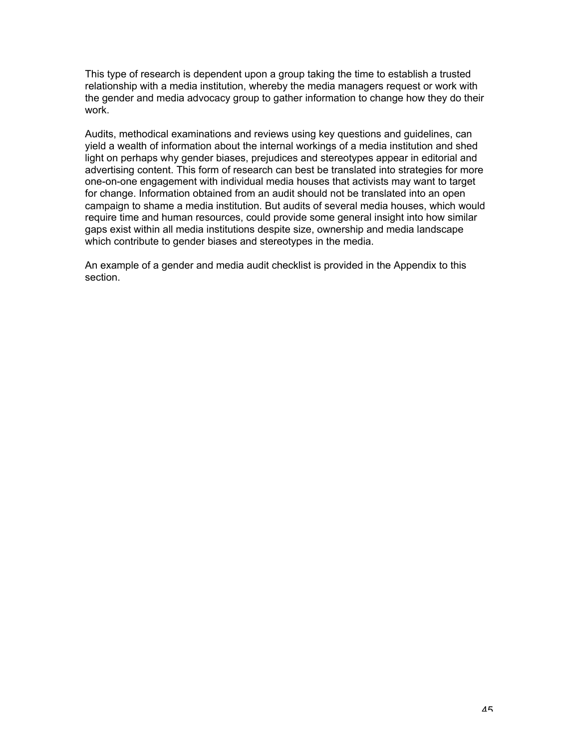This type of research is dependent upon a group taking the time to establish a trusted relationship with a media institution, whereby the media managers request or work with the gender and media advocacy group to gather information to change how they do their work.

Audits, methodical examinations and reviews using key questions and guidelines, can yield a wealth of information about the internal workings of a media institution and shed light on perhaps why gender biases, prejudices and stereotypes appear in editorial and advertising content. This form of research can best be translated into strategies for more one-on-one engagement with individual media houses that activists may want to target for change. Information obtained from an audit should not be translated into an open campaign to shame a media institution. But audits of several media houses, which would require time and human resources, could provide some general insight into how similar gaps exist within all media institutions despite size, ownership and media landscape which contribute to gender biases and stereotypes in the media.

An example of a gender and media audit checklist is provided in the Appendix to this section.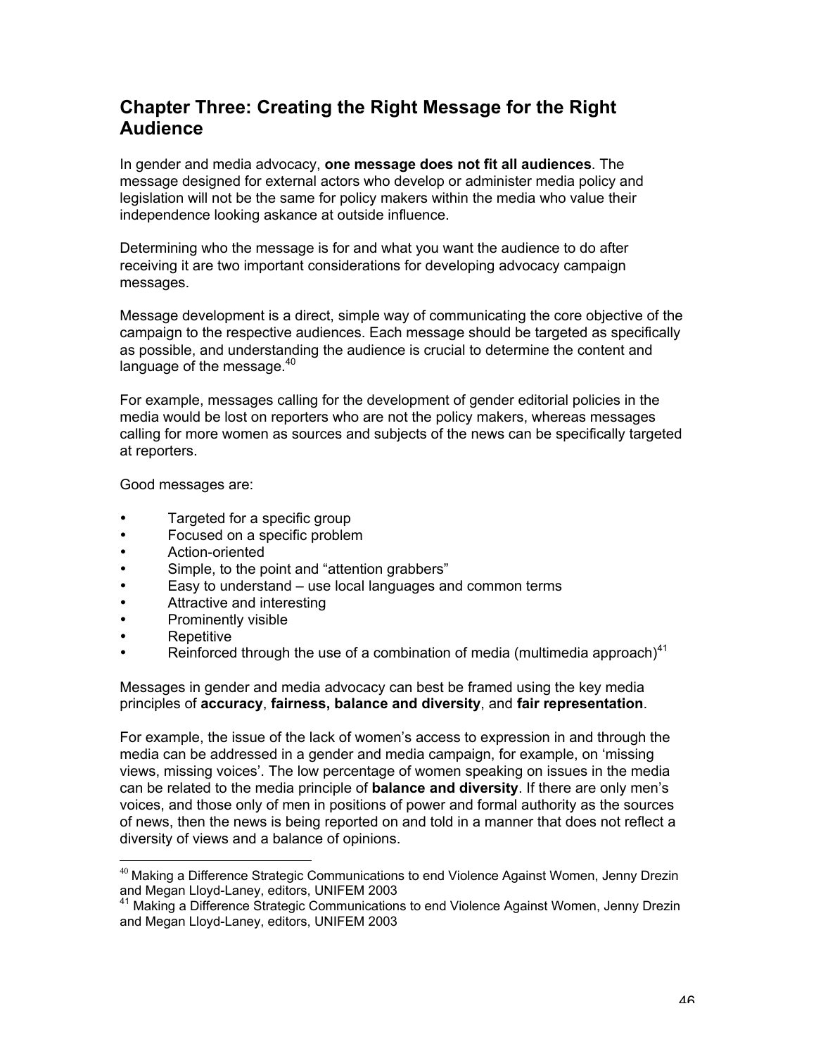## Chapter Three: Creating the Right Message for the Right Audience

In gender and media advocacy, **one message does not fit all audiences**. The message designed for external actors who develop or administer media policy and legislation will not be the same for policy makers within the media who value their independence looking askance at outside influence.

Determining who the message is for and what you want the audience to do after receiving it are two important considerations for developing advocacy campaign messages.

Message development is a direct, simple way of communicating the core objective of the campaign to the respective audiences. Each message should be targeted as specifically as possible, and understanding the audience is crucial to determine the content and language of the message.[40]

For example, messages calling for the development of gender editorial policies in the media would be lost on reporters who are not the policy makers, whereas messages calling for more women as sources and subjects of the news can be specifically targeted at reporters.

Good messages are:

- Targeted for a specific group
- Focused on a specific problem
- Action-oriented
- Simple, to the point and "attention grabbers"
- Easy to understand – use local languages and common terms
- Attractive and interesting
- Prominently visible
- Repetitive
- Reinforced through the use of a combination of media (multimedia approach)[41]

Messages in gender and media advocacy can best be framed using the key media principles of **accuracy**, **fairness, balance and diversity**, and **fair representation**.

For example, the issue of the lack of women's access to expression in and through the media can be addressed in a gender and media campaign, for example, on 'missing views, missing voices'. The low percentage of women speaking on issues in the media can be related to the media principle of **balance and diversity**. If there are only men's voices, and those only of men in positions of power and formal authority as the sources of news, then the news is being reported on and told in a manner that does not reflect a diversity of views and a balance of opinions.

---

[40] Making a Difference Strategic Communications to end Violence Against Women, Jenny Drezin and Megan Lloyd-Laney, editors, UNIFEM 2003

[41] Making a Difference Strategic Communications to end Violence Against Women, Jenny Drezin and Megan Lloyd-Laney, editors, UNIFEM 2003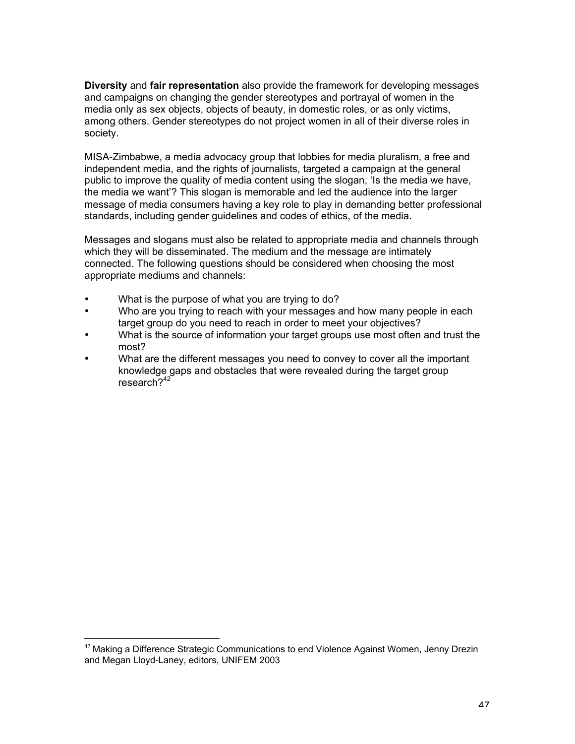**Diversity** and **fair representation** also provide the framework for developing messages and campaigns on changing the gender stereotypes and portrayal of women in the media only as sex objects, objects of beauty, in domestic roles, or as only victims, among others. Gender stereotypes do not project women in all of their diverse roles in society.

MISA-Zimbabwe, a media advocacy group that lobbies for media pluralism, a free and independent media, and the rights of journalists, targeted a campaign at the general public to improve the quality of media content using the slogan, 'Is the media we have, the media we want'? This slogan is memorable and led the audience into the larger message of media consumers having a key role to play in demanding better professional standards, including gender guidelines and codes of ethics, of the media.

Messages and slogans must also be related to appropriate media and channels through which they will be disseminated. The medium and the message are intimately connected. The following questions should be considered when choosing the most appropriate mediums and channels:

- What is the purpose of what you are trying to do?
- Who are you trying to reach with your messages and how many people in each target group do you need to reach in order to meet your objectives?
- What is the source of information your target groups use most often and trust the most?
- What are the different messages you need to convey to cover all the important knowledge gaps and obstacles that were revealed during the target group research?[42]

---

[42] Making a Difference Strategic Communications to end Violence Against Women, Jenny Drezin and Megan Lloyd-Laney, editors, UNIFEM 2003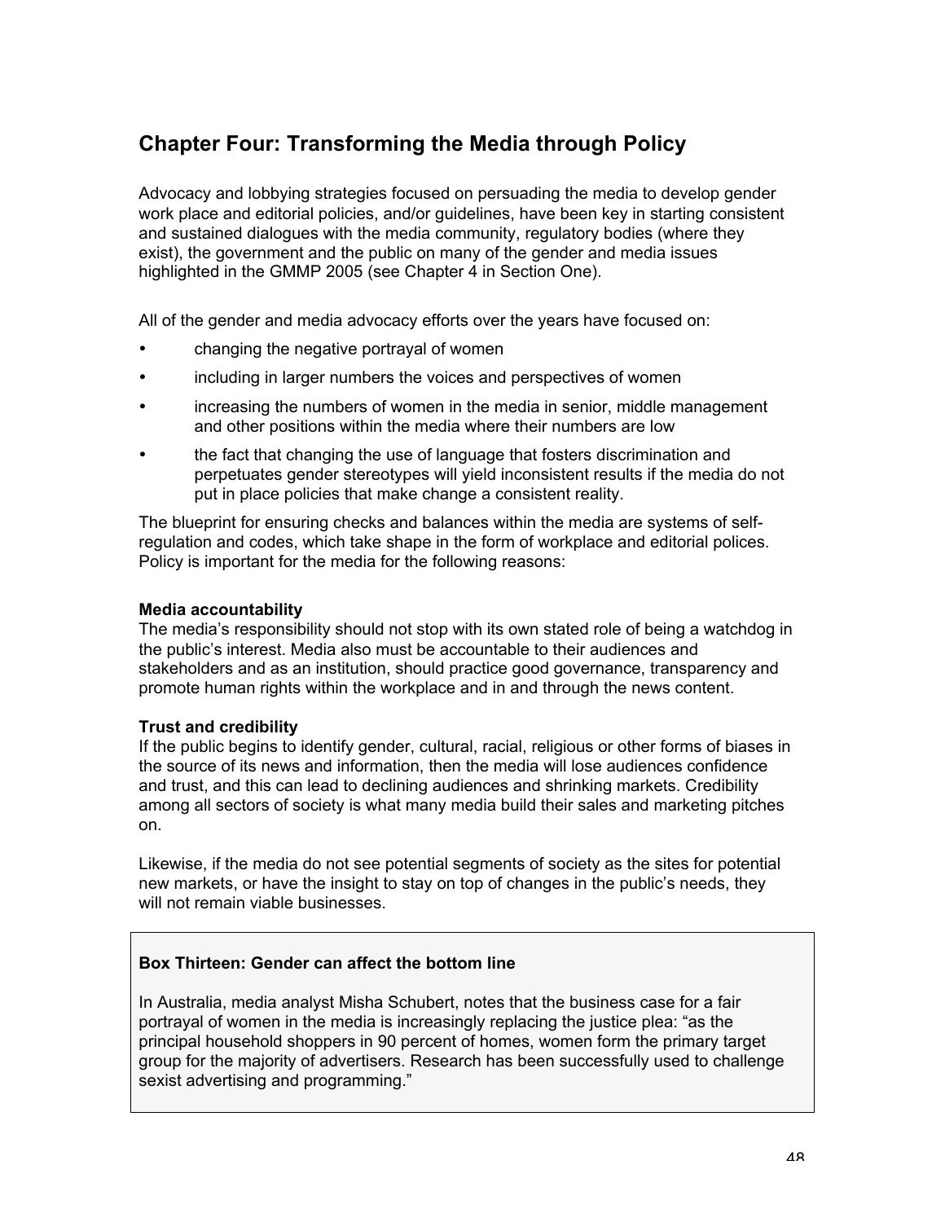## Chapter Four: Transforming the Media through Policy

Advocacy and lobbying strategies focused on persuading the media to develop gender work place and editorial policies, and/or guidelines, have been key in starting consistent and sustained dialogues with the media community, regulatory bodies (where they exist), the government and the public on many of the gender and media issues highlighted in the GMMP 2005 (see Chapter 4 in Section One).

All of the gender and media advocacy efforts over the years have focused on:

- changing the negative portrayal of women
- including in larger numbers the voices and perspectives of women
- increasing the numbers of women in the media in senior, middle management and other positions within the media where their numbers are low
- the fact that changing the use of language that fosters discrimination and perpetuates gender stereotypes will yield inconsistent results if the media do not put in place policies that make change a consistent reality.

The blueprint for ensuring checks and balances within the media are systems of self-regulation and codes, which take shape in the form of workplace and editorial polices. Policy is important for the media for the following reasons:

**Media accountability**
The media's responsibility should not stop with its own stated role of being a watchdog in the public's interest. Media also must be accountable to their audiences and stakeholders and as an institution, should practice good governance, transparency and promote human rights within the workplace and in and through the news content.

**Trust and credibility**
If the public begins to identify gender, cultural, racial, religious or other forms of biases in the source of its news and information, then the media will lose audiences confidence and trust, and this can lead to declining audiences and shrinking markets. Credibility among all sectors of society is what many media build their sales and marketing pitches on.

Likewise, if the media do not see potential segments of society as the sites for potential new markets, or have the insight to stay on top of changes in the public's needs, they will not remain viable businesses.

**Box Thirteen: Gender can affect the bottom line**

In Australia, media analyst Misha Schubert, notes that the business case for a fair portrayal of women in the media is increasingly replacing the justice plea: "as the principal household shoppers in 90 percent of homes, women form the primary target group for the majority of advertisers. Research has been successfully used to challenge sexist advertising and programming."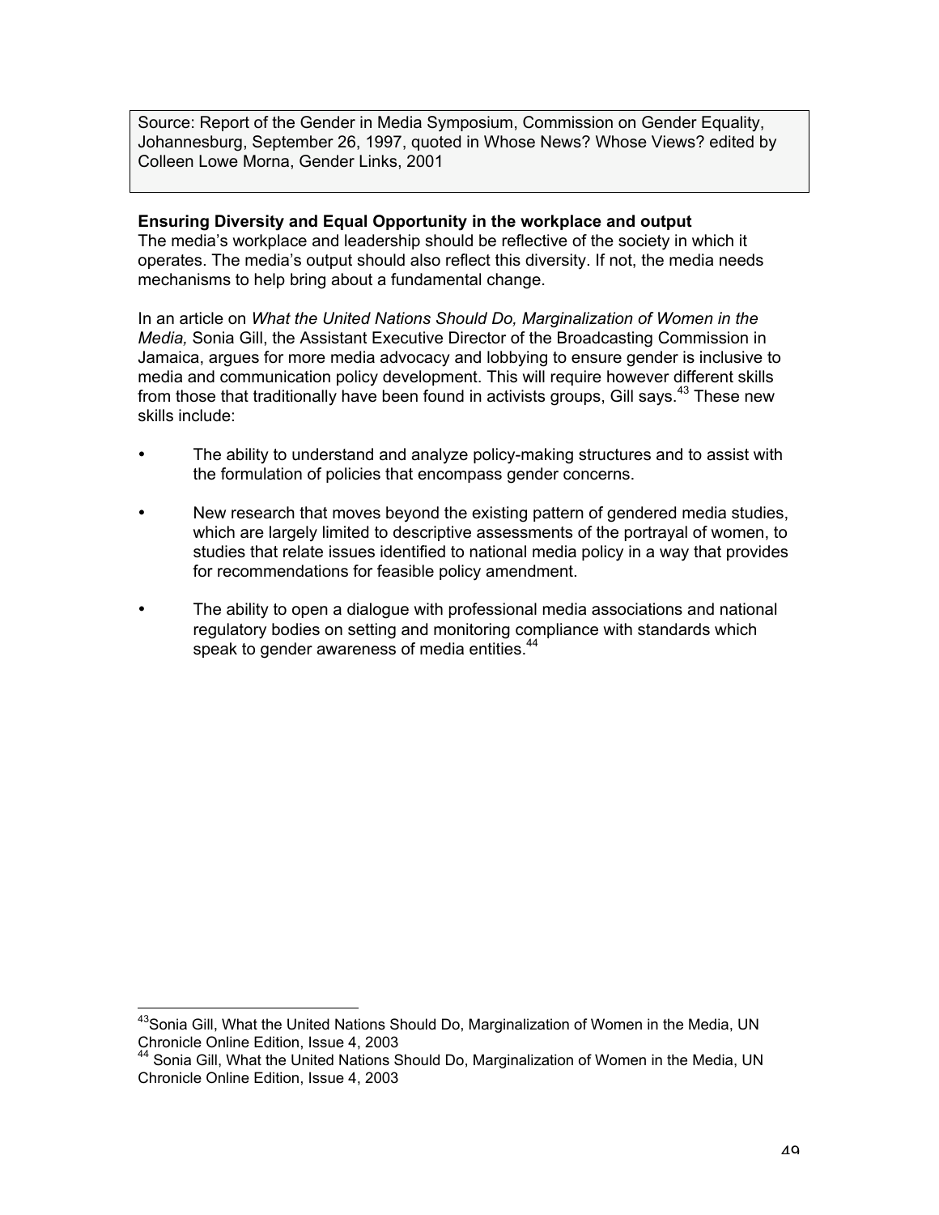Source: Report of the Gender in Media Symposium, Commission on Gender Equality, Johannesburg, September 26, 1997, quoted in Whose News? Whose Views? edited by Colleen Lowe Morna, Gender Links, 2001

**Ensuring Diversity and Equal Opportunity in the workplace and output**

The media's workplace and leadership should be reflective of the society in which it operates. The media's output should also reflect this diversity. If not, the media needs mechanisms to help bring about a fundamental change.

In an article on *What the United Nations Should Do, Marginalization of Women in the Media,* Sonia Gill, the Assistant Executive Director of the Broadcasting Commission in Jamaica, argues for more media advocacy and lobbying to ensure gender is inclusive to media and communication policy development. This will require however different skills from those that traditionally have been found in activists groups, Gill says.[43] These new skills include:

- The ability to understand and analyze policy-making structures and to assist with the formulation of policies that encompass gender concerns.
- New research that moves beyond the existing pattern of gendered media studies, which are largely limited to descriptive assessments of the portrayal of women, to studies that relate issues identified to national media policy in a way that provides for recommendations for feasible policy amendment.
- The ability to open a dialogue with professional media associations and national regulatory bodies on setting and monitoring compliance with standards which speak to gender awareness of media entities.[44]

---

[43] Sonia Gill, What the United Nations Should Do, Marginalization of Women in the Media, UN Chronicle Online Edition, Issue 4, 2003

[44] Sonia Gill, What the United Nations Should Do, Marginalization of Women in the Media, UN Chronicle Online Edition, Issue 4, 2003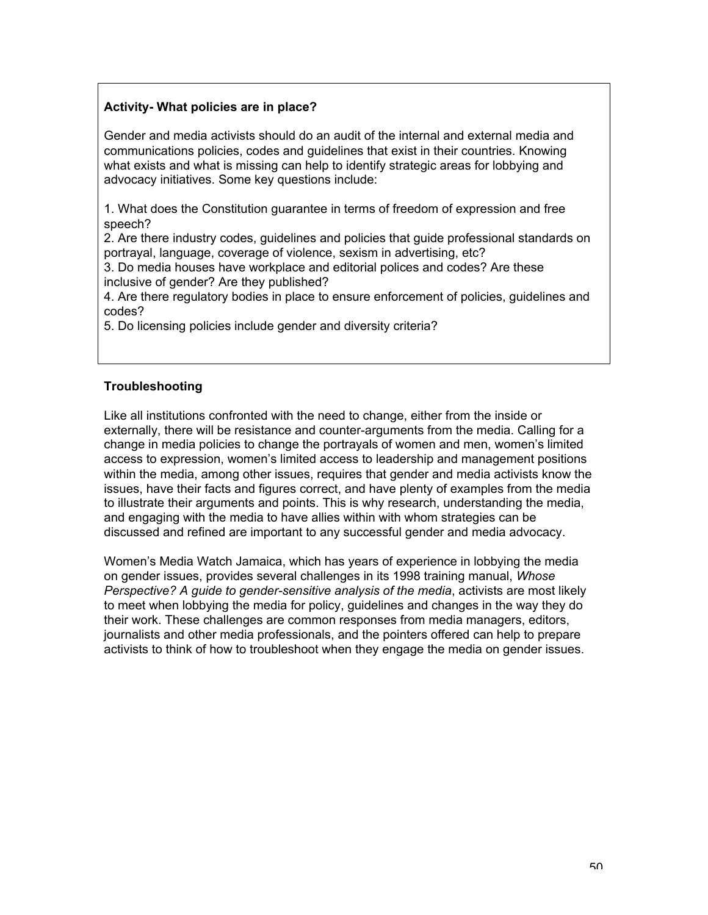**Activity- What policies are in place?**

Gender and media activists should do an audit of the internal and external media and communications policies, codes and guidelines that exist in their countries. Knowing what exists and what is missing can help to identify strategic areas for lobbying and advocacy initiatives. Some key questions include:

1. What does the Constitution guarantee in terms of freedom of expression and free speech?
2. Are there industry codes, guidelines and policies that guide professional standards on portrayal, language, coverage of violence, sexism in advertising, etc?
3. Do media houses have workplace and editorial polices and codes? Are these inclusive of gender? Are they published?
4. Are there regulatory bodies in place to ensure enforcement of policies, guidelines and codes?
5. Do licensing policies include gender and diversity criteria?

### Troubleshooting

Like all institutions confronted with the need to change, either from the inside or externally, there will be resistance and counter-arguments from the media. Calling for a change in media policies to change the portrayals of women and men, women's limited access to expression, women's limited access to leadership and management positions within the media, among other issues, requires that gender and media activists know the issues, have their facts and figures correct, and have plenty of examples from the media to illustrate their arguments and points. This is why research, understanding the media, and engaging with the media to have allies within with whom strategies can be discussed and refined are important to any successful gender and media advocacy.

Women's Media Watch Jamaica, which has years of experience in lobbying the media on gender issues, provides several challenges in its 1998 training manual, *Whose Perspective? A guide to gender-sensitive analysis of the media*, activists are most likely to meet when lobbying the media for policy, guidelines and changes in the way they do their work. These challenges are common responses from media managers, editors, journalists and other media professionals, and the pointers offered can help to prepare activists to think of how to troubleshoot when they engage the media on gender issues.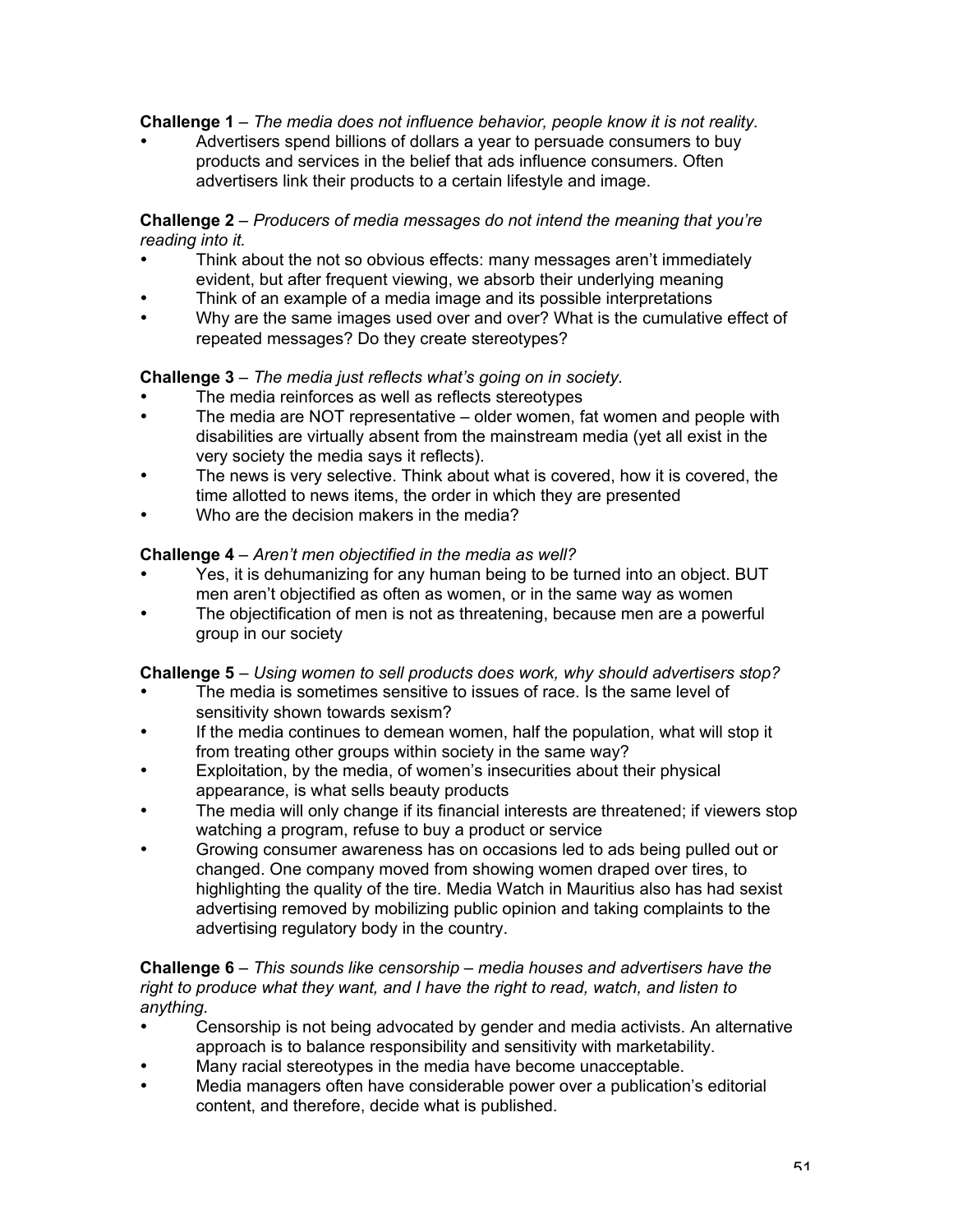**Challenge 1** – *The media does not influence behavior, people know it is not reality.*

- Advertisers spend billions of dollars a year to persuade consumers to buy products and services in the belief that ads influence consumers. Often advertisers link their products to a certain lifestyle and image.

**Challenge 2** – *Producers of media messages do not intend the meaning that you're reading into it.*

- Think about the not so obvious effects: many messages aren't immediately evident, but after frequent viewing, we absorb their underlying meaning
- Think of an example of a media image and its possible interpretations
- Why are the same images used over and over? What is the cumulative effect of repeated messages? Do they create stereotypes?

**Challenge 3** – *The media just reflects what's going on in society.*

- The media reinforces as well as reflects stereotypes
- The media are NOT representative – older women, fat women and people with disabilities are virtually absent from the mainstream media (yet all exist in the very society the media says it reflects).
- The news is very selective. Think about what is covered, how it is covered, the time allotted to news items, the order in which they are presented
- Who are the decision makers in the media?

**Challenge 4** – *Aren't men objectified in the media as well?*

- Yes, it is dehumanizing for any human being to be turned into an object. BUT men aren't objectified as often as women, or in the same way as women
- The objectification of men is not as threatening, because men are a powerful group in our society

**Challenge 5** – *Using women to sell products does work, why should advertisers stop?*

- The media is sometimes sensitive to issues of race. Is the same level of sensitivity shown towards sexism?
- If the media continues to demean women, half the population, what will stop it from treating other groups within society in the same way?
- Exploitation, by the media, of women's insecurities about their physical appearance, is what sells beauty products
- The media will only change if its financial interests are threatened; if viewers stop watching a program, refuse to buy a product or service
- Growing consumer awareness has on occasions led to ads being pulled out or changed. One company moved from showing women draped over tires, to highlighting the quality of the tire. Media Watch in Mauritius also has had sexist advertising removed by mobilizing public opinion and taking complaints to the advertising regulatory body in the country.

**Challenge 6** – *This sounds like censorship – media houses and advertisers have the right to produce what they want, and I have the right to read, watch, and listen to anything.*

- Censorship is not being advocated by gender and media activists. An alternative approach is to balance responsibility and sensitivity with marketability.
- Many racial stereotypes in the media have become unacceptable.
- Media managers often have considerable power over a publication's editorial content, and therefore, decide what is published.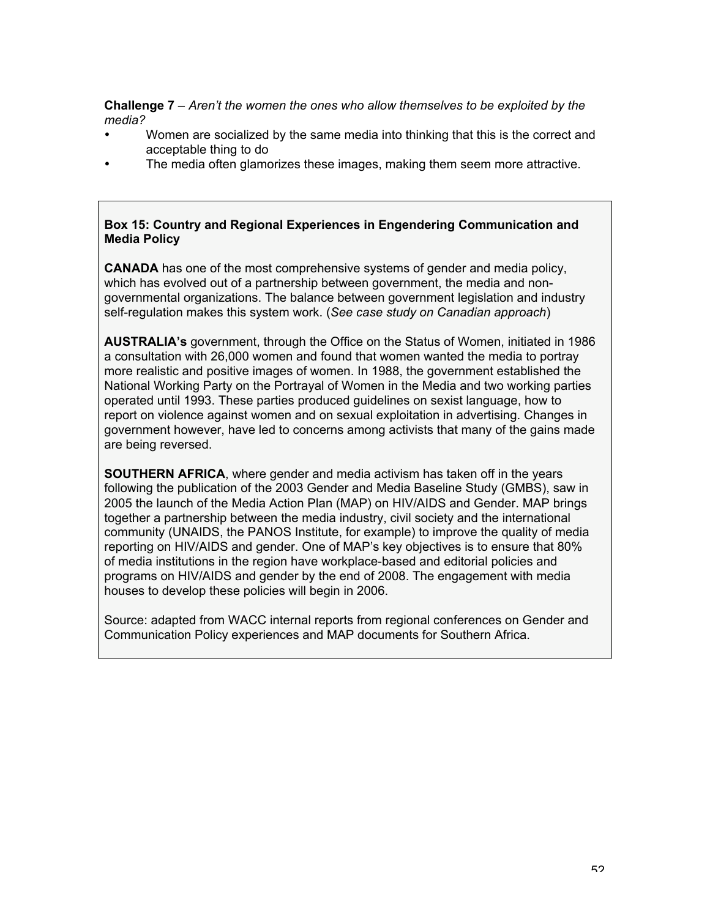**Challenge 7** – *Aren't the women the ones who allow themselves to be exploited by the media?*

- Women are socialized by the same media into thinking that this is the correct and acceptable thing to do
- The media often glamorizes these images, making them seem more attractive.

**Box 15: Country and Regional Experiences in Engendering Communication and Media Policy**

**CANADA** has one of the most comprehensive systems of gender and media policy, which has evolved out of a partnership between government, the media and non-governmental organizations. The balance between government legislation and industry self-regulation makes this system work. (*See case study on Canadian approach*)

**AUSTRALIA's** government, through the Office on the Status of Women, initiated in 1986 a consultation with 26,000 women and found that women wanted the media to portray more realistic and positive images of women. In 1988, the government established the National Working Party on the Portrayal of Women in the Media and two working parties operated until 1993. These parties produced guidelines on sexist language, how to report on violence against women and on sexual exploitation in advertising. Changes in government however, have led to concerns among activists that many of the gains made are being reversed.

**SOUTHERN AFRICA**, where gender and media activism has taken off in the years following the publication of the 2003 Gender and Media Baseline Study (GMBS), saw in 2005 the launch of the Media Action Plan (MAP) on HIV/AIDS and Gender. MAP brings together a partnership between the media industry, civil society and the international community (UNAIDS, the PANOS Institute, for example) to improve the quality of media reporting on HIV/AIDS and gender. One of MAP's key objectives is to ensure that 80% of media institutions in the region have workplace-based and editorial policies and programs on HIV/AIDS and gender by the end of 2008. The engagement with media houses to develop these policies will begin in 2006.

Source: adapted from WACC internal reports from regional conferences on Gender and Communication Policy experiences and MAP documents for Southern Africa.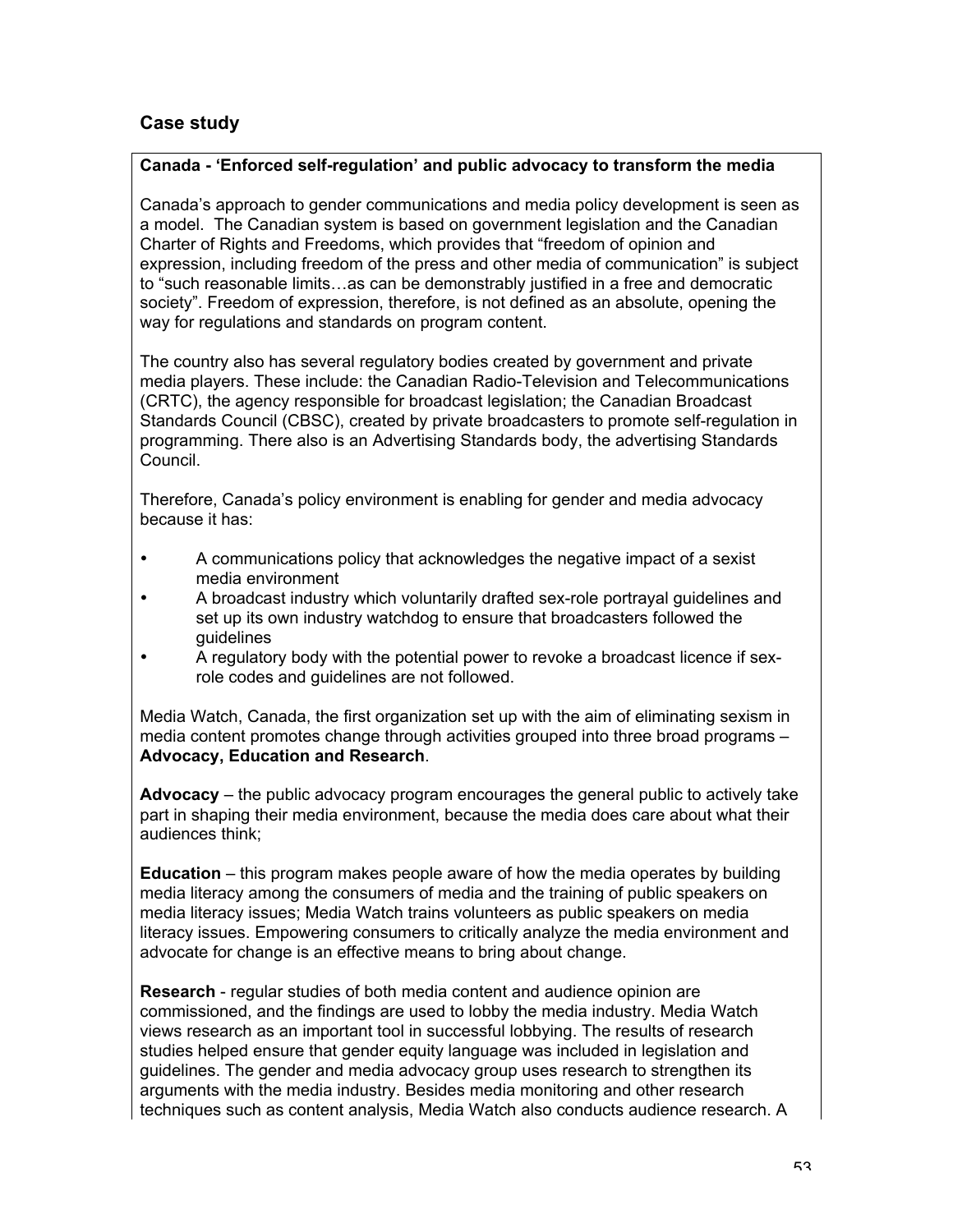## Case study

**Canada - 'Enforced self-regulation' and public advocacy to transform the media**

Canada's approach to gender communications and media policy development is seen as a model. The Canadian system is based on government legislation and the Canadian Charter of Rights and Freedoms, which provides that "freedom of opinion and expression, including freedom of the press and other media of communication" is subject to "such reasonable limits…as can be demonstrably justified in a free and democratic society". Freedom of expression, therefore, is not defined as an absolute, opening the way for regulations and standards on program content.

The country also has several regulatory bodies created by government and private media players. These include: the Canadian Radio-Television and Telecommunications (CRTC), the agency responsible for broadcast legislation; the Canadian Broadcast Standards Council (CBSC), created by private broadcasters to promote self-regulation in programming. There also is an Advertising Standards body, the advertising Standards Council.

Therefore, Canada's policy environment is enabling for gender and media advocacy because it has:

- A communications policy that acknowledges the negative impact of a sexist media environment
- A broadcast industry which voluntarily drafted sex-role portrayal guidelines and set up its own industry watchdog to ensure that broadcasters followed the guidelines
- A regulatory body with the potential power to revoke a broadcast licence if sex-role codes and guidelines are not followed.

Media Watch, Canada, the first organization set up with the aim of eliminating sexism in media content promotes change through activities grouped into three broad programs – **Advocacy, Education and Research**.

**Advocacy** – the public advocacy program encourages the general public to actively take part in shaping their media environment, because the media does care about what their audiences think;

**Education** – this program makes people aware of how the media operates by building media literacy among the consumers of media and the training of public speakers on media literacy issues; Media Watch trains volunteers as public speakers on media literacy issues. Empowering consumers to critically analyze the media environment and advocate for change is an effective means to bring about change.

**Research** - regular studies of both media content and audience opinion are commissioned, and the findings are used to lobby the media industry. Media Watch views research as an important tool in successful lobbying. The results of research studies helped ensure that gender equity language was included in legislation and guidelines. The gender and media advocacy group uses research to strengthen its arguments with the media industry. Besides media monitoring and other research techniques such as content analysis, Media Watch also conducts audience research. A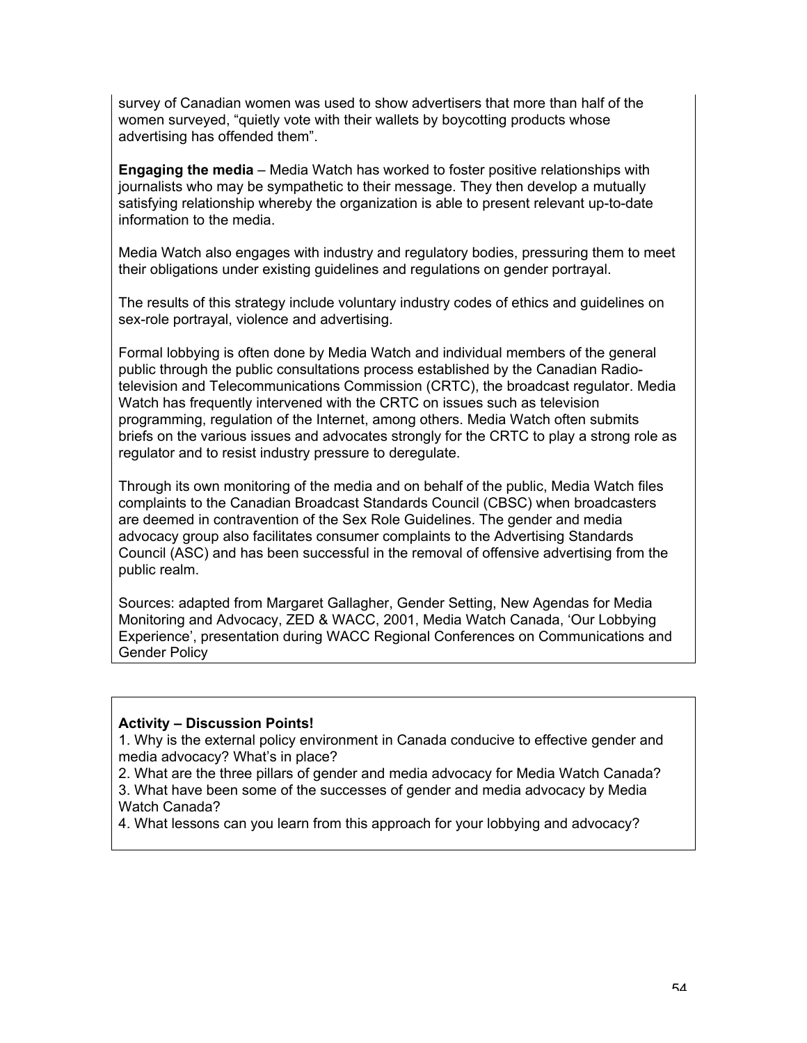survey of Canadian women was used to show advertisers that more than half of the women surveyed, "quietly vote with their wallets by boycotting products whose advertising has offended them".

**Engaging the media** – Media Watch has worked to foster positive relationships with journalists who may be sympathetic to their message. They then develop a mutually satisfying relationship whereby the organization is able to present relevant up-to-date information to the media.

Media Watch also engages with industry and regulatory bodies, pressuring them to meet their obligations under existing guidelines and regulations on gender portrayal.

The results of this strategy include voluntary industry codes of ethics and guidelines on sex-role portrayal, violence and advertising.

Formal lobbying is often done by Media Watch and individual members of the general public through the public consultations process established by the Canadian Radio-television and Telecommunications Commission (CRTC), the broadcast regulator. Media Watch has frequently intervened with the CRTC on issues such as television programming, regulation of the Internet, among others. Media Watch often submits briefs on the various issues and advocates strongly for the CRTC to play a strong role as regulator and to resist industry pressure to deregulate.

Through its own monitoring of the media and on behalf of the public, Media Watch files complaints to the Canadian Broadcast Standards Council (CBSC) when broadcasters are deemed in contravention of the Sex Role Guidelines. The gender and media advocacy group also facilitates consumer complaints to the Advertising Standards Council (ASC) and has been successful in the removal of offensive advertising from the public realm.

Sources: adapted from Margaret Gallagher, Gender Setting, New Agendas for Media Monitoring and Advocacy, ZED & WACC, 2001, Media Watch Canada, 'Our Lobbying Experience', presentation during WACC Regional Conferences on Communications and Gender Policy

**Activity – Discussion Points!**

1. Why is the external policy environment in Canada conducive to effective gender and media advocacy? What's in place?
2. What are the three pillars of gender and media advocacy for Media Watch Canada?
3. What have been some of the successes of gender and media advocacy by Media Watch Canada?
4. What lessons can you learn from this approach for your lobbying and advocacy?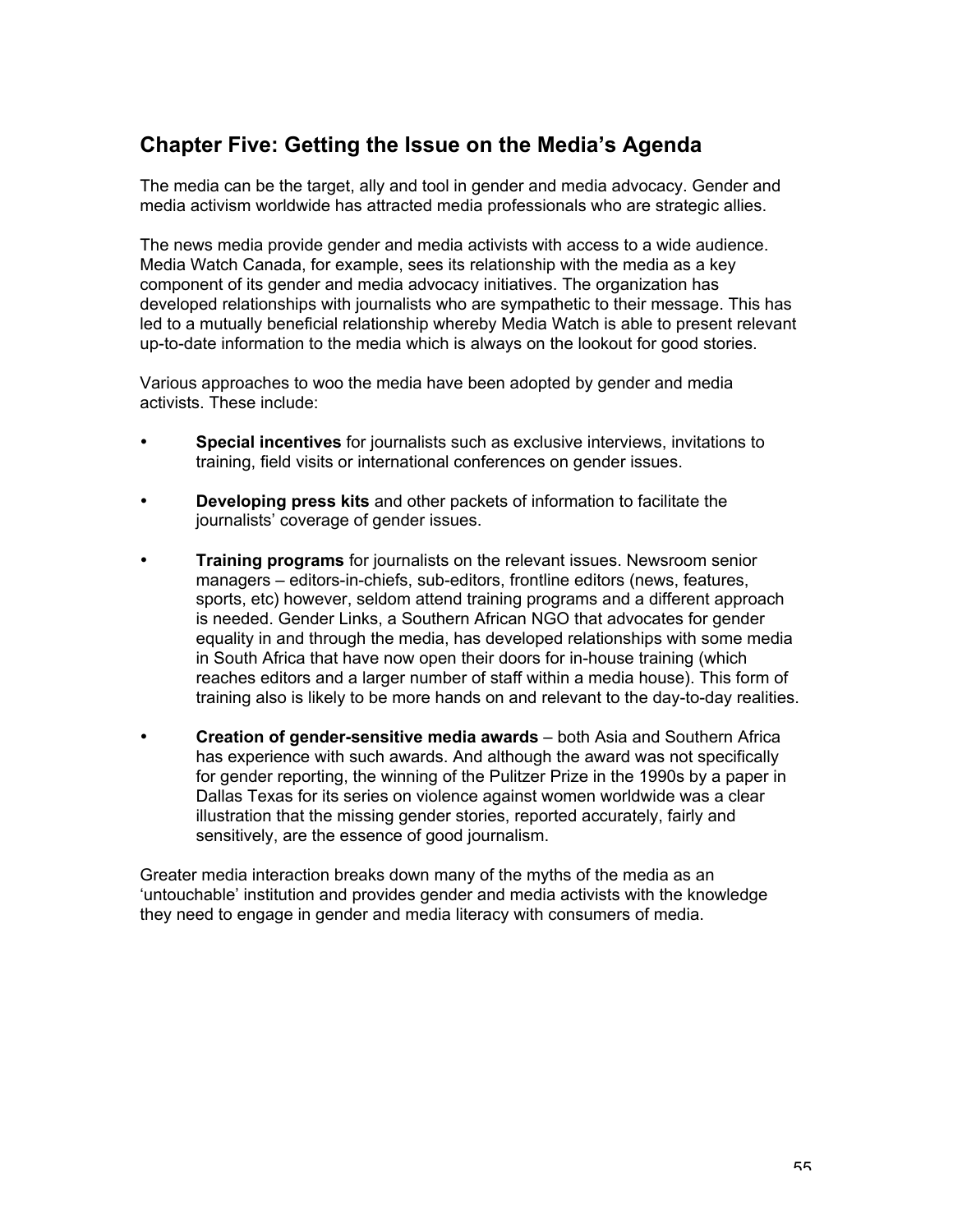## Chapter Five: Getting the Issue on the Media's Agenda

The media can be the target, ally and tool in gender and media advocacy. Gender and media activism worldwide has attracted media professionals who are strategic allies.

The news media provide gender and media activists with access to a wide audience. Media Watch Canada, for example, sees its relationship with the media as a key component of its gender and media advocacy initiatives. The organization has developed relationships with journalists who are sympathetic to their message. This has led to a mutually beneficial relationship whereby Media Watch is able to present relevant up-to-date information to the media which is always on the lookout for good stories.

Various approaches to woo the media have been adopted by gender and media activists. These include:

- **Special incentives** for journalists such as exclusive interviews, invitations to training, field visits or international conferences on gender issues.
- **Developing press kits** and other packets of information to facilitate the journalists' coverage of gender issues.
- **Training programs** for journalists on the relevant issues. Newsroom senior managers – editors-in-chiefs, sub-editors, frontline editors (news, features, sports, etc) however, seldom attend training programs and a different approach is needed. Gender Links, a Southern African NGO that advocates for gender equality in and through the media, has developed relationships with some media in South Africa that have now open their doors for in-house training (which reaches editors and a larger number of staff within a media house). This form of training also is likely to be more hands on and relevant to the day-to-day realities.
- **Creation of gender-sensitive media awards** – both Asia and Southern Africa has experience with such awards. And although the award was not specifically for gender reporting, the winning of the Pulitzer Prize in the 1990s by a paper in Dallas Texas for its series on violence against women worldwide was a clear illustration that the missing gender stories, reported accurately, fairly and sensitively, are the essence of good journalism.

Greater media interaction breaks down many of the myths of the media as an 'untouchable' institution and provides gender and media activists with the knowledge they need to engage in gender and media literacy with consumers of media.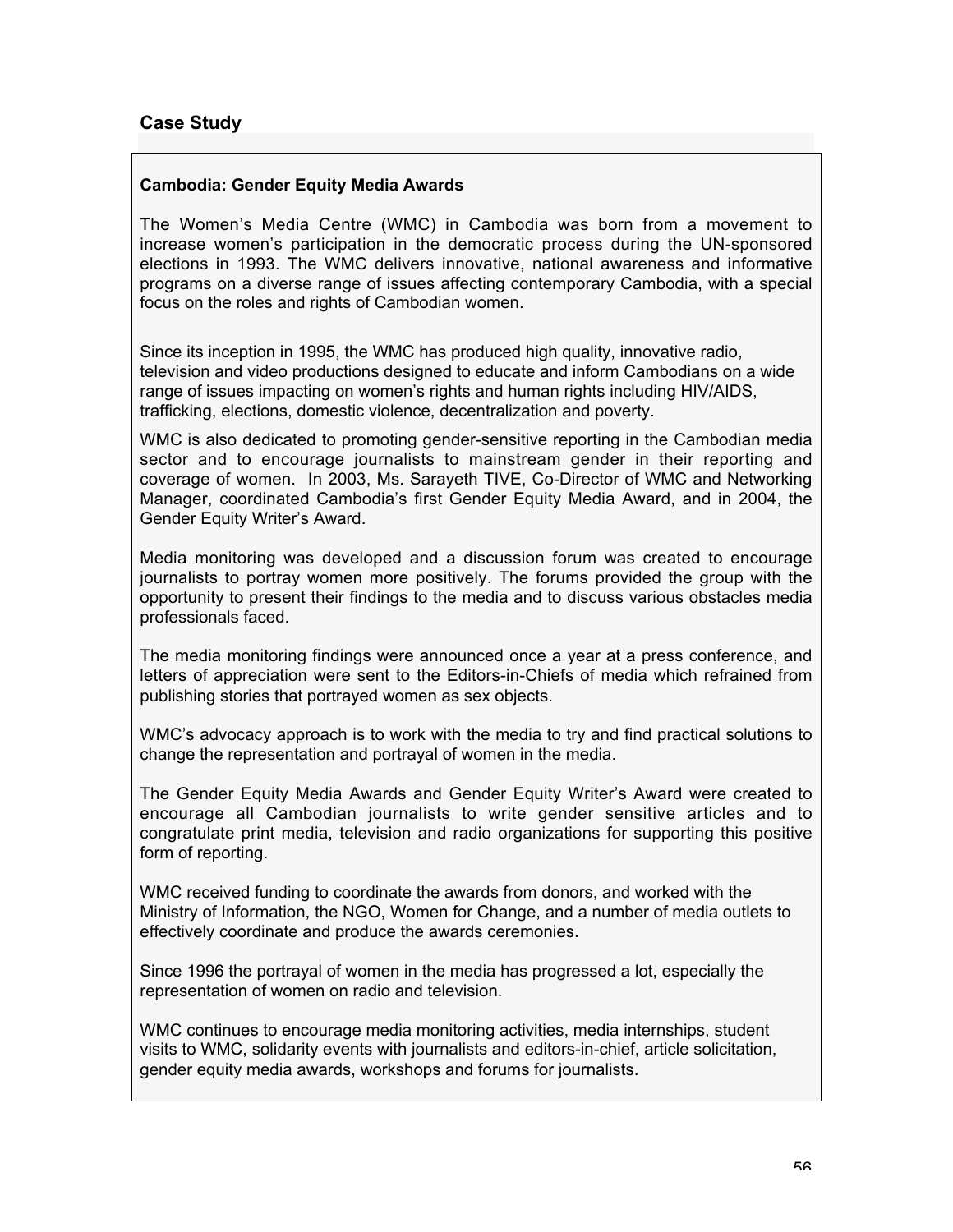## Case Study

### Cambodia: Gender Equity Media Awards

The Women's Media Centre (WMC) in Cambodia was born from a movement to increase women's participation in the democratic process during the UN-sponsored elections in 1993. The WMC delivers innovative, national awareness and informative programs on a diverse range of issues affecting contemporary Cambodia, with a special focus on the roles and rights of Cambodian women.

Since its inception in 1995, the WMC has produced high quality, innovative radio, television and video productions designed to educate and inform Cambodians on a wide range of issues impacting on women's rights and human rights including HIV/AIDS, trafficking, elections, domestic violence, decentralization and poverty.

WMC is also dedicated to promoting gender-sensitive reporting in the Cambodian media sector and to encourage journalists to mainstream gender in their reporting and coverage of women. In 2003, Ms. Sarayeth TIVE, Co-Director of WMC and Networking Manager, coordinated Cambodia's first Gender Equity Media Award, and in 2004, the Gender Equity Writer's Award.

Media monitoring was developed and a discussion forum was created to encourage journalists to portray women more positively. The forums provided the group with the opportunity to present their findings to the media and to discuss various obstacles media professionals faced.

The media monitoring findings were announced once a year at a press conference, and letters of appreciation were sent to the Editors-in-Chiefs of media which refrained from publishing stories that portrayed women as sex objects.

WMC's advocacy approach is to work with the media to try and find practical solutions to change the representation and portrayal of women in the media.

The Gender Equity Media Awards and Gender Equity Writer's Award were created to encourage all Cambodian journalists to write gender sensitive articles and to congratulate print media, television and radio organizations for supporting this positive form of reporting.

WMC received funding to coordinate the awards from donors, and worked with the Ministry of Information, the NGO, Women for Change, and a number of media outlets to effectively coordinate and produce the awards ceremonies.

Since 1996 the portrayal of women in the media has progressed a lot, especially the representation of women on radio and television.

WMC continues to encourage media monitoring activities, media internships, student visits to WMC, solidarity events with journalists and editors-in-chief, article solicitation, gender equity media awards, workshops and forums for journalists.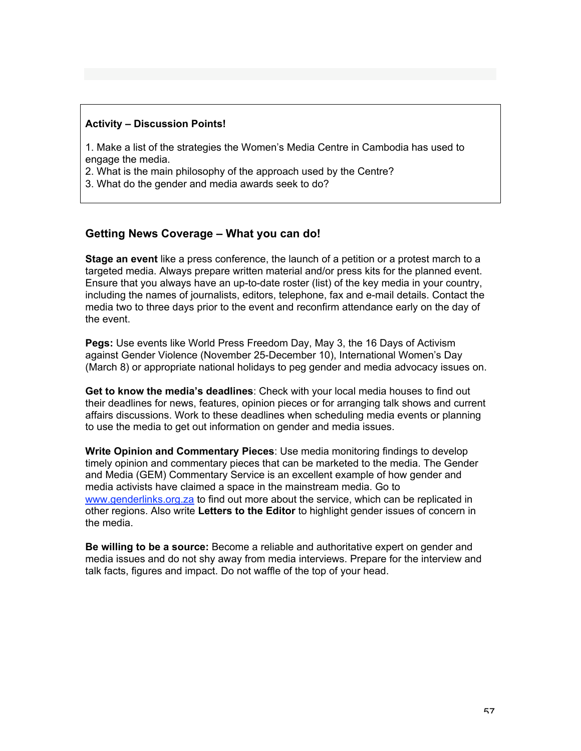**Activity – Discussion Points!**

1. Make a list of the strategies the Women's Media Centre in Cambodia has used to engage the media.
2. What is the main philosophy of the approach used by the Centre?
3. What do the gender and media awards seek to do?

## Getting News Coverage – What you can do!

**Stage an event** like a press conference, the launch of a petition or a protest march to a targeted media. Always prepare written material and/or press kits for the planned event. Ensure that you always have an up-to-date roster (list) of the key media in your country, including the names of journalists, editors, telephone, fax and e-mail details. Contact the media two to three days prior to the event and reconfirm attendance early on the day of the event.

**Pegs:** Use events like World Press Freedom Day, May 3, the 16 Days of Activism against Gender Violence (November 25-December 10), International Women's Day (March 8) or appropriate national holidays to peg gender and media advocacy issues on.

**Get to know the media's deadlines**: Check with your local media houses to find out their deadlines for news, features, opinion pieces or for arranging talk shows and current affairs discussions. Work to these deadlines when scheduling media events or planning to use the media to get out information on gender and media issues.

**Write Opinion and Commentary Pieces**: Use media monitoring findings to develop timely opinion and commentary pieces that can be marketed to the media. The Gender and Media (GEM) Commentary Service is an excellent example of how gender and media activists have claimed a space in the mainstream media. Go to www.genderlinks.org.za to find out more about the service, which can be replicated in other regions. Also write **Letters to the Editor** to highlight gender issues of concern in the media.

**Be willing to be a source:** Become a reliable and authoritative expert on gender and media issues and do not shy away from media interviews. Prepare for the interview and talk facts, figures and impact. Do not waffle of the top of your head.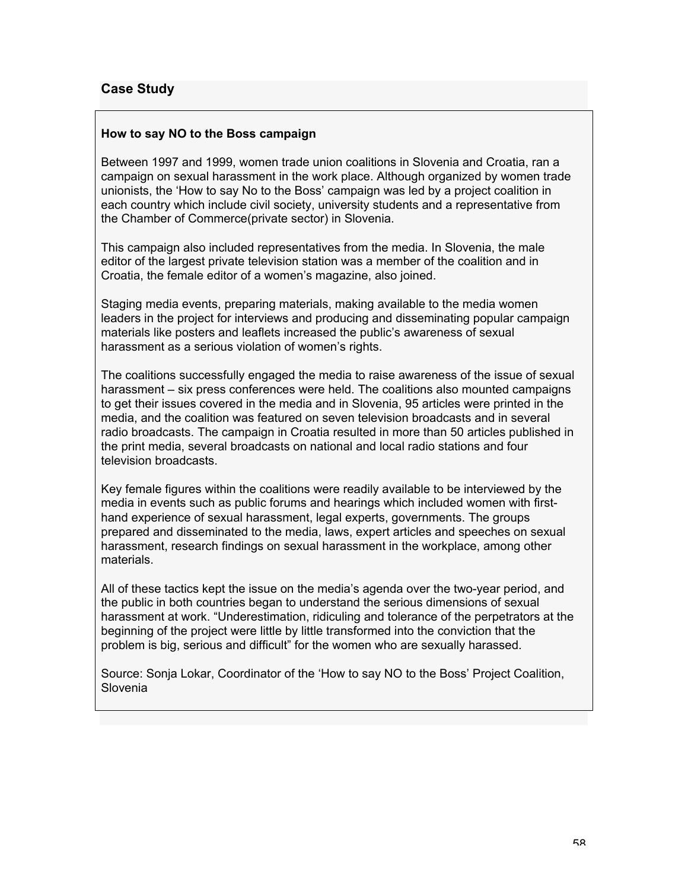## Case Study

### How to say NO to the Boss campaign

Between 1997 and 1999, women trade union coalitions in Slovenia and Croatia, ran a campaign on sexual harassment in the work place. Although organized by women trade unionists, the 'How to say No to the Boss' campaign was led by a project coalition in each country which include civil society, university students and a representative from the Chamber of Commerce(private sector) in Slovenia.

This campaign also included representatives from the media. In Slovenia, the male editor of the largest private television station was a member of the coalition and in Croatia, the female editor of a women's magazine, also joined.

Staging media events, preparing materials, making available to the media women leaders in the project for interviews and producing and disseminating popular campaign materials like posters and leaflets increased the public's awareness of sexual harassment as a serious violation of women's rights.

The coalitions successfully engaged the media to raise awareness of the issue of sexual harassment – six press conferences were held. The coalitions also mounted campaigns to get their issues covered in the media and in Slovenia, 95 articles were printed in the media, and the coalition was featured on seven television broadcasts and in several radio broadcasts. The campaign in Croatia resulted in more than 50 articles published in the print media, several broadcasts on national and local radio stations and four television broadcasts.

Key female figures within the coalitions were readily available to be interviewed by the media in events such as public forums and hearings which included women with first-hand experience of sexual harassment, legal experts, governments. The groups prepared and disseminated to the media, laws, expert articles and speeches on sexual harassment, research findings on sexual harassment in the workplace, among other materials.

All of these tactics kept the issue on the media's agenda over the two-year period, and the public in both countries began to understand the serious dimensions of sexual harassment at work. "Underestimation, ridiculing and tolerance of the perpetrators at the beginning of the project were little by little transformed into the conviction that the problem is big, serious and difficult" for the women who are sexually harassed.

Source: Sonja Lokar, Coordinator of the 'How to say NO to the Boss' Project Coalition, Slovenia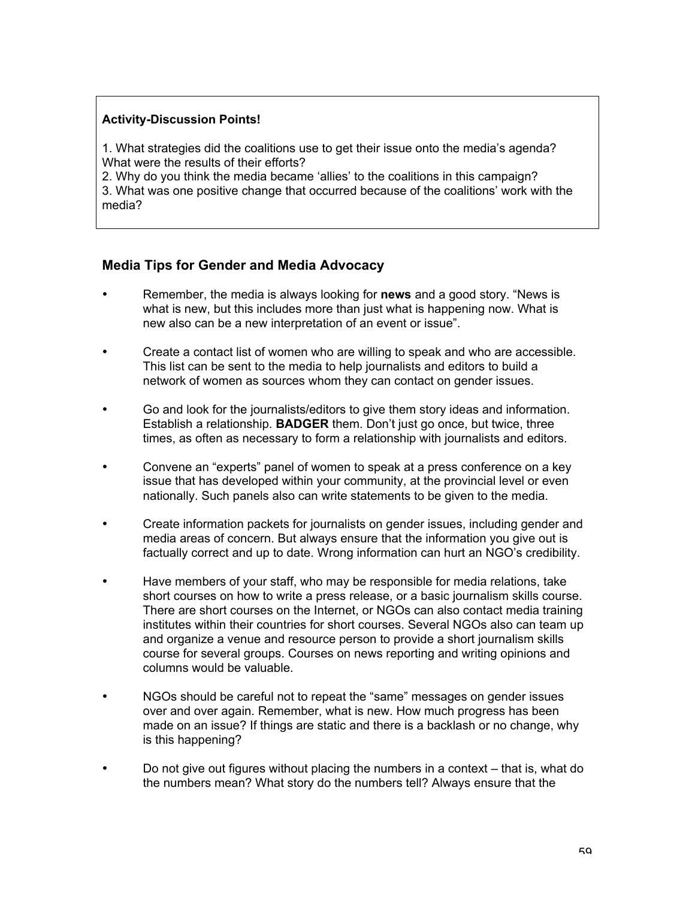**Activity-Discussion Points!**

1. What strategies did the coalitions use to get their issue onto the media's agenda? What were the results of their efforts?
2. Why do you think the media became 'allies' to the coalitions in this campaign?
3. What was one positive change that occurred because of the coalitions' work with the media?

## Media Tips for Gender and Media Advocacy

- Remember, the media is always looking for **news** and a good story. "News is what is new, but this includes more than just what is happening now. What is new also can be a new interpretation of an event or issue".

- Create a contact list of women who are willing to speak and who are accessible. This list can be sent to the media to help journalists and editors to build a network of women as sources whom they can contact on gender issues.

- Go and look for the journalists/editors to give them story ideas and information. Establish a relationship. **BADGER** them. Don't just go once, but twice, three times, as often as necessary to form a relationship with journalists and editors.

- Convene an "experts" panel of women to speak at a press conference on a key issue that has developed within your community, at the provincial level or even nationally. Such panels also can write statements to be given to the media.

- Create information packets for journalists on gender issues, including gender and media areas of concern. But always ensure that the information you give out is factually correct and up to date. Wrong information can hurt an NGO's credibility.

- Have members of your staff, who may be responsible for media relations, take short courses on how to write a press release, or a basic journalism skills course. There are short courses on the Internet, or NGOs can also contact media training institutes within their countries for short courses. Several NGOs also can team up and organize a venue and resource person to provide a short journalism skills course for several groups. Courses on news reporting and writing opinions and columns would be valuable.

- NGOs should be careful not to repeat the "same" messages on gender issues over and over again. Remember, what is new. How much progress has been made on an issue? If things are static and there is a backlash or no change, why is this happening?

- Do not give out figures without placing the numbers in a context – that is, what do the numbers mean? What story do the numbers tell? Always ensure that the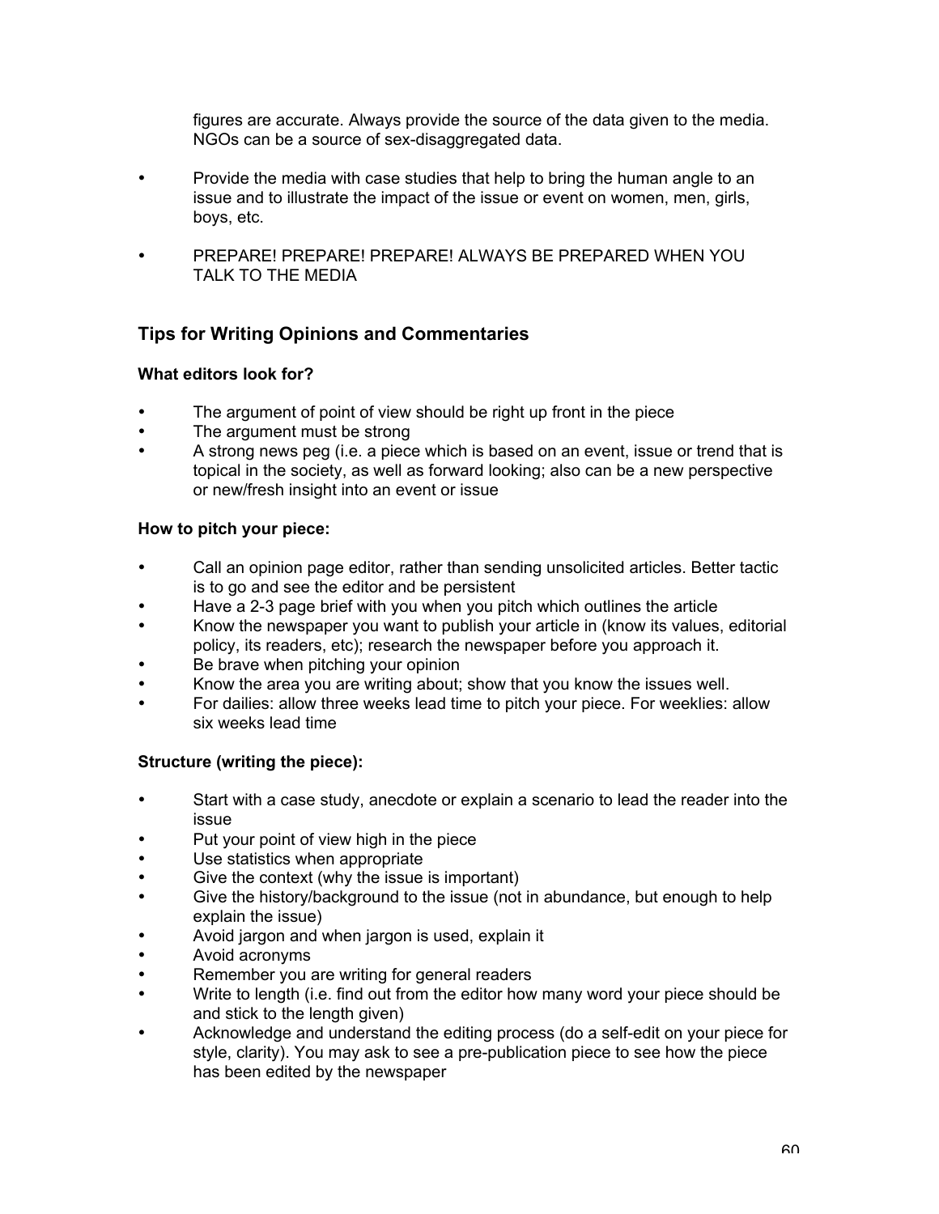figures are accurate. Always provide the source of the data given to the media. NGOs can be a source of sex-disaggregated data.

- Provide the media with case studies that help to bring the human angle to an issue and to illustrate the impact of the issue or event on women, men, girls, boys, etc.

- PREPARE! PREPARE! PREPARE! ALWAYS BE PREPARED WHEN YOU TALK TO THE MEDIA

## Tips for Writing Opinions and Commentaries

**What editors look for?**

- The argument of point of view should be right up front in the piece
- The argument must be strong
- A strong news peg (i.e. a piece which is based on an event, issue or trend that is topical in the society, as well as forward looking; also can be a new perspective or new/fresh insight into an event or issue

**How to pitch your piece:**

- Call an opinion page editor, rather than sending unsolicited articles. Better tactic is to go and see the editor and be persistent
- Have a 2-3 page brief with you when you pitch which outlines the article
- Know the newspaper you want to publish your article in (know its values, editorial policy, its readers, etc); research the newspaper before you approach it.
- Be brave when pitching your opinion
- Know the area you are writing about; show that you know the issues well.
- For dailies: allow three weeks lead time to pitch your piece. For weeklies: allow six weeks lead time

**Structure (writing the piece):**

- Start with a case study, anecdote or explain a scenario to lead the reader into the issue
- Put your point of view high in the piece
- Use statistics when appropriate
- Give the context (why the issue is important)
- Give the history/background to the issue (not in abundance, but enough to help explain the issue)
- Avoid jargon and when jargon is used, explain it
- Avoid acronyms
- Remember you are writing for general readers
- Write to length (i.e. find out from the editor how many word your piece should be and stick to the length given)
- Acknowledge and understand the editing process (do a self-edit on your piece for style, clarity). You may ask to see a pre-publication piece to see how the piece has been edited by the newspaper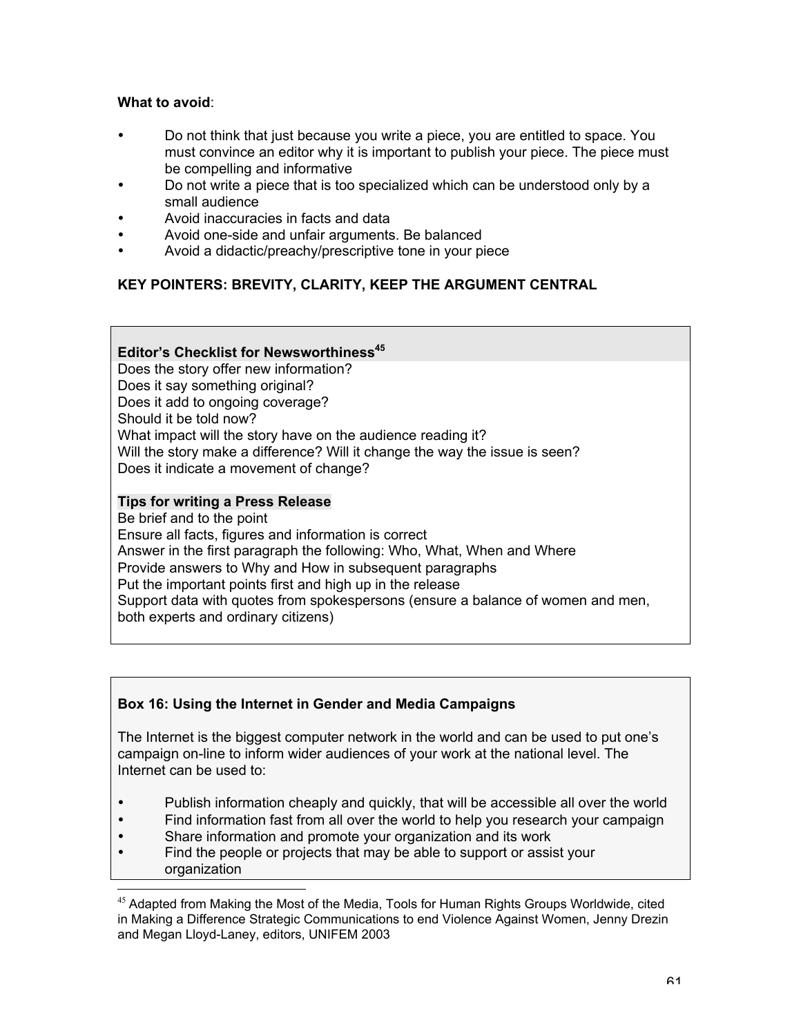**What to avoid**:

- Do not think that just because you write a piece, you are entitled to space. You must convince an editor why it is important to publish your piece. The piece must be compelling and informative
- Do not write a piece that is too specialized which can be understood only by a small audience
- Avoid inaccuracies in facts and data
- Avoid one-side and unfair arguments. Be balanced
- Avoid a didactic/preachy/prescriptive tone in your piece

**KEY POINTERS: BREVITY, CLARITY, KEEP THE ARGUMENT CENTRAL**

**Editor's Checklist for Newsworthiness[45]**

Does the story offer new information?
Does it say something original?
Does it add to ongoing coverage?
Should it be told now?
What impact will the story have on the audience reading it?
Will the story make a difference? Will it change the way the issue is seen?
Does it indicate a movement of change?

**Tips for writing a Press Release**

Be brief and to the point
Ensure all facts, figures and information is correct
Answer in the first paragraph the following: Who, What, When and Where
Provide answers to Why and How in subsequent paragraphs
Put the important points first and high up in the release
Support data with quotes from spokespersons (ensure a balance of women and men, both experts and ordinary citizens)

**Box 16: Using the Internet in Gender and Media Campaigns**

The Internet is the biggest computer network in the world and can be used to put one's campaign on-line to inform wider audiences of your work at the national level. The Internet can be used to:

- Publish information cheaply and quickly, that will be accessible all over the world
- Find information fast from all over the world to help you research your campaign
- Share information and promote your organization and its work
- Find the people or projects that may be able to support or assist your organization

[45] Adapted from Making the Most of the Media, Tools for Human Rights Groups Worldwide, cited in Making a Difference Strategic Communications to end Violence Against Women, Jenny Drezin and Megan Lloyd-Laney, editors, UNIFEM 2003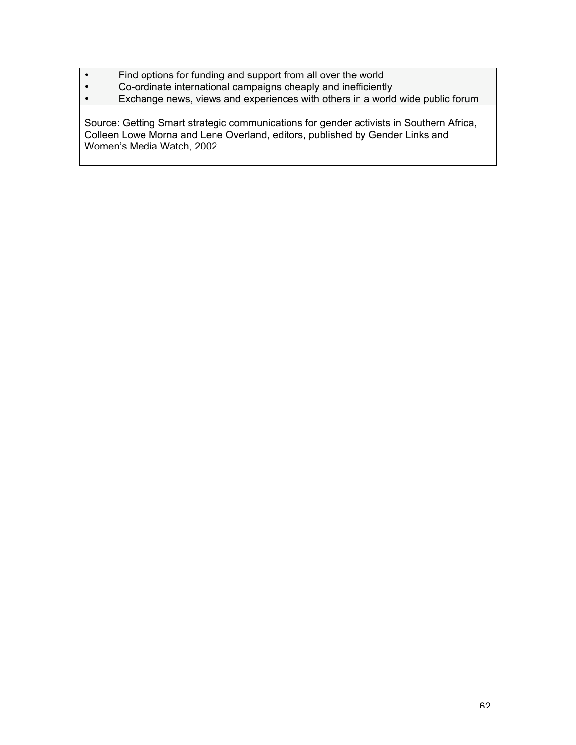- Find options for funding and support from all over the world
- Co-ordinate international campaigns cheaply and inefficiently
- Exchange news, views and experiences with others in a world wide public forum

Source: Getting Smart strategic communications for gender activists in Southern Africa, Colleen Lowe Morna and Lene Overland, editors, published by Gender Links and Women's Media Watch, 2002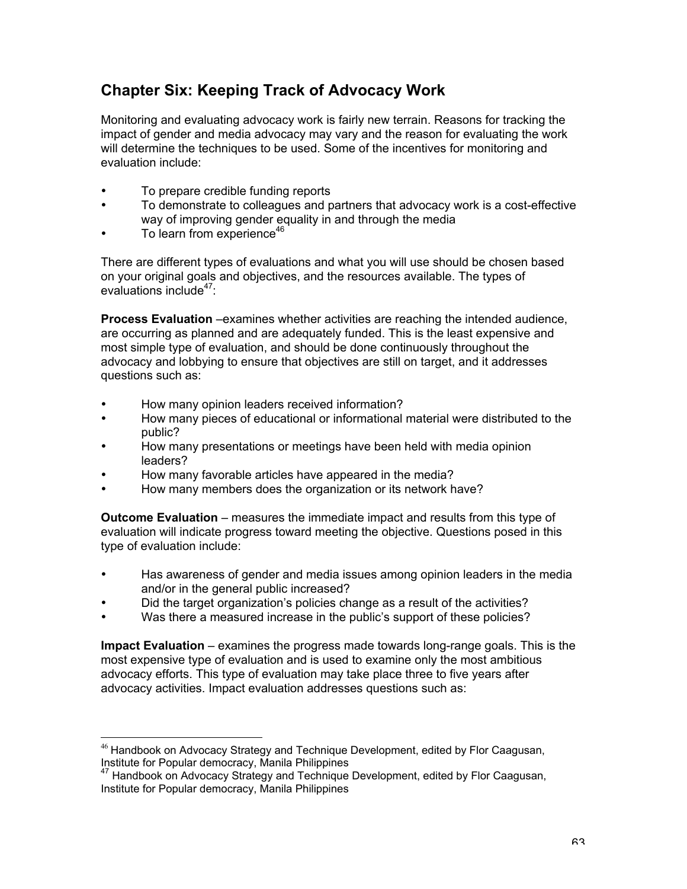## Chapter Six: Keeping Track of Advocacy Work

Monitoring and evaluating advocacy work is fairly new terrain. Reasons for tracking the impact of gender and media advocacy may vary and the reason for evaluating the work will determine the techniques to be used. Some of the incentives for monitoring and evaluation include:

- To prepare credible funding reports
- To demonstrate to colleagues and partners that advocacy work is a cost-effective way of improving gender equality in and through the media
- To learn from experience[46]

There are different types of evaluations and what you will use should be chosen based on your original goals and objectives, and the resources available. The types of evaluations include[47]:

**Process Evaluation** –examines whether activities are reaching the intended audience, are occurring as planned and are adequately funded. This is the least expensive and most simple type of evaluation, and should be done continuously throughout the advocacy and lobbying to ensure that objectives are still on target, and it addresses questions such as:

- How many opinion leaders received information?
- How many pieces of educational or informational material were distributed to the public?
- How many presentations or meetings have been held with media opinion leaders?
- How many favorable articles have appeared in the media?
- How many members does the organization or its network have?

**Outcome Evaluation** – measures the immediate impact and results from this type of evaluation will indicate progress toward meeting the objective. Questions posed in this type of evaluation include:

- Has awareness of gender and media issues among opinion leaders in the media and/or in the general public increased?
- Did the target organization's policies change as a result of the activities?
- Was there a measured increase in the public's support of these policies?

**Impact Evaluation** – examines the progress made towards long-range goals. This is the most expensive type of evaluation and is used to examine only the most ambitious advocacy efforts. This type of evaluation may take place three to five years after advocacy activities. Impact evaluation addresses questions such as:

---

[46] Handbook on Advocacy Strategy and Technique Development, edited by Flor Caagusan, Institute for Popular democracy, Manila Philippines

[47] Handbook on Advocacy Strategy and Technique Development, edited by Flor Caagusan, Institute for Popular democracy, Manila Philippines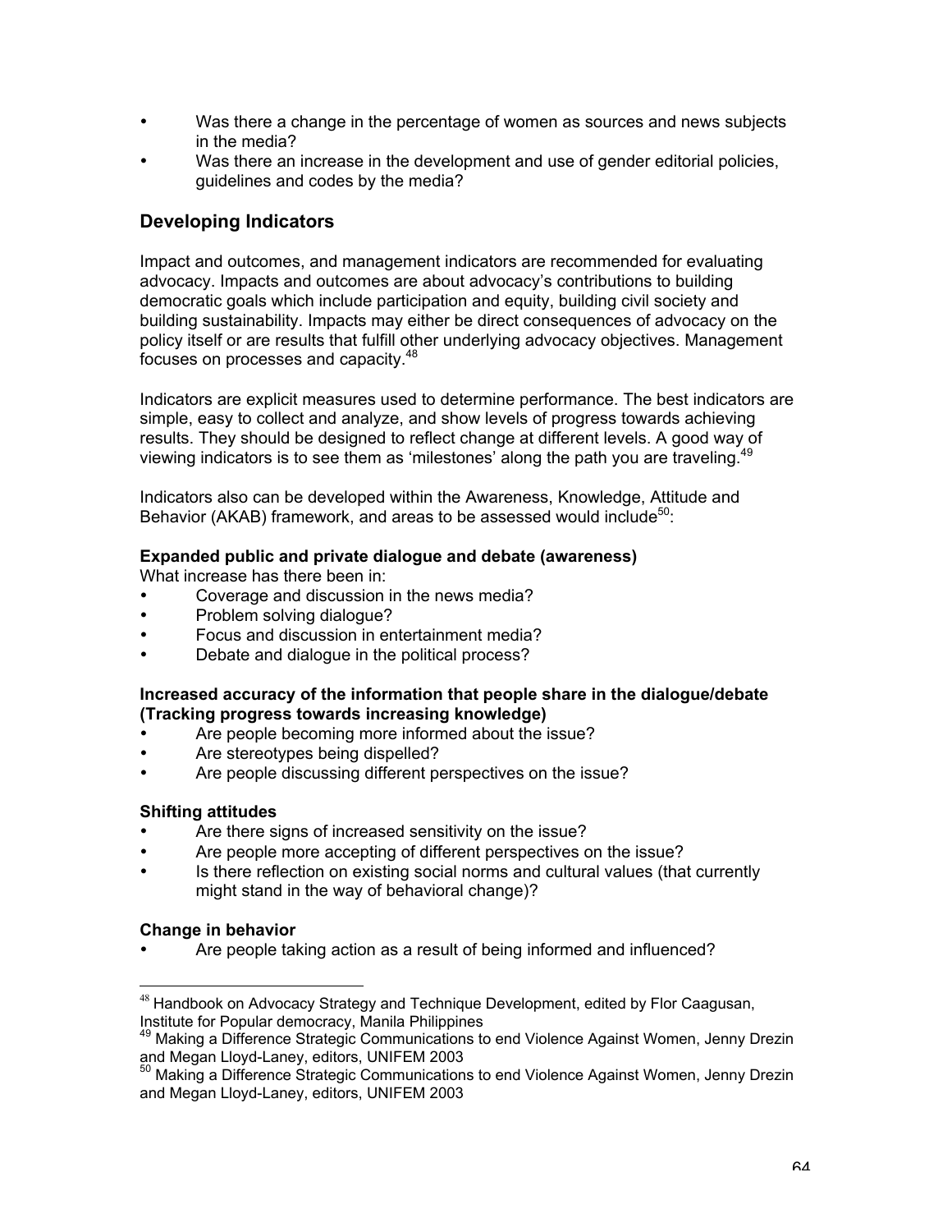- Was there a change in the percentage of women as sources and news subjects in the media?
- Was there an increase in the development and use of gender editorial policies, guidelines and codes by the media?

## Developing Indicators

Impact and outcomes, and management indicators are recommended for evaluating advocacy. Impacts and outcomes are about advocacy's contributions to building democratic goals which include participation and equity, building civil society and building sustainability. Impacts may either be direct consequences of advocacy on the policy itself or are results that fulfill other underlying advocacy objectives. Management focuses on processes and capacity.[48]

Indicators are explicit measures used to determine performance. The best indicators are simple, easy to collect and analyze, and show levels of progress towards achieving results. They should be designed to reflect change at different levels. A good way of viewing indicators is to see them as 'milestones' along the path you are traveling.[49]

Indicators also can be developed within the Awareness, Knowledge, Attitude and Behavior (AKAB) framework, and areas to be assessed would include[50]:

**Expanded public and private dialogue and debate (awareness)**
What increase has there been in:

- Coverage and discussion in the news media?
- Problem solving dialogue?
- Focus and discussion in entertainment media?
- Debate and dialogue in the political process?

**Increased accuracy of the information that people share in the dialogue/debate (Tracking progress towards increasing knowledge)**

- Are people becoming more informed about the issue?
- Are stereotypes being dispelled?
- Are people discussing different perspectives on the issue?

**Shifting attitudes**

- Are there signs of increased sensitivity on the issue?
- Are people more accepting of different perspectives on the issue?
- Is there reflection on existing social norms and cultural values (that currently might stand in the way of behavioral change)?

**Change in behavior**

- Are people taking action as a result of being informed and influenced?

---

[48] Handbook on Advocacy Strategy and Technique Development, edited by Flor Caagusan, Institute for Popular democracy, Manila Philippines
[49] Making a Difference Strategic Communications to end Violence Against Women, Jenny Drezin and Megan Lloyd-Laney, editors, UNIFEM 2003
[50] Making a Difference Strategic Communications to end Violence Against Women, Jenny Drezin and Megan Lloyd-Laney, editors, UNIFEM 2003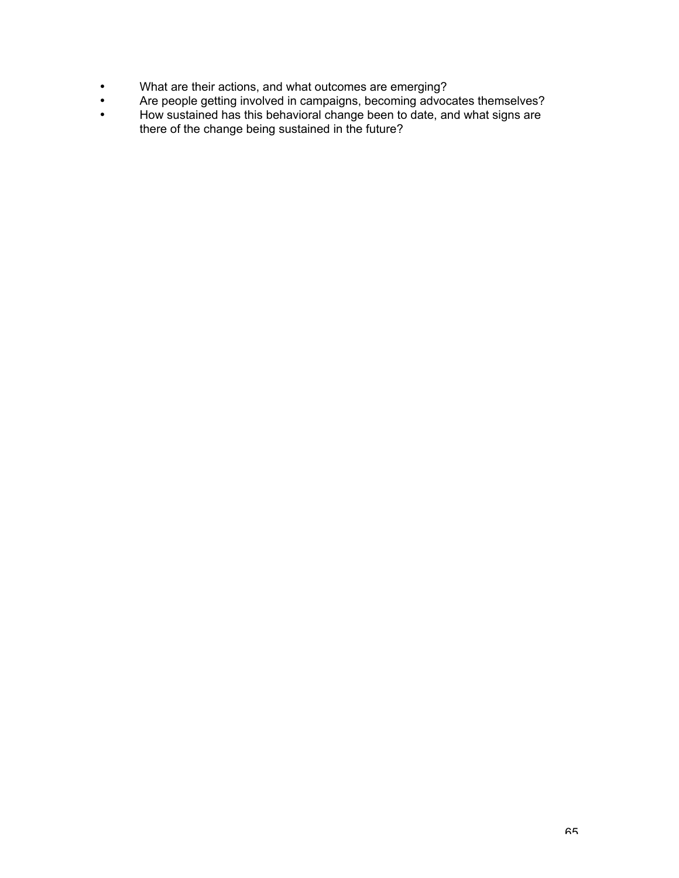- What are their actions, and what outcomes are emerging?
- Are people getting involved in campaigns, becoming advocates themselves?
- How sustained has this behavioral change been to date, and what signs are there of the change being sustained in the future?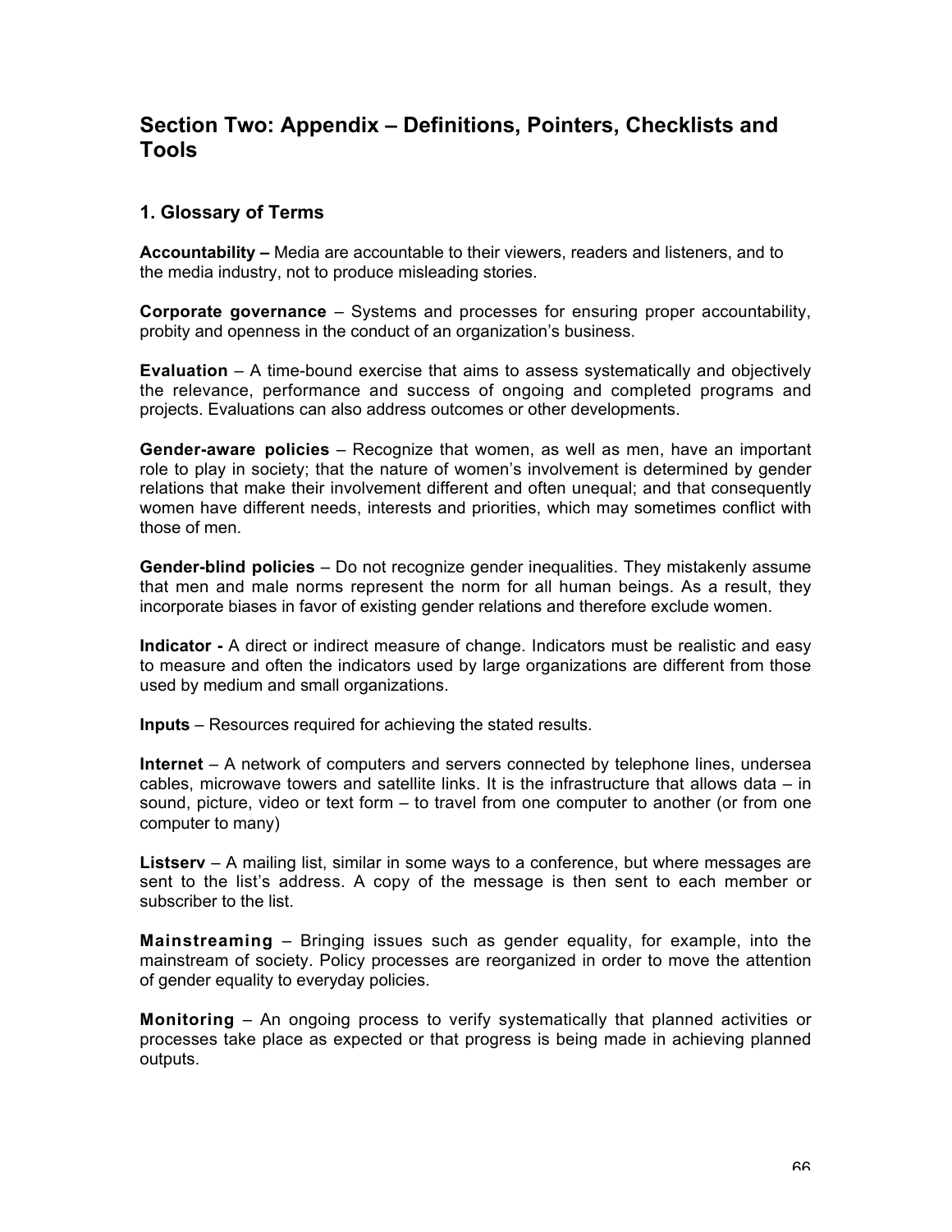## Section Two: Appendix – Definitions, Pointers, Checklists and Tools

### 1. Glossary of Terms

**Accountability –** Media are accountable to their viewers, readers and listeners, and to the media industry, not to produce misleading stories.

**Corporate governance** – Systems and processes for ensuring proper accountability, probity and openness in the conduct of an organization's business.

**Evaluation** – A time-bound exercise that aims to assess systematically and objectively the relevance, performance and success of ongoing and completed programs and projects. Evaluations can also address outcomes or other developments.

**Gender-aware policies** – Recognize that women, as well as men, have an important role to play in society; that the nature of women's involvement is determined by gender relations that make their involvement different and often unequal; and that consequently women have different needs, interests and priorities, which may sometimes conflict with those of men.

**Gender-blind policies** – Do not recognize gender inequalities. They mistakenly assume that men and male norms represent the norm for all human beings. As a result, they incorporate biases in favor of existing gender relations and therefore exclude women.

**Indicator -** A direct or indirect measure of change. Indicators must be realistic and easy to measure and often the indicators used by large organizations are different from those used by medium and small organizations.

**Inputs** – Resources required for achieving the stated results.

**Internet** – A network of computers and servers connected by telephone lines, undersea cables, microwave towers and satellite links. It is the infrastructure that allows data – in sound, picture, video or text form – to travel from one computer to another (or from one computer to many)

**Listserv** – A mailing list, similar in some ways to a conference, but where messages are sent to the list's address. A copy of the message is then sent to each member or subscriber to the list.

**Mainstreaming** – Bringing issues such as gender equality, for example, into the mainstream of society. Policy processes are reorganized in order to move the attention of gender equality to everyday policies.

**Monitoring** – An ongoing process to verify systematically that planned activities or processes take place as expected or that progress is being made in achieving planned outputs.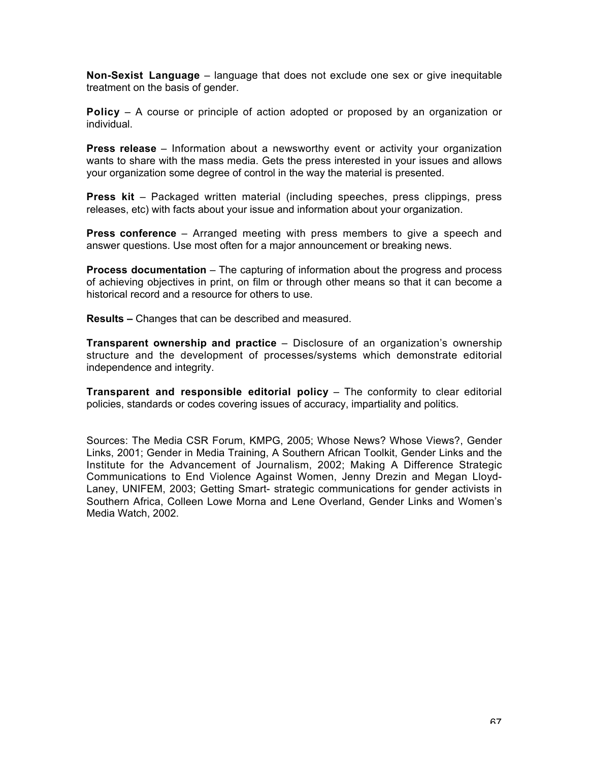**Non-Sexist Language** – language that does not exclude one sex or give inequitable treatment on the basis of gender.

**Policy** – A course or principle of action adopted or proposed by an organization or individual.

**Press release** – Information about a newsworthy event or activity your organization wants to share with the mass media. Gets the press interested in your issues and allows your organization some degree of control in the way the material is presented.

**Press kit** – Packaged written material (including speeches, press clippings, press releases, etc) with facts about your issue and information about your organization.

**Press conference** – Arranged meeting with press members to give a speech and answer questions. Use most often for a major announcement or breaking news.

**Process documentation** – The capturing of information about the progress and process of achieving objectives in print, on film or through other means so that it can become a historical record and a resource for others to use.

**Results –** Changes that can be described and measured.

**Transparent ownership and practice** – Disclosure of an organization's ownership structure and the development of processes/systems which demonstrate editorial independence and integrity.

**Transparent and responsible editorial policy** – The conformity to clear editorial policies, standards or codes covering issues of accuracy, impartiality and politics.

Sources: The Media CSR Forum, KMPG, 2005; Whose News? Whose Views?, Gender Links, 2001; Gender in Media Training, A Southern African Toolkit, Gender Links and the Institute for the Advancement of Journalism, 2002; Making A Difference Strategic Communications to End Violence Against Women, Jenny Drezin and Megan Lloyd-Laney, UNIFEM, 2003; Getting Smart- strategic communications for gender activists in Southern Africa, Colleen Lowe Morna and Lene Overland, Gender Links and Women's Media Watch, 2002.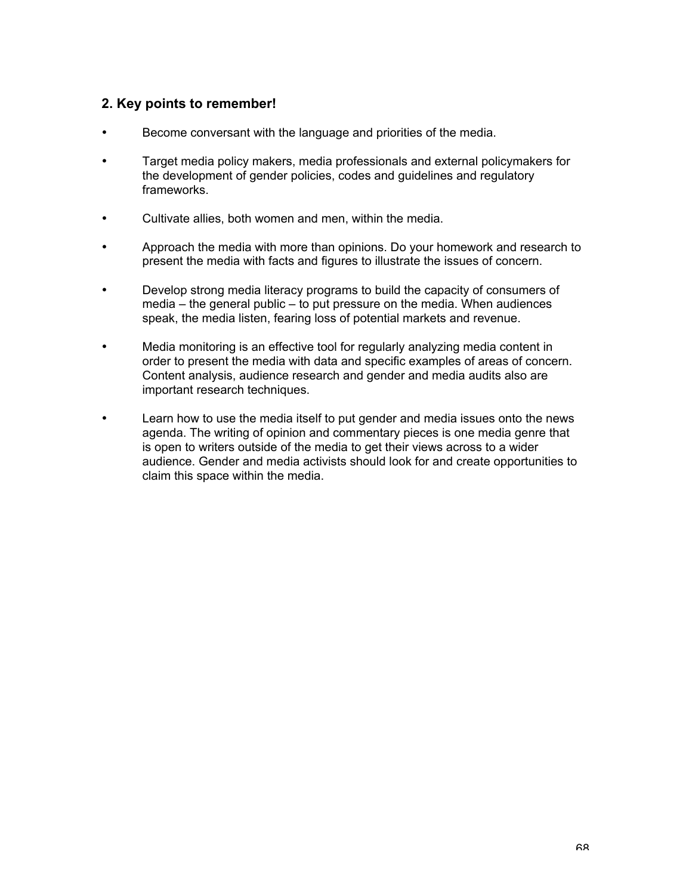## 2. Key points to remember!

- Become conversant with the language and priorities of the media.
- Target media policy makers, media professionals and external policymakers for the development of gender policies, codes and guidelines and regulatory frameworks.
- Cultivate allies, both women and men, within the media.
- Approach the media with more than opinions. Do your homework and research to present the media with facts and figures to illustrate the issues of concern.
- Develop strong media literacy programs to build the capacity of consumers of media – the general public – to put pressure on the media. When audiences speak, the media listen, fearing loss of potential markets and revenue.
- Media monitoring is an effective tool for regularly analyzing media content in order to present the media with data and specific examples of areas of concern. Content analysis, audience research and gender and media audits also are important research techniques.
- Learn how to use the media itself to put gender and media issues onto the news agenda. The writing of opinion and commentary pieces is one media genre that is open to writers outside of the media to get their views across to a wider audience. Gender and media activists should look for and create opportunities to claim this space within the media.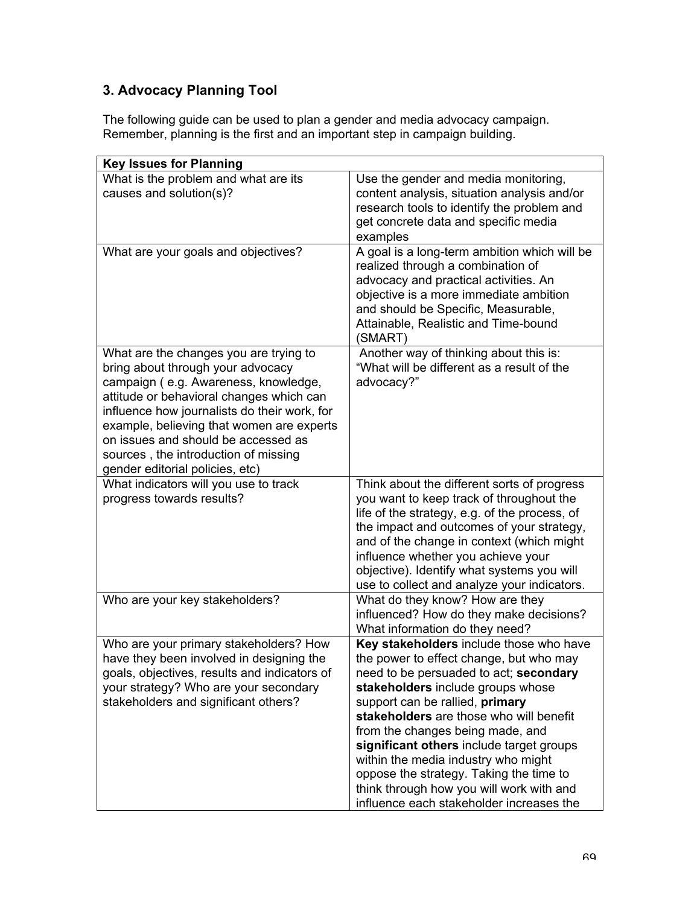## 3. Advocacy Planning Tool

The following guide can be used to plan a gender and media advocacy campaign. Remember, planning is the first and an important step in campaign building.

| Key Issues for Planning | |
|---|---|
| What is the problem and what are its causes and solution(s)? | Use the gender and media monitoring, content analysis, situation analysis and/or research tools to identify the problem and get concrete data and specific media examples |
| What are your goals and objectives? | A goal is a long-term ambition which will be realized through a combination of advocacy and practical activities. An objective is a more immediate ambition and should be Specific, Measurable, Attainable, Realistic and Time-bound (SMART) |
| What are the changes you are trying to bring about through your advocacy campaign ( e.g. Awareness, knowledge, attitude or behavioral changes which can influence how journalists do their work, for example, believing that women are experts on issues and should be accessed as sources , the introduction of missing gender editorial policies, etc) | Another way of thinking about this is: "What will be different as a result of the advocacy?" |
| What indicators will you use to track progress towards results? | Think about the different sorts of progress you want to keep track of throughout the life of the strategy, e.g. of the process, of the impact and outcomes of your strategy, and of the change in context (which might influence whether you achieve your objective). Identify what systems you will use to collect and analyze your indicators. |
| Who are your key stakeholders? | What do they know? How are they influenced? How do they make decisions? What information do they need? |
| Who are your primary stakeholders? How have they been involved in designing the goals, objectives, results and indicators of your strategy? Who are your secondary stakeholders and significant others? | **Key stakeholders** include those who have the power to effect change, but who may need to be persuaded to act; **secondary stakeholders** include groups whose support can be rallied, **primary stakeholders** are those who will benefit from the changes being made, and **significant others** include target groups within the media industry who might oppose the strategy. Taking the time to think through how you will work with and influence each stakeholder increases the |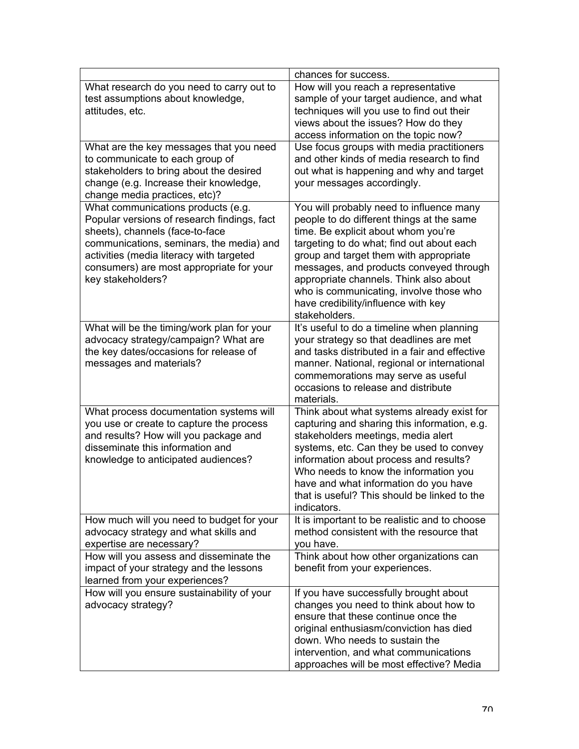| | |
|---|---|
| | chances for success. |
| What research do you need to carry out to test assumptions about knowledge, attitudes, etc. | How will you reach a representative sample of your target audience, and what techniques will you use to find out their views about the issues? How do they access information on the topic now? |
| What are the key messages that you need to communicate to each group of stakeholders to bring about the desired change (e.g. Increase their knowledge, change media practices, etc)? | Use focus groups with media practitioners and other kinds of media research to find out what is happening and why and target your messages accordingly. |
| What communications products (e.g. Popular versions of research findings, fact sheets), channels (face-to-face communications, seminars, the media) and activities (media literacy with targeted consumers) are most appropriate for your key stakeholders? | You will probably need to influence many people to do different things at the same time. Be explicit about whom you're targeting to do what; find out about each group and target them with appropriate messages, and products conveyed through appropriate channels. Think also about who is communicating, involve those who have credibility/influence with key stakeholders. |
| What will be the timing/work plan for your advocacy strategy/campaign? What are the key dates/occasions for release of messages and materials? | It's useful to do a timeline when planning your strategy so that deadlines are met and tasks distributed in a fair and effective manner. National, regional or international commemorations may serve as useful occasions to release and distribute materials. |
| What process documentation systems will you use or create to capture the process and results? How will you package and disseminate this information and knowledge to anticipated audiences? | Think about what systems already exist for capturing and sharing this information, e.g. stakeholders meetings, media alert systems, etc. Can they be used to convey information about process and results? Who needs to know the information you have and what information do you have that is useful? This should be linked to the indicators. |
| How much will you need to budget for your advocacy strategy and what skills and expertise are necessary? | It is important to be realistic and to choose method consistent with the resource that you have. |
| How will you assess and disseminate the impact of your strategy and the lessons learned from your experiences? | Think about how other organizations can benefit from your experiences. |
| How will you ensure sustainability of your advocacy strategy? | If you have successfully brought about changes you need to think about how to ensure that these continue once the original enthusiasm/conviction has died down. Who needs to sustain the intervention, and what communications approaches will be most effective? Media |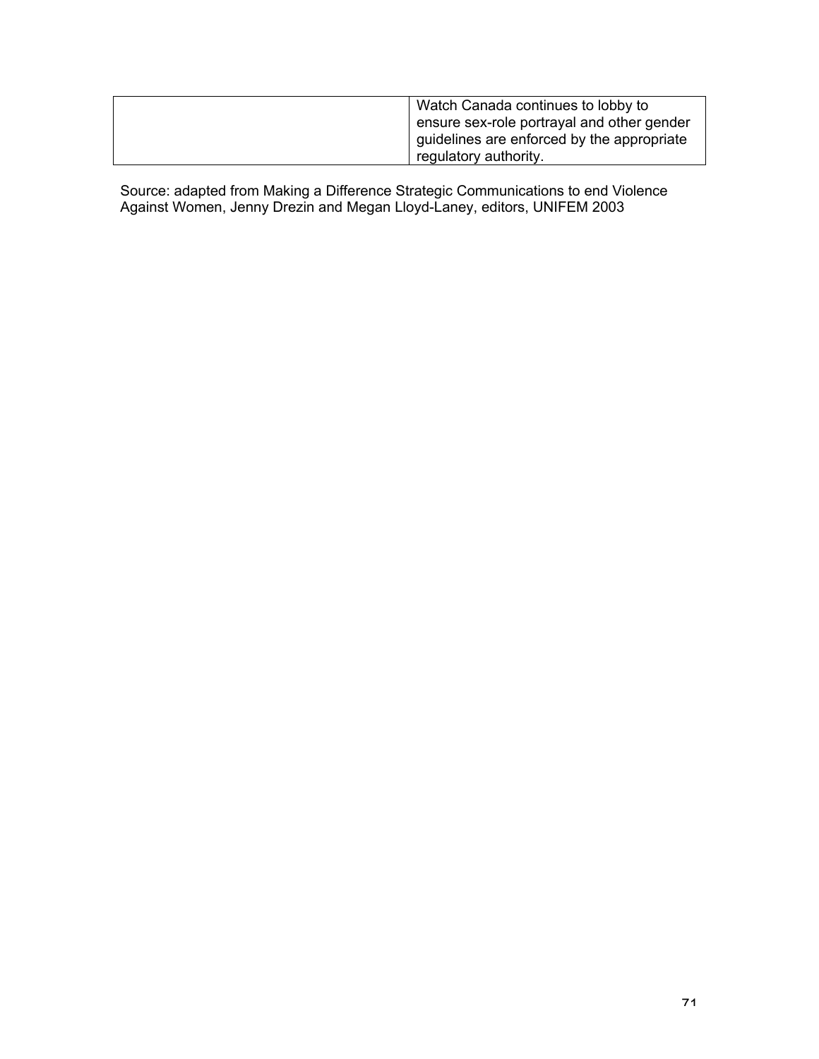| | |
|---|---|
| | Watch Canada continues to lobby to ensure sex-role portrayal and other gender guidelines are enforced by the appropriate regulatory authority. |

Source: adapted from Making a Difference Strategic Communications to end Violence Against Women, Jenny Drezin and Megan Lloyd-Laney, editors, UNIFEM 2003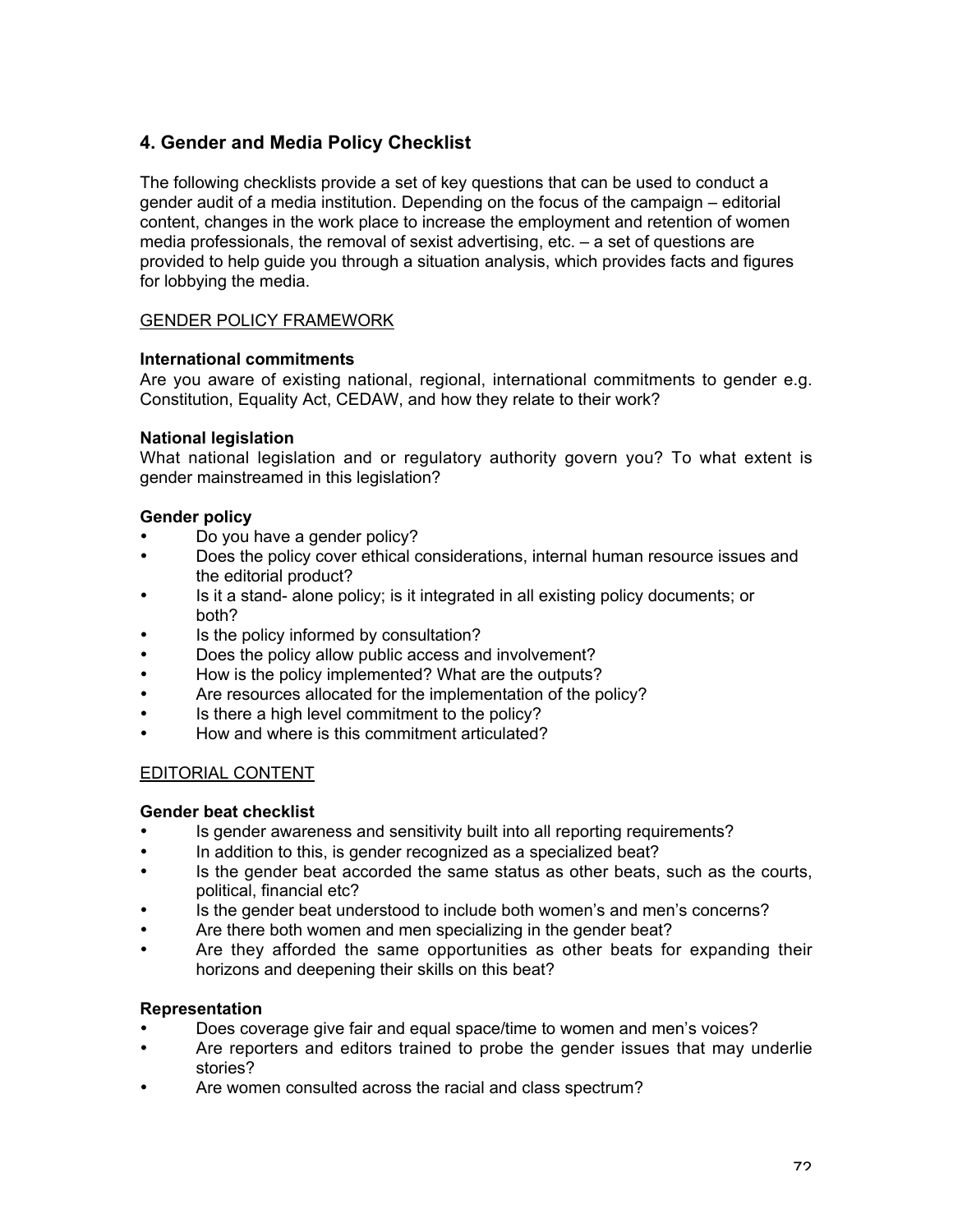## 4. Gender and Media Policy Checklist

The following checklists provide a set of key questions that can be used to conduct a gender audit of a media institution. Depending on the focus of the campaign – editorial content, changes in the work place to increase the employment and retention of women media professionals, the removal of sexist advertising, etc. – a set of questions are provided to help guide you through a situation analysis, which provides facts and figures for lobbying the media.

<u>GENDER POLICY FRAMEWORK</u>

**International commitments**

Are you aware of existing national, regional, international commitments to gender e.g. Constitution, Equality Act, CEDAW, and how they relate to their work?

**National legislation**

What national legislation and or regulatory authority govern you? To what extent is gender mainstreamed in this legislation?

**Gender policy**

- Do you have a gender policy?
- Does the policy cover ethical considerations, internal human resource issues and the editorial product?
- Is it a stand- alone policy; is it integrated in all existing policy documents; or both?
- Is the policy informed by consultation?
- Does the policy allow public access and involvement?
- How is the policy implemented? What are the outputs?
- Are resources allocated for the implementation of the policy?
- Is there a high level commitment to the policy?
- How and where is this commitment articulated?

<u>EDITORIAL CONTENT</u>

**Gender beat checklist**

- Is gender awareness and sensitivity built into all reporting requirements?
- In addition to this, is gender recognized as a specialized beat?
- Is the gender beat accorded the same status as other beats, such as the courts, political, financial etc?
- Is the gender beat understood to include both women's and men's concerns?
- Are there both women and men specializing in the gender beat?
- Are they afforded the same opportunities as other beats for expanding their horizons and deepening their skills on this beat?

**Representation**

- Does coverage give fair and equal space/time to women and men's voices?
- Are reporters and editors trained to probe the gender issues that may underlie stories?
- Are women consulted across the racial and class spectrum?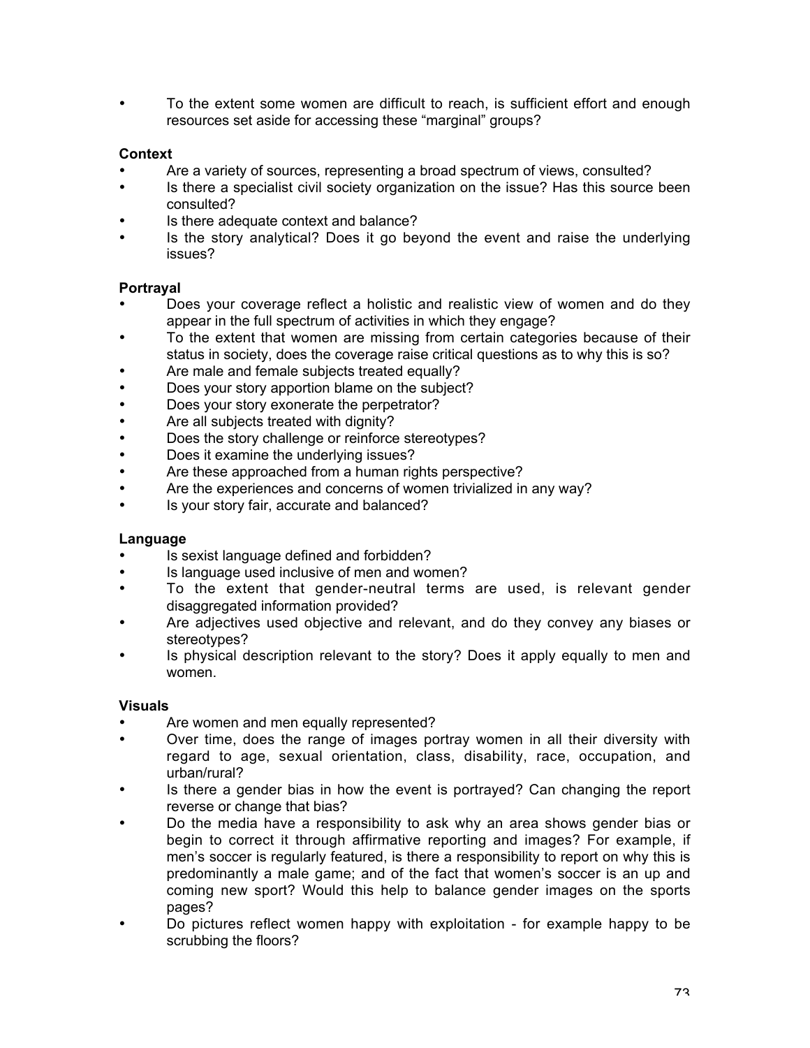- To the extent some women are difficult to reach, is sufficient effort and enough resources set aside for accessing these "marginal" groups?

**Context**

- Are a variety of sources, representing a broad spectrum of views, consulted?
- Is there a specialist civil society organization on the issue? Has this source been consulted?
- Is there adequate context and balance?
- Is the story analytical? Does it go beyond the event and raise the underlying issues?

**Portrayal**

- Does your coverage reflect a holistic and realistic view of women and do they appear in the full spectrum of activities in which they engage?
- To the extent that women are missing from certain categories because of their status in society, does the coverage raise critical questions as to why this is so?
- Are male and female subjects treated equally?
- Does your story apportion blame on the subject?
- Does your story exonerate the perpetrator?
- Are all subjects treated with dignity?
- Does the story challenge or reinforce stereotypes?
- Does it examine the underlying issues?
- Are these approached from a human rights perspective?
- Are the experiences and concerns of women trivialized in any way?
- Is your story fair, accurate and balanced?

**Language**

- Is sexist language defined and forbidden?
- Is language used inclusive of men and women?
- To the extent that gender-neutral terms are used, is relevant gender disaggregated information provided?
- Are adjectives used objective and relevant, and do they convey any biases or stereotypes?
- Is physical description relevant to the story? Does it apply equally to men and women.

**Visuals**

- Are women and men equally represented?
- Over time, does the range of images portray women in all their diversity with regard to age, sexual orientation, class, disability, race, occupation, and urban/rural?
- Is there a gender bias in how the event is portrayed? Can changing the report reverse or change that bias?
- Do the media have a responsibility to ask why an area shows gender bias or begin to correct it through affirmative reporting and images? For example, if men's soccer is regularly featured, is there a responsibility to report on why this is predominantly a male game; and of the fact that women's soccer is an up and coming new sport? Would this help to balance gender images on the sports pages?
- Do pictures reflect women happy with exploitation - for example happy to be scrubbing the floors?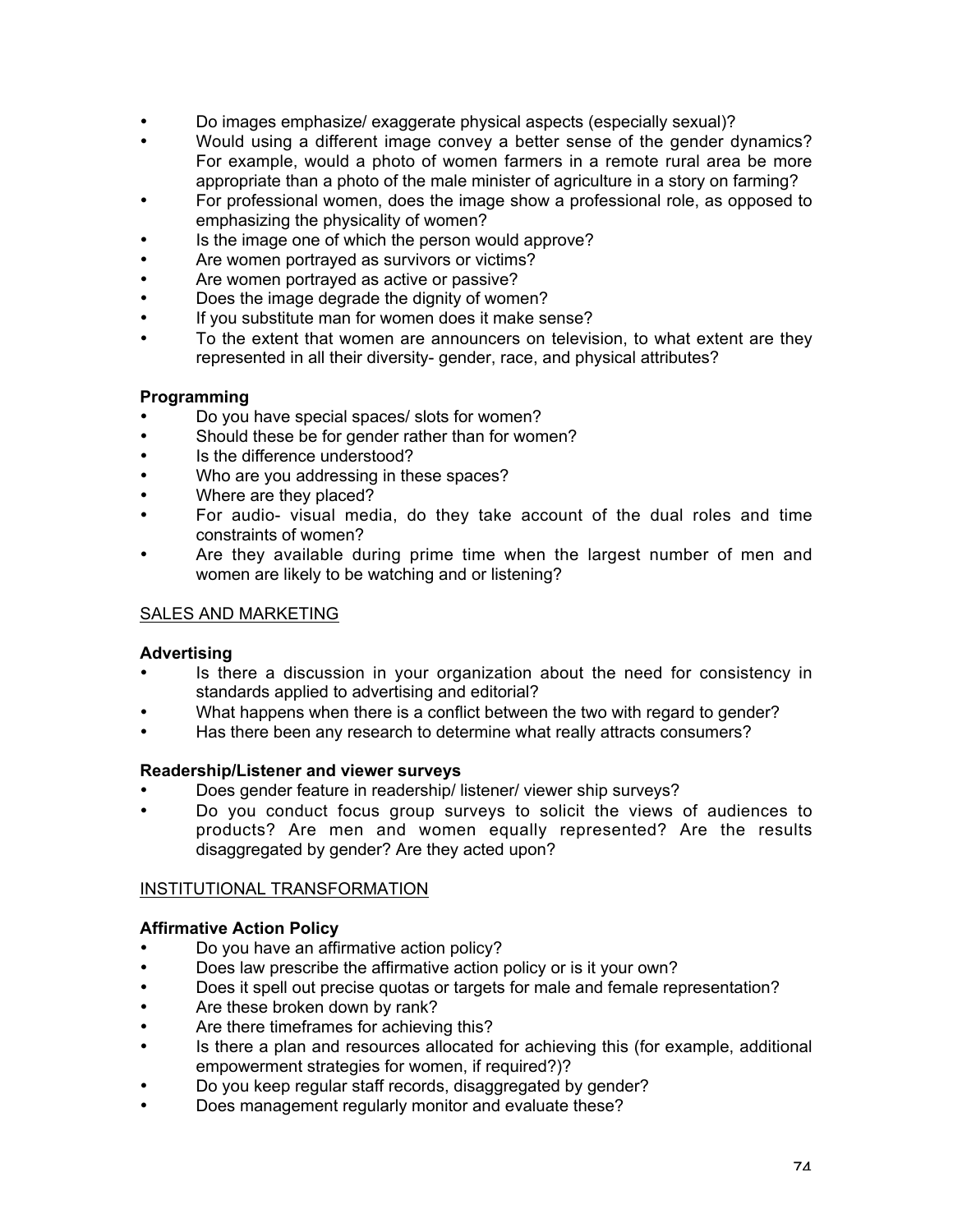- Do images emphasize/ exaggerate physical aspects (especially sexual)?
- Would using a different image convey a better sense of the gender dynamics? For example, would a photo of women farmers in a remote rural area be more appropriate than a photo of the male minister of agriculture in a story on farming?
- For professional women, does the image show a professional role, as opposed to emphasizing the physicality of women?
- Is the image one of which the person would approve?
- Are women portrayed as survivors or victims?
- Are women portrayed as active or passive?
- Does the image degrade the dignity of women?
- If you substitute man for women does it make sense?
- To the extent that women are announcers on television, to what extent are they represented in all their diversity- gender, race, and physical attributes?

**Programming**

- Do you have special spaces/ slots for women?
- Should these be for gender rather than for women?
- Is the difference understood?
- Who are you addressing in these spaces?
- Where are they placed?
- For audio- visual media, do they take account of the dual roles and time constraints of women?
- Are they available during prime time when the largest number of men and women are likely to be watching and or listening?

<u>SALES AND MARKETING</u>

**Advertising**

- Is there a discussion in your organization about the need for consistency in standards applied to advertising and editorial?
- What happens when there is a conflict between the two with regard to gender?
- Has there been any research to determine what really attracts consumers?

**Readership/Listener and viewer surveys**

- Does gender feature in readership/ listener/ viewer ship surveys?
- Do you conduct focus group surveys to solicit the views of audiences to products? Are men and women equally represented? Are the results disaggregated by gender? Are they acted upon?

<u>INSTITUTIONAL TRANSFORMATION</u>

**Affirmative Action Policy**

- Do you have an affirmative action policy?
- Does law prescribe the affirmative action policy or is it your own?
- Does it spell out precise quotas or targets for male and female representation?
- Are these broken down by rank?
- Are there timeframes for achieving this?
- Is there a plan and resources allocated for achieving this (for example, additional empowerment strategies for women, if required?)?
- Do you keep regular staff records, disaggregated by gender?
- Does management regularly monitor and evaluate these?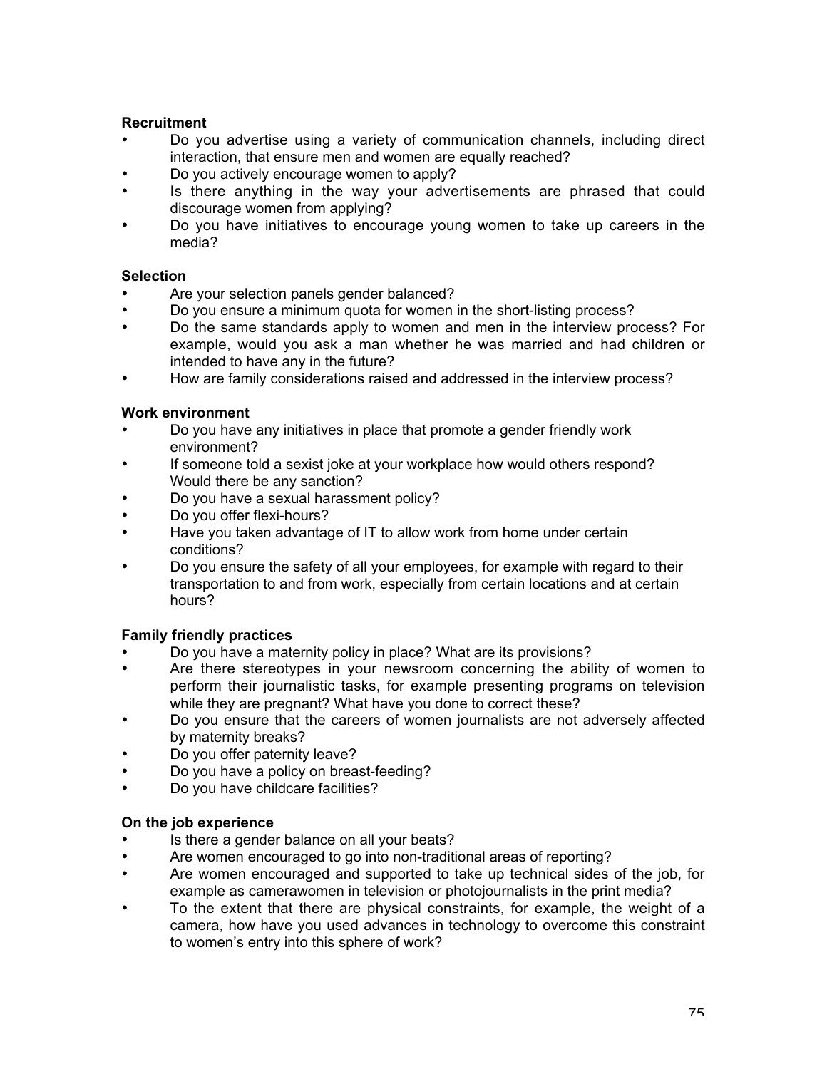**Recruitment**

- Do you advertise using a variety of communication channels, including direct interaction, that ensure men and women are equally reached?
- Do you actively encourage women to apply?
- Is there anything in the way your advertisements are phrased that could discourage women from applying?
- Do you have initiatives to encourage young women to take up careers in the media?

**Selection**

- Are your selection panels gender balanced?
- Do you ensure a minimum quota for women in the short-listing process?
- Do the same standards apply to women and men in the interview process? For example, would you ask a man whether he was married and had children or intended to have any in the future?
- How are family considerations raised and addressed in the interview process?

**Work environment**

- Do you have any initiatives in place that promote a gender friendly work environment?
- If someone told a sexist joke at your workplace how would others respond? Would there be any sanction?
- Do you have a sexual harassment policy?
- Do you offer flexi-hours?
- Have you taken advantage of IT to allow work from home under certain conditions?
- Do you ensure the safety of all your employees, for example with regard to their transportation to and from work, especially from certain locations and at certain hours?

**Family friendly practices**

- Do you have a maternity policy in place? What are its provisions?
- Are there stereotypes in your newsroom concerning the ability of women to perform their journalistic tasks, for example presenting programs on television while they are pregnant? What have you done to correct these?
- Do you ensure that the careers of women journalists are not adversely affected by maternity breaks?
- Do you offer paternity leave?
- Do you have a policy on breast-feeding?
- Do you have childcare facilities?

**On the job experience**

- Is there a gender balance on all your beats?
- Are women encouraged to go into non-traditional areas of reporting?
- Are women encouraged and supported to take up technical sides of the job, for example as camerawomen in television or photojournalists in the print media?
- To the extent that there are physical constraints, for example, the weight of a camera, how have you used advances in technology to overcome this constraint to women's entry into this sphere of work?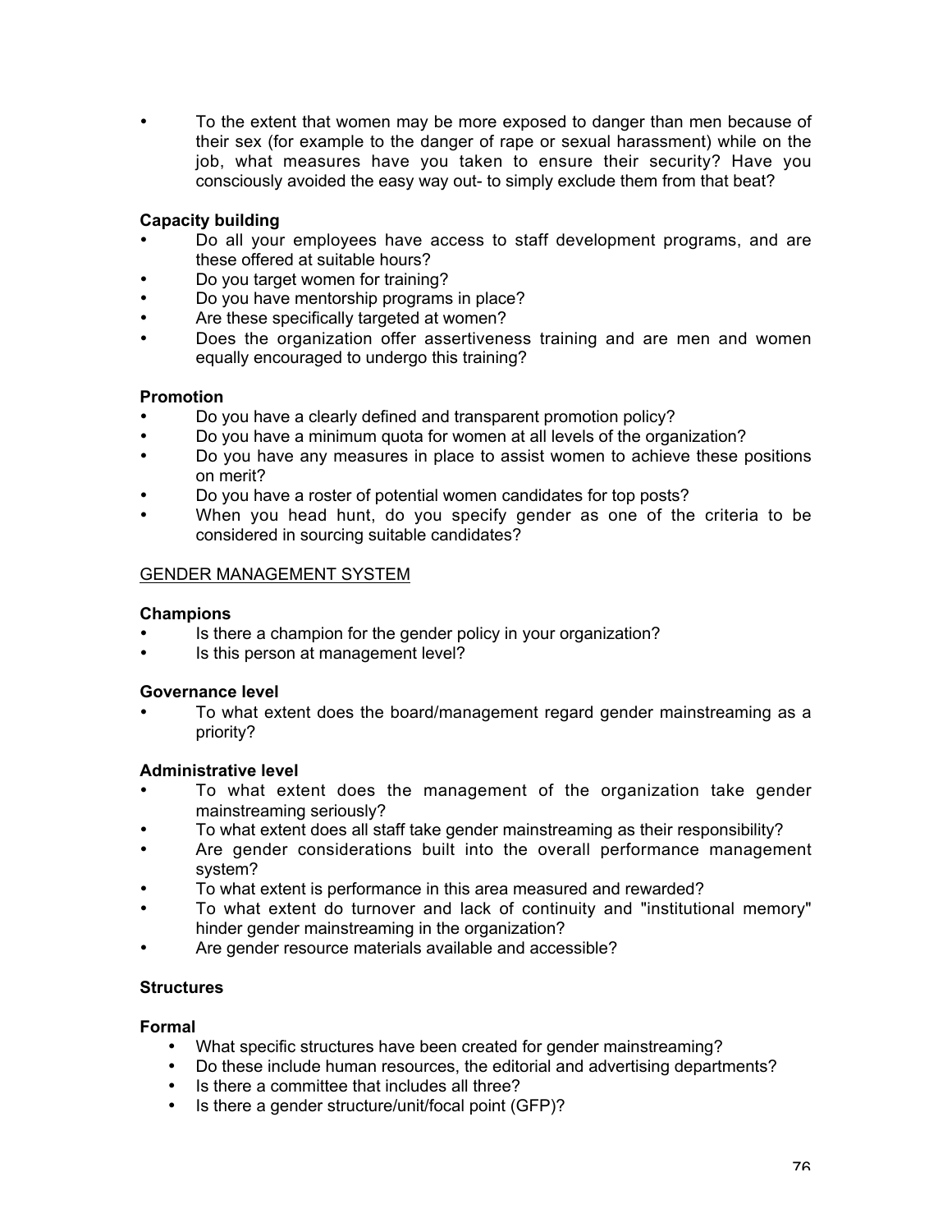- To the extent that women may be more exposed to danger than men because of their sex (for example to the danger of rape or sexual harassment) while on the job, what measures have you taken to ensure their security? Have you consciously avoided the easy way out- to simply exclude them from that beat?

**Capacity building**

- Do all your employees have access to staff development programs, and are these offered at suitable hours?
- Do you target women for training?
- Do you have mentorship programs in place?
- Are these specifically targeted at women?
- Does the organization offer assertiveness training and are men and women equally encouraged to undergo this training?

**Promotion**

- Do you have a clearly defined and transparent promotion policy?
- Do you have a minimum quota for women at all levels of the organization?
- Do you have any measures in place to assist women to achieve these positions on merit?
- Do you have a roster of potential women candidates for top posts?
- When you head hunt, do you specify gender as one of the criteria to be considered in sourcing suitable candidates?

GENDER MANAGEMENT SYSTEM

**Champions**

- Is there a champion for the gender policy in your organization?
- Is this person at management level?

**Governance level**

- To what extent does the board/management regard gender mainstreaming as a priority?

**Administrative level**

- To what extent does the management of the organization take gender mainstreaming seriously?
- To what extent does all staff take gender mainstreaming as their responsibility?
- Are gender considerations built into the overall performance management system?
- To what extent is performance in this area measured and rewarded?
- To what extent do turnover and lack of continuity and "institutional memory" hinder gender mainstreaming in the organization?
- Are gender resource materials available and accessible?

**Structures**

**Formal**

- What specific structures have been created for gender mainstreaming?
- Do these include human resources, the editorial and advertising departments?
- Is there a committee that includes all three?
- Is there a gender structure/unit/focal point (GFP)?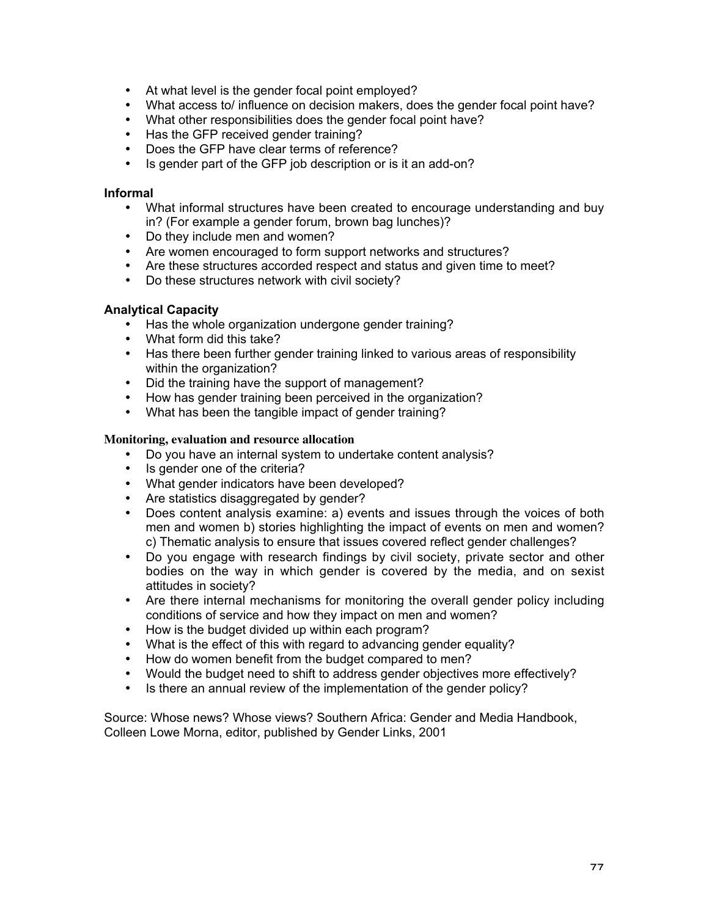- At what level is the gender focal point employed?
- What access to/ influence on decision makers, does the gender focal point have?
- What other responsibilities does the gender focal point have?
- Has the GFP received gender training?
- Does the GFP have clear terms of reference?
- Is gender part of the GFP job description or is it an add-on?

**Informal**

- What informal structures have been created to encourage understanding and buy in? (For example a gender forum, brown bag lunches)?
- Do they include men and women?
- Are women encouraged to form support networks and structures?
- Are these structures accorded respect and status and given time to meet?
- Do these structures network with civil society?

**Analytical Capacity**

- Has the whole organization undergone gender training?
- What form did this take?
- Has there been further gender training linked to various areas of responsibility within the organization?
- Did the training have the support of management?
- How has gender training been perceived in the organization?
- What has been the tangible impact of gender training?

**Monitoring, evaluation and resource allocation**

- Do you have an internal system to undertake content analysis?
- Is gender one of the criteria?
- What gender indicators have been developed?
- Are statistics disaggregated by gender?
- Does content analysis examine: a) events and issues through the voices of both men and women b) stories highlighting the impact of events on men and women? c) Thematic analysis to ensure that issues covered reflect gender challenges?
- Do you engage with research findings by civil society, private sector and other bodies on the way in which gender is covered by the media, and on sexist attitudes in society?
- Are there internal mechanisms for monitoring the overall gender policy including conditions of service and how they impact on men and women?
- How is the budget divided up within each program?
- What is the effect of this with regard to advancing gender equality?
- How do women benefit from the budget compared to men?
- Would the budget need to shift to address gender objectives more effectively?
- Is there an annual review of the implementation of the gender policy?

Source: Whose news? Whose views? Southern Africa: Gender and Media Handbook, Colleen Lowe Morna, editor, published by Gender Links, 2001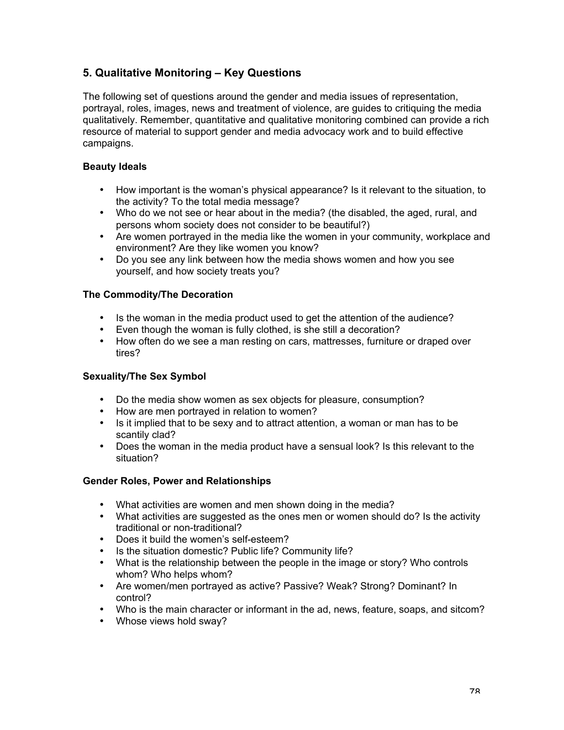## 5. Qualitative Monitoring – Key Questions

The following set of questions around the gender and media issues of representation, portrayal, roles, images, news and treatment of violence, are guides to critiquing the media qualitatively. Remember, quantitative and qualitative monitoring combined can provide a rich resource of material to support gender and media advocacy work and to build effective campaigns.

### Beauty Ideals

- How important is the woman's physical appearance? Is it relevant to the situation, to the activity? To the total media message?
- Who do we not see or hear about in the media? (the disabled, the aged, rural, and persons whom society does not consider to be beautiful?)
- Are women portrayed in the media like the women in your community, workplace and environment? Are they like women you know?
- Do you see any link between how the media shows women and how you see yourself, and how society treats you?

### The Commodity/The Decoration

- Is the woman in the media product used to get the attention of the audience?
- Even though the woman is fully clothed, is she still a decoration?
- How often do we see a man resting on cars, mattresses, furniture or draped over tires?

### Sexuality/The Sex Symbol

- Do the media show women as sex objects for pleasure, consumption?
- How are men portrayed in relation to women?
- Is it implied that to be sexy and to attract attention, a woman or man has to be scantily clad?
- Does the woman in the media product have a sensual look? Is this relevant to the situation?

### Gender Roles, Power and Relationships

- What activities are women and men shown doing in the media?
- What activities are suggested as the ones men or women should do? Is the activity traditional or non-traditional?
- Does it build the women's self-esteem?
- Is the situation domestic? Public life? Community life?
- What is the relationship between the people in the image or story? Who controls whom? Who helps whom?
- Are women/men portrayed as active? Passive? Weak? Strong? Dominant? In control?
- Who is the main character or informant in the ad, news, feature, soaps, and sitcom?
- Whose views hold sway?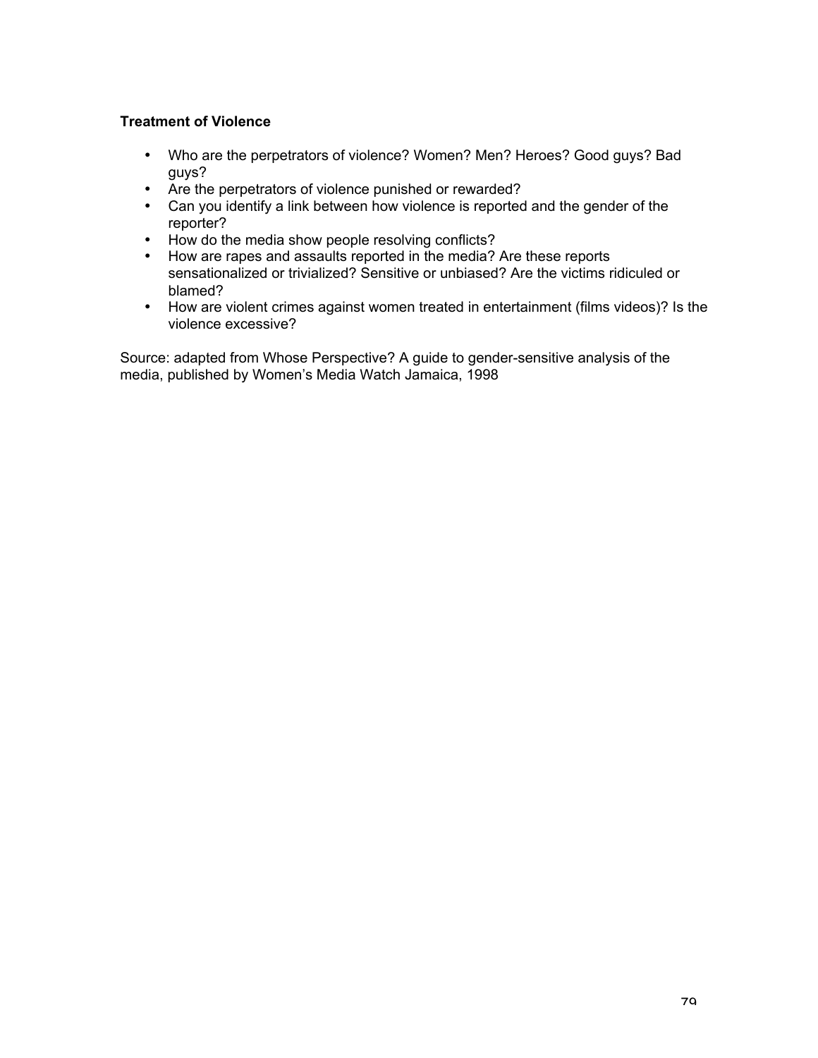**Treatment of Violence**

- Who are the perpetrators of violence? Women? Men? Heroes? Good guys? Bad guys?
- Are the perpetrators of violence punished or rewarded?
- Can you identify a link between how violence is reported and the gender of the reporter?
- How do the media show people resolving conflicts?
- How are rapes and assaults reported in the media? Are these reports sensationalized or trivialized? Sensitive or unbiased? Are the victims ridiculed or blamed?
- How are violent crimes against women treated in entertainment (films videos)? Is the violence excessive?

Source: adapted from Whose Perspective? A guide to gender-sensitive analysis of the media, published by Women's Media Watch Jamaica, 1998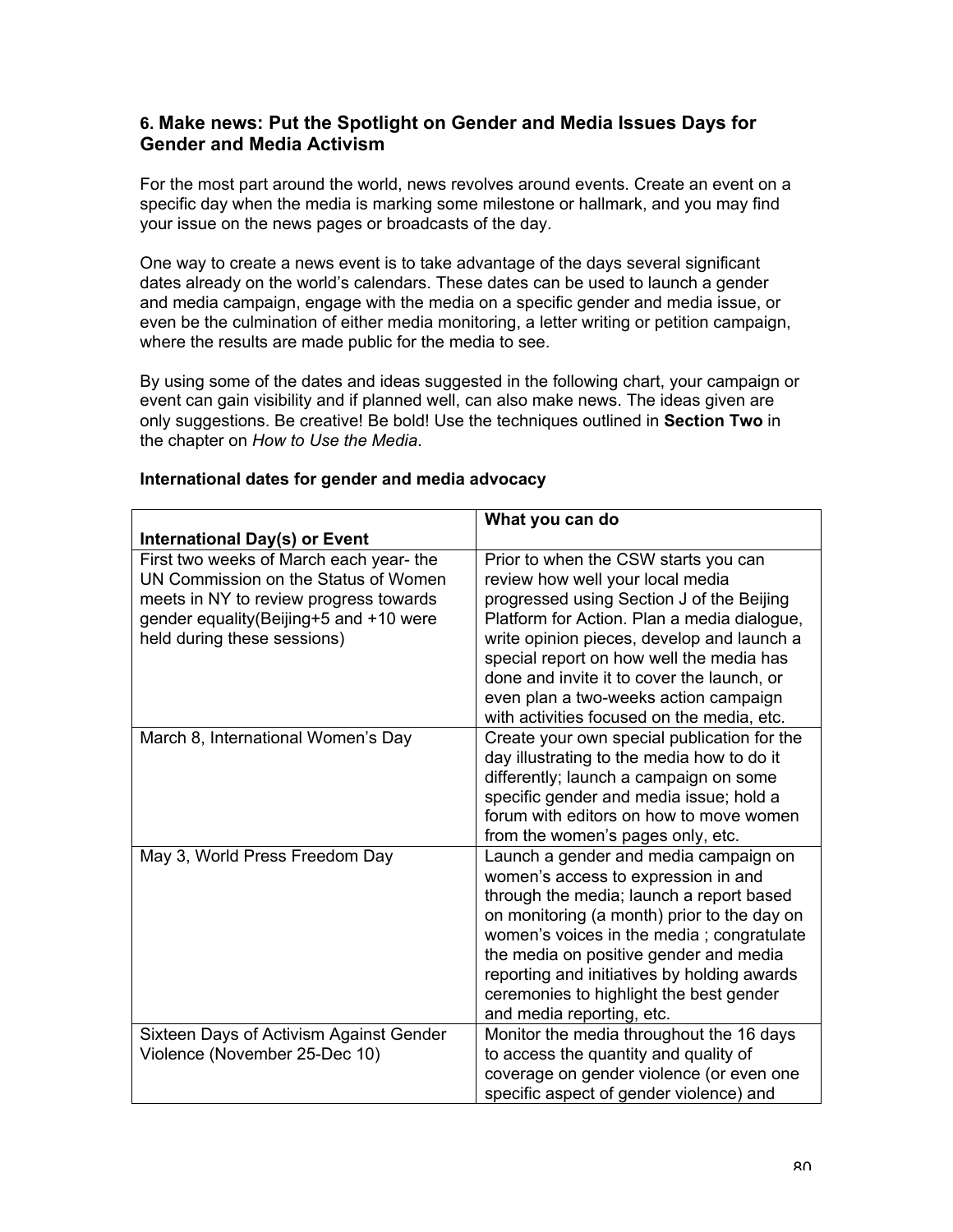## 6. Make news: Put the Spotlight on Gender and Media Issues Days for Gender and Media Activism

For the most part around the world, news revolves around events. Create an event on a specific day when the media is marking some milestone or hallmark, and you may find your issue on the news pages or broadcasts of the day.

One way to create a news event is to take advantage of the days several significant dates already on the world's calendars. These dates can be used to launch a gender and media campaign, engage with the media on a specific gender and media issue, or even be the culmination of either media monitoring, a letter writing or petition campaign, where the results are made public for the media to see.

By using some of the dates and ideas suggested in the following chart, your campaign or event can gain visibility and if planned well, can also make news. The ideas given are only suggestions. Be creative! Be bold! Use the techniques outlined in **Section Two** in the chapter on *How to Use the Media*.

**International dates for gender and media advocacy**

| International Day(s) or Event | What you can do |
|---|---|
| First two weeks of March each year- the UN Commission on the Status of Women meets in NY to review progress towards gender equality(Beijing+5 and +10 were held during these sessions) | Prior to when the CSW starts you can review how well your local media progressed using Section J of the Beijing Platform for Action. Plan a media dialogue, write opinion pieces, develop and launch a special report on how well the media has done and invite it to cover the launch, or even plan a two-weeks action campaign with activities focused on the media, etc. |
| March 8, International Women's Day | Create your own special publication for the day illustrating to the media how to do it differently; launch a campaign on some specific gender and media issue; hold a forum with editors on how to move women from the women's pages only, etc. |
| May 3, World Press Freedom Day | Launch a gender and media campaign on women's access to expression in and through the media; launch a report based on monitoring (a month) prior to the day on women's voices in the media ; congratulate the media on positive gender and media reporting and initiatives by holding awards ceremonies to highlight the best gender and media reporting, etc. |
| Sixteen Days of Activism Against Gender Violence (November 25-Dec 10) | Monitor the media throughout the 16 days to access the quantity and quality of coverage on gender violence (or even one specific aspect of gender violence) and |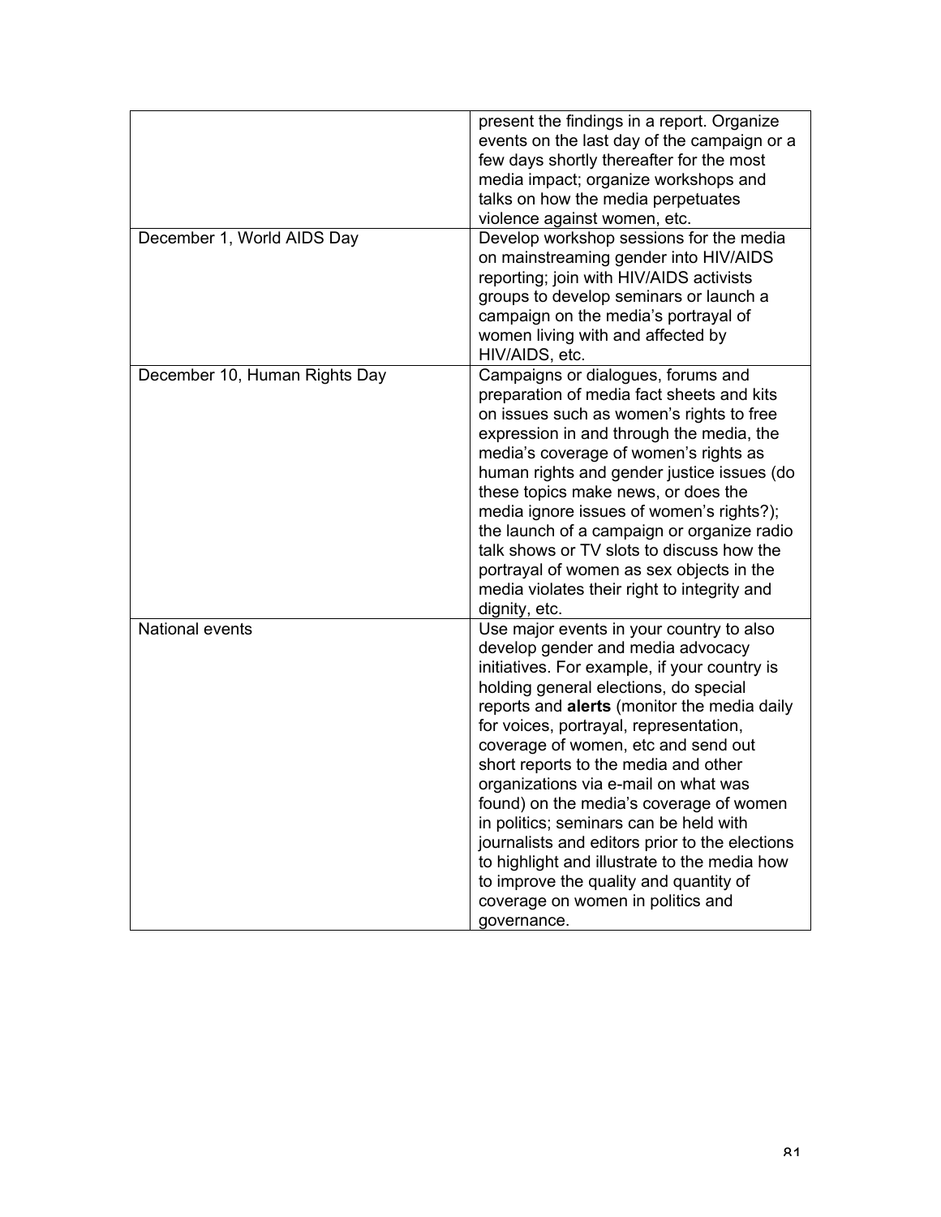| | |
|---|---|
| | present the findings in a report. Organize events on the last day of the campaign or a few days shortly thereafter for the most media impact; organize workshops and talks on how the media perpetuates violence against women, etc. |
| December 1, World AIDS Day | Develop workshop sessions for the media on mainstreaming gender into HIV/AIDS reporting; join with HIV/AIDS activists groups to develop seminars or launch a campaign on the media's portrayal of women living with and affected by HIV/AIDS, etc. |
| December 10, Human Rights Day | Campaigns or dialogues, forums and preparation of media fact sheets and kits on issues such as women's rights to free expression in and through the media, the media's coverage of women's rights as human rights and gender justice issues (do these topics make news, or does the media ignore issues of women's rights?); the launch of a campaign or organize radio talk shows or TV slots to discuss how the portrayal of women as sex objects in the media violates their right to integrity and dignity, etc. |
| National events | Use major events in your country to also develop gender and media advocacy initiatives. For example, if your country is holding general elections, do special reports and **alerts** (monitor the media daily for voices, portrayal, representation, coverage of women, etc and send out short reports to the media and other organizations via e-mail on what was found) on the media's coverage of women in politics; seminars can be held with journalists and editors prior to the elections to highlight and illustrate to the media how to improve the quality and quantity of coverage on women in politics and governance. |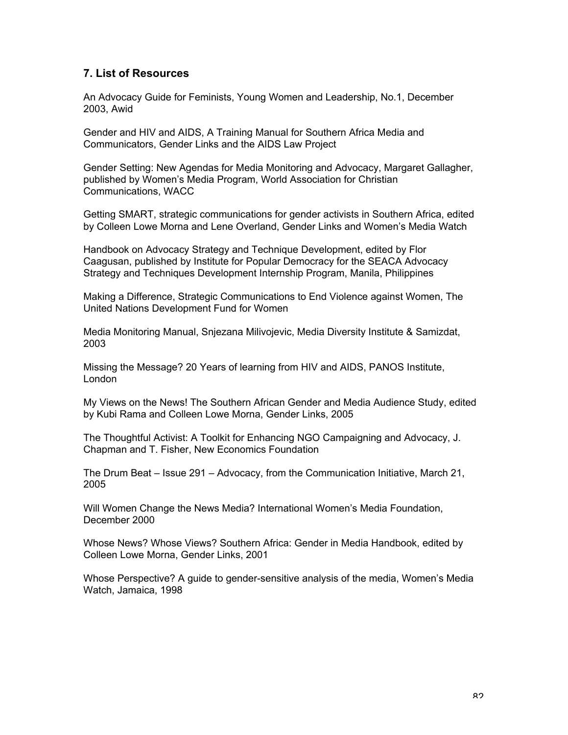## 7. List of Resources

An Advocacy Guide for Feminists, Young Women and Leadership, No.1, December 2003, Awid

Gender and HIV and AIDS, A Training Manual for Southern Africa Media and Communicators, Gender Links and the AIDS Law Project

Gender Setting: New Agendas for Media Monitoring and Advocacy, Margaret Gallagher, published by Women's Media Program, World Association for Christian Communications, WACC

Getting SMART, strategic communications for gender activists in Southern Africa, edited by Colleen Lowe Morna and Lene Overland, Gender Links and Women's Media Watch

Handbook on Advocacy Strategy and Technique Development, edited by Flor Caagusan, published by Institute for Popular Democracy for the SEACA Advocacy Strategy and Techniques Development Internship Program, Manila, Philippines

Making a Difference, Strategic Communications to End Violence against Women, The United Nations Development Fund for Women

Media Monitoring Manual, Snjezana Milivojevic, Media Diversity Institute & Samizdat, 2003

Missing the Message? 20 Years of learning from HIV and AIDS, PANOS Institute, London

My Views on the News! The Southern African Gender and Media Audience Study, edited by Kubi Rama and Colleen Lowe Morna, Gender Links, 2005

The Thoughtful Activist: A Toolkit for Enhancing NGO Campaigning and Advocacy, J. Chapman and T. Fisher, New Economics Foundation

The Drum Beat – Issue 291 – Advocacy, from the Communication Initiative, March 21, 2005

Will Women Change the News Media? International Women's Media Foundation, December 2000

Whose News? Whose Views? Southern Africa: Gender in Media Handbook, edited by Colleen Lowe Morna, Gender Links, 2001

Whose Perspective? A guide to gender-sensitive analysis of the media, Women's Media Watch, Jamaica, 1998